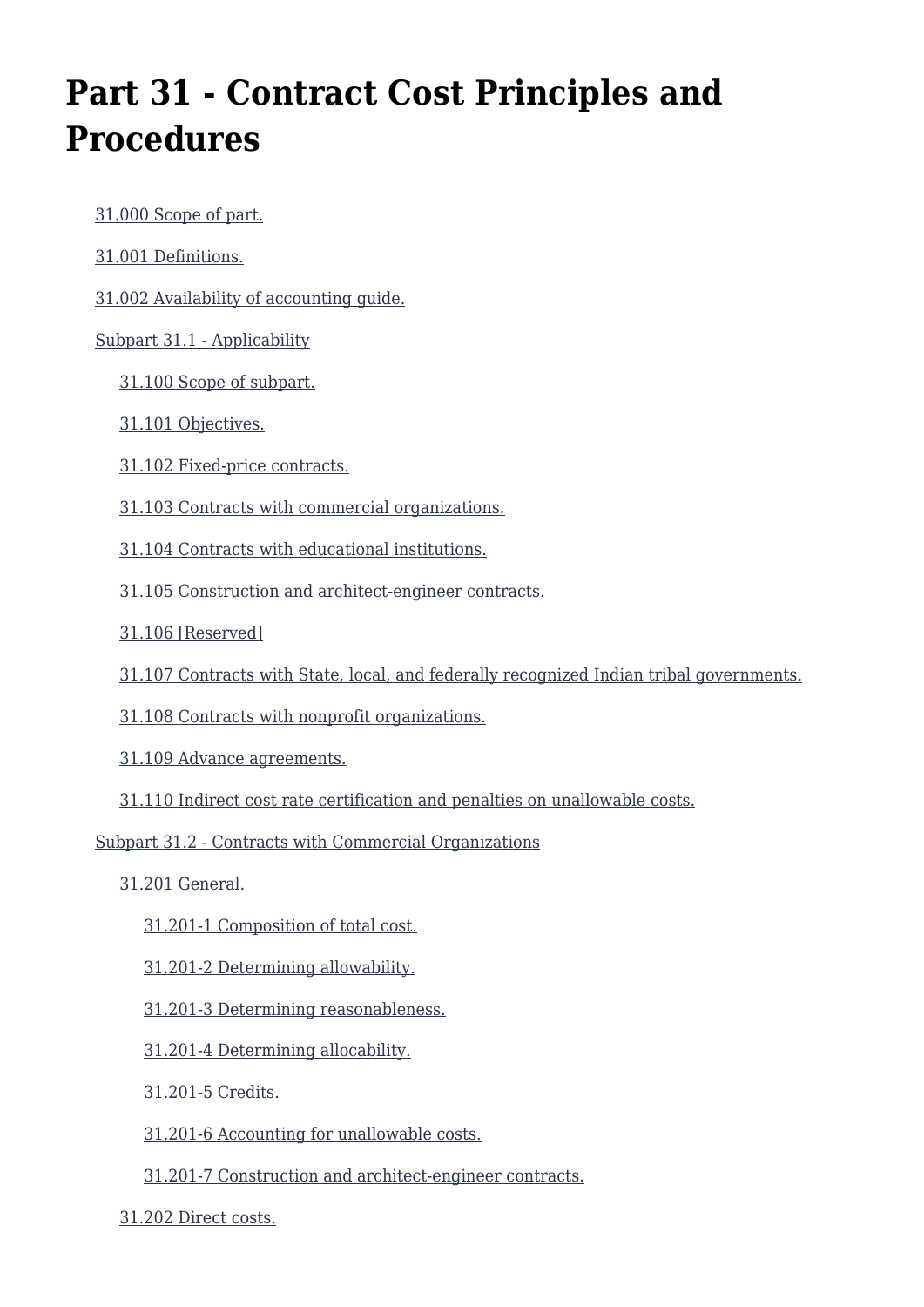# Part 31 - Contract Cost Principles and Procedures

- 31.000 Scope of part.
- 31.001 Definitions.
- 31.002 Availability of accounting guide.
- Subpart 31.1 - Applicability
  - 31.100 Scope of subpart.
  - 31.101 Objectives.
  - 31.102 Fixed-price contracts.
  - 31.103 Contracts with commercial organizations.
  - 31.104 Contracts with educational institutions.
  - 31.105 Construction and architect-engineer contracts.
  - 31.106 [Reserved]
  - 31.107 Contracts with State, local, and federally recognized Indian tribal governments.
  - 31.108 Contracts with nonprofit organizations.
  - 31.109 Advance agreements.
  - 31.110 Indirect cost rate certification and penalties on unallowable costs.
- Subpart 31.2 - Contracts with Commercial Organizations
  - 31.201 General.
    - 31.201-1 Composition of total cost.
    - 31.201-2 Determining allowability.
    - 31.201-3 Determining reasonableness.
    - 31.201-4 Determining allocability.
    - 31.201-5 Credits.
    - 31.201-6 Accounting for unallowable costs.
    - 31.201-7 Construction and architect-engineer contracts.
  - 31.202 Direct costs.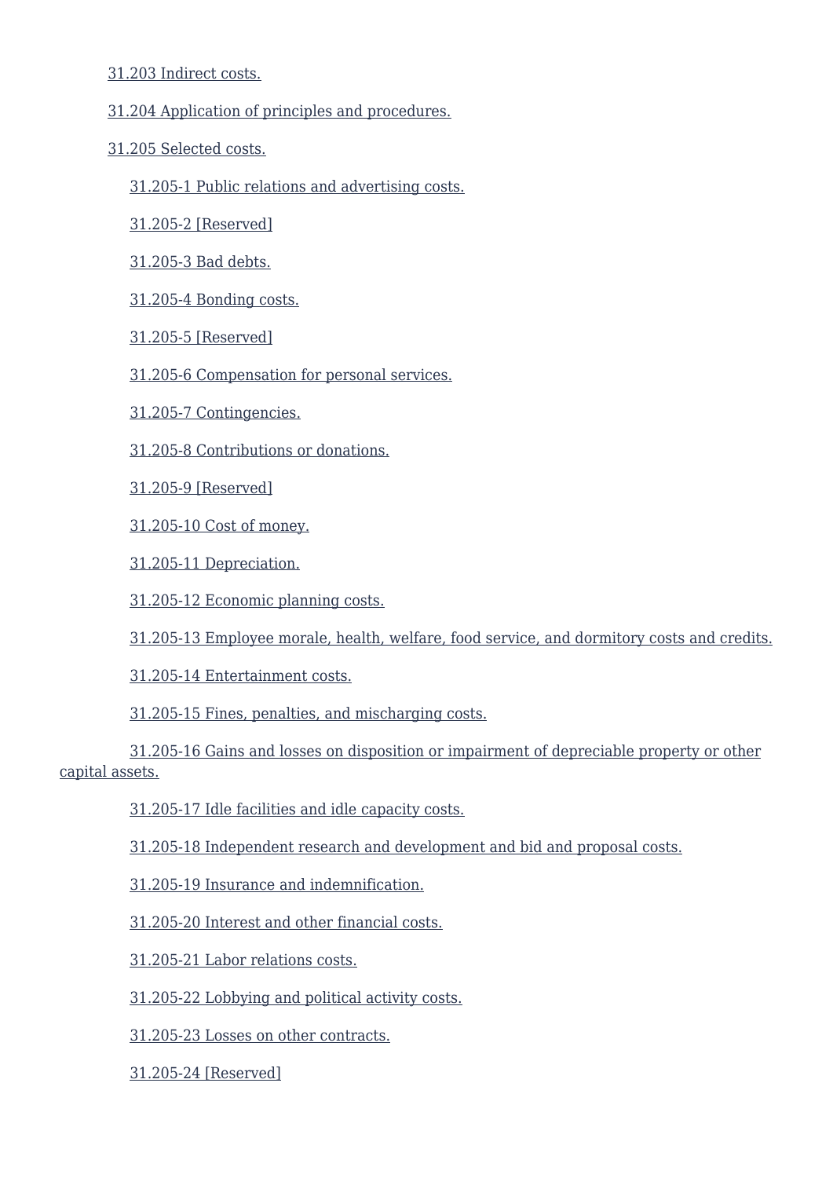31.203 Indirect costs.

31.204 Application of principles and procedures.

31.205 Selected costs.

- 31.205-1 Public relations and advertising costs.
- 31.205-2 [Reserved]
- 31.205-3 Bad debts.
- 31.205-4 Bonding costs.
- 31.205-5 [Reserved]
- 31.205-6 Compensation for personal services.
- 31.205-7 Contingencies.
- 31.205-8 Contributions or donations.
- 31.205-9 [Reserved]
- 31.205-10 Cost of money.
- 31.205-11 Depreciation.
- 31.205-12 Economic planning costs.
- 31.205-13 Employee morale, health, welfare, food service, and dormitory costs and credits.
- 31.205-14 Entertainment costs.
- 31.205-15 Fines, penalties, and mischarging costs.
- 31.205-16 Gains and losses on disposition or impairment of depreciable property or other capital assets.
- 31.205-17 Idle facilities and idle capacity costs.
- 31.205-18 Independent research and development and bid and proposal costs.
- 31.205-19 Insurance and indemnification.
- 31.205-20 Interest and other financial costs.
- 31.205-21 Labor relations costs.
- 31.205-22 Lobbying and political activity costs.
- 31.205-23 Losses on other contracts.
- 31.205-24 [Reserved]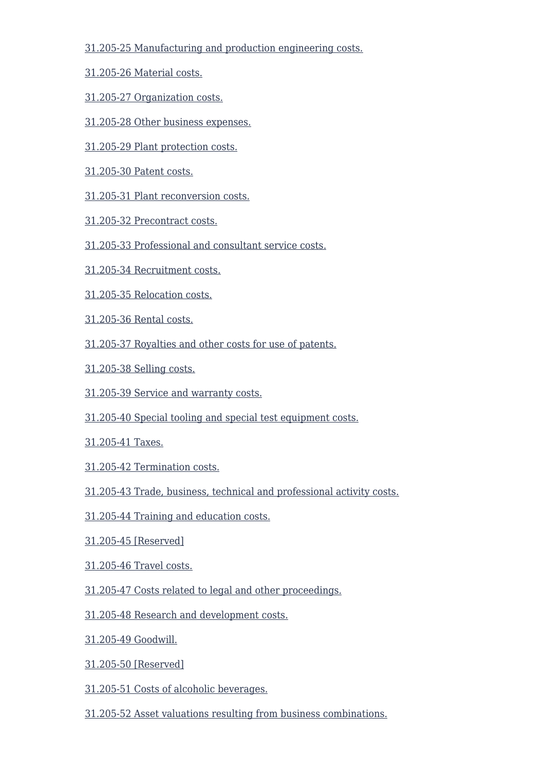31.205-25 Manufacturing and production engineering costs.

31.205-26 Material costs.

31.205-27 Organization costs.

31.205-28 Other business expenses.

31.205-29 Plant protection costs.

31.205-30 Patent costs.

31.205-31 Plant reconversion costs.

31.205-32 Precontract costs.

31.205-33 Professional and consultant service costs.

31.205-34 Recruitment costs.

31.205-35 Relocation costs.

31.205-36 Rental costs.

31.205-37 Royalties and other costs for use of patents.

31.205-38 Selling costs.

31.205-39 Service and warranty costs.

31.205-40 Special tooling and special test equipment costs.

31.205-41 Taxes.

31.205-42 Termination costs.

31.205-43 Trade, business, technical and professional activity costs.

31.205-44 Training and education costs.

31.205-45 [Reserved]

31.205-46 Travel costs.

31.205-47 Costs related to legal and other proceedings.

31.205-48 Research and development costs.

31.205-49 Goodwill.

31.205-50 [Reserved]

31.205-51 Costs of alcoholic beverages.

31.205-52 Asset valuations resulting from business combinations.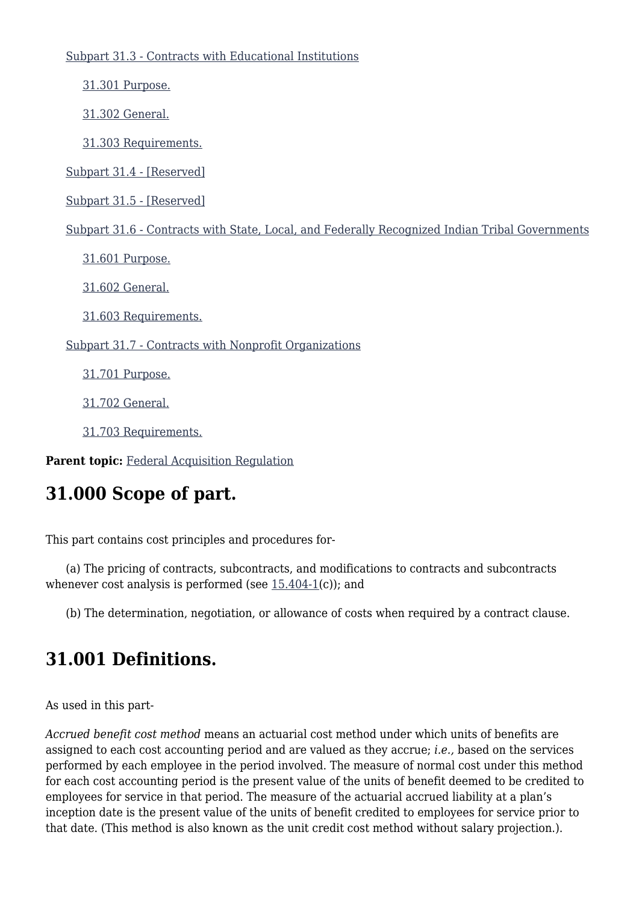[Subpart 31.3 - Contracts with Educational Institutions]

[31.301 Purpose.]

[31.302 General.]

[31.303 Requirements.]

[Subpart 31.4 - [Reserved]]

[Subpart 31.5 - [Reserved]]

[Subpart 31.6 - Contracts with State, Local, and Federally Recognized Indian Tribal Governments]

[31.601 Purpose.]

[31.602 General.]

[31.603 Requirements.]

[Subpart 31.7 - Contracts with Nonprofit Organizations]

[31.701 Purpose.]

[31.702 General.]

[31.703 Requirements.]

**Parent topic:** Federal Acquisition Regulation

## 31.000 Scope of part.

This part contains cost principles and procedures for-

(a) The pricing of contracts, subcontracts, and modifications to contracts and subcontracts whenever cost analysis is performed (see 15.404-1(c)); and

(b) The determination, negotiation, or allowance of costs when required by a contract clause.

## 31.001 Definitions.

As used in this part-

*Accrued benefit cost method* means an actuarial cost method under which units of benefits are assigned to each cost accounting period and are valued as they accrue; *i.e.,* based on the services performed by each employee in the period involved. The measure of normal cost under this method for each cost accounting period is the present value of the units of benefit deemed to be credited to employees for service in that period. The measure of the actuarial accrued liability at a plan's inception date is the present value of the units of benefit credited to employees for service prior to that date. (This method is also known as the unit credit cost method without salary projection.).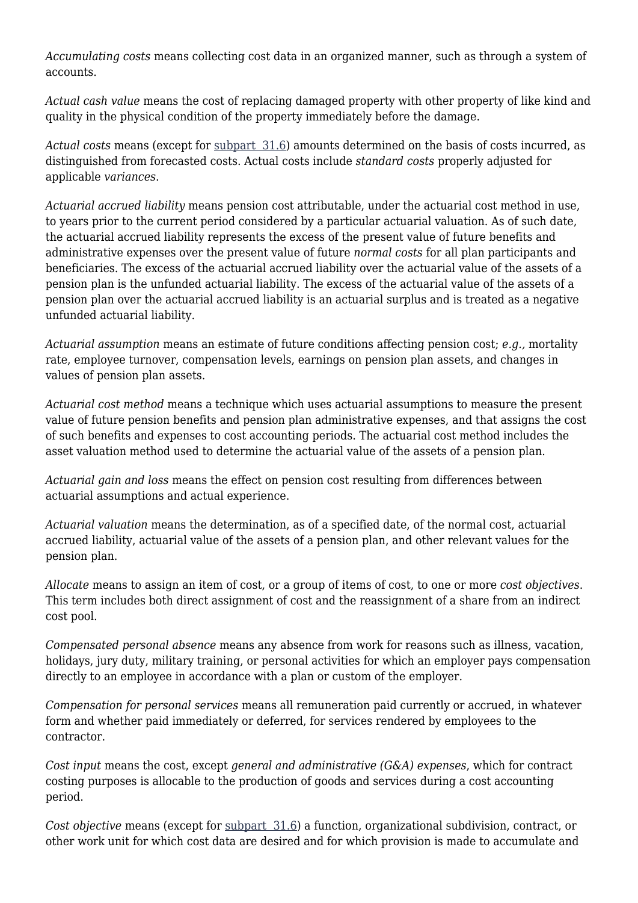*Accumulating costs* means collecting cost data in an organized manner, such as through a system of accounts.

*Actual cash value* means the cost of replacing damaged property with other property of like kind and quality in the physical condition of the property immediately before the damage.

*Actual costs* means (except for subpart 31.6) amounts determined on the basis of costs incurred, as distinguished from forecasted costs. Actual costs include *standard costs* properly adjusted for applicable *variances*.

*Actuarial accrued liability* means pension cost attributable, under the actuarial cost method in use, to years prior to the current period considered by a particular actuarial valuation. As of such date, the actuarial accrued liability represents the excess of the present value of future benefits and administrative expenses over the present value of future *normal costs* for all plan participants and beneficiaries. The excess of the actuarial accrued liability over the actuarial value of the assets of a pension plan is the unfunded actuarial liability. The excess of the actuarial value of the assets of a pension plan over the actuarial accrued liability is an actuarial surplus and is treated as a negative unfunded actuarial liability.

*Actuarial assumption* means an estimate of future conditions affecting pension cost; *e.g.,* mortality rate, employee turnover, compensation levels, earnings on pension plan assets, and changes in values of pension plan assets.

*Actuarial cost method* means a technique which uses actuarial assumptions to measure the present value of future pension benefits and pension plan administrative expenses, and that assigns the cost of such benefits and expenses to cost accounting periods. The actuarial cost method includes the asset valuation method used to determine the actuarial value of the assets of a pension plan.

*Actuarial gain and loss* means the effect on pension cost resulting from differences between actuarial assumptions and actual experience.

*Actuarial valuation* means the determination, as of a specified date, of the normal cost, actuarial accrued liability, actuarial value of the assets of a pension plan, and other relevant values for the pension plan.

*Allocate* means to assign an item of cost, or a group of items of cost, to one or more *cost objectives*. This term includes both direct assignment of cost and the reassignment of a share from an indirect cost pool.

*Compensated personal absence* means any absence from work for reasons such as illness, vacation, holidays, jury duty, military training, or personal activities for which an employer pays compensation directly to an employee in accordance with a plan or custom of the employer.

*Compensation for personal services* means all remuneration paid currently or accrued, in whatever form and whether paid immediately or deferred, for services rendered by employees to the contractor.

*Cost input* means the cost, except *general and administrative (G&A) expenses*, which for contract costing purposes is allocable to the production of goods and services during a cost accounting period.

*Cost objective* means (except for subpart 31.6) a function, organizational subdivision, contract, or other work unit for which cost data are desired and for which provision is made to accumulate and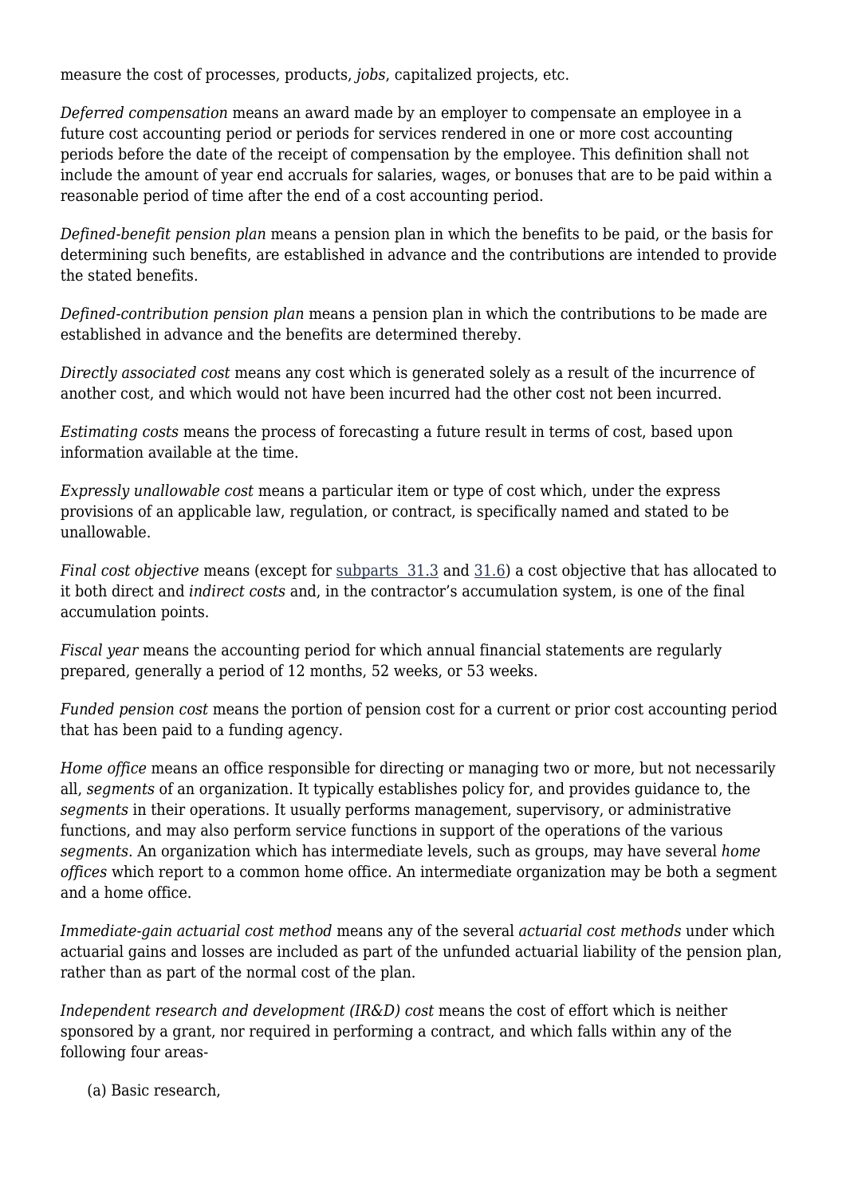measure the cost of processes, products, *jobs*, capitalized projects, etc.

*Deferred compensation* means an award made by an employer to compensate an employee in a future cost accounting period or periods for services rendered in one or more cost accounting periods before the date of the receipt of compensation by the employee. This definition shall not include the amount of year end accruals for salaries, wages, or bonuses that are to be paid within a reasonable period of time after the end of a cost accounting period.

*Defined-benefit pension plan* means a pension plan in which the benefits to be paid, or the basis for determining such benefits, are established in advance and the contributions are intended to provide the stated benefits.

*Defined-contribution pension plan* means a pension plan in which the contributions to be made are established in advance and the benefits are determined thereby.

*Directly associated cost* means any cost which is generated solely as a result of the incurrence of another cost, and which would not have been incurred had the other cost not been incurred.

*Estimating costs* means the process of forecasting a future result in terms of cost, based upon information available at the time.

*Expressly unallowable cost* means a particular item or type of cost which, under the express provisions of an applicable law, regulation, or contract, is specifically named and stated to be unallowable.

*Final cost objective* means (except for subparts 31.3 and 31.6) a cost objective that has allocated to it both direct and *indirect costs* and, in the contractor's accumulation system, is one of the final accumulation points.

*Fiscal year* means the accounting period for which annual financial statements are regularly prepared, generally a period of 12 months, 52 weeks, or 53 weeks.

*Funded pension cost* means the portion of pension cost for a current or prior cost accounting period that has been paid to a funding agency.

*Home office* means an office responsible for directing or managing two or more, but not necessarily all, *segments* of an organization. It typically establishes policy for, and provides guidance to, the *segments* in their operations. It usually performs management, supervisory, or administrative functions, and may also perform service functions in support of the operations of the various *segments*. An organization which has intermediate levels, such as groups, may have several *home offices* which report to a common home office. An intermediate organization may be both a segment and a home office.

*Immediate-gain actuarial cost method* means any of the several *actuarial cost methods* under which actuarial gains and losses are included as part of the unfunded actuarial liability of the pension plan, rather than as part of the normal cost of the plan.

*Independent research and development (IR&D) cost* means the cost of effort which is neither sponsored by a grant, nor required in performing a contract, and which falls within any of the following four areas-

(a) Basic research,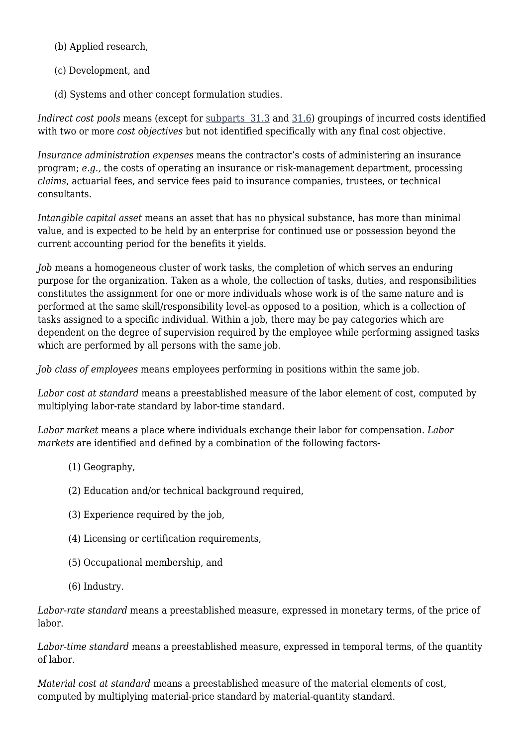(b) Applied research,

(c) Development, and

(d) Systems and other concept formulation studies.

*Indirect cost pools* means (except for subparts 31.3 and 31.6) groupings of incurred costs identified with two or more *cost objectives* but not identified specifically with any final cost objective.

*Insurance administration expenses* means the contractor's costs of administering an insurance program; *e.g.,* the costs of operating an insurance or risk-management department, processing *claims*, actuarial fees, and service fees paid to insurance companies, trustees, or technical consultants.

*Intangible capital asset* means an asset that has no physical substance, has more than minimal value, and is expected to be held by an enterprise for continued use or possession beyond the current accounting period for the benefits it yields.

*Job* means a homogeneous cluster of work tasks, the completion of which serves an enduring purpose for the organization. Taken as a whole, the collection of tasks, duties, and responsibilities constitutes the assignment for one or more individuals whose work is of the same nature and is performed at the same skill/responsibility level-as opposed to a position, which is a collection of tasks assigned to a specific individual. Within a job, there may be pay categories which are dependent on the degree of supervision required by the employee while performing assigned tasks which are performed by all persons with the same job.

*Job class of employees* means employees performing in positions within the same job.

*Labor cost at standard* means a preestablished measure of the labor element of cost, computed by multiplying labor-rate standard by labor-time standard.

*Labor market* means a place where individuals exchange their labor for compensation. *Labor markets* are identified and defined by a combination of the following factors-

(1) Geography,

(2) Education and/or technical background required,

(3) Experience required by the job,

(4) Licensing or certification requirements,

(5) Occupational membership, and

(6) Industry.

*Labor-rate standard* means a preestablished measure, expressed in monetary terms, of the price of labor.

*Labor-time standard* means a preestablished measure, expressed in temporal terms, of the quantity of labor.

*Material cost at standard* means a preestablished measure of the material elements of cost, computed by multiplying material-price standard by material-quantity standard.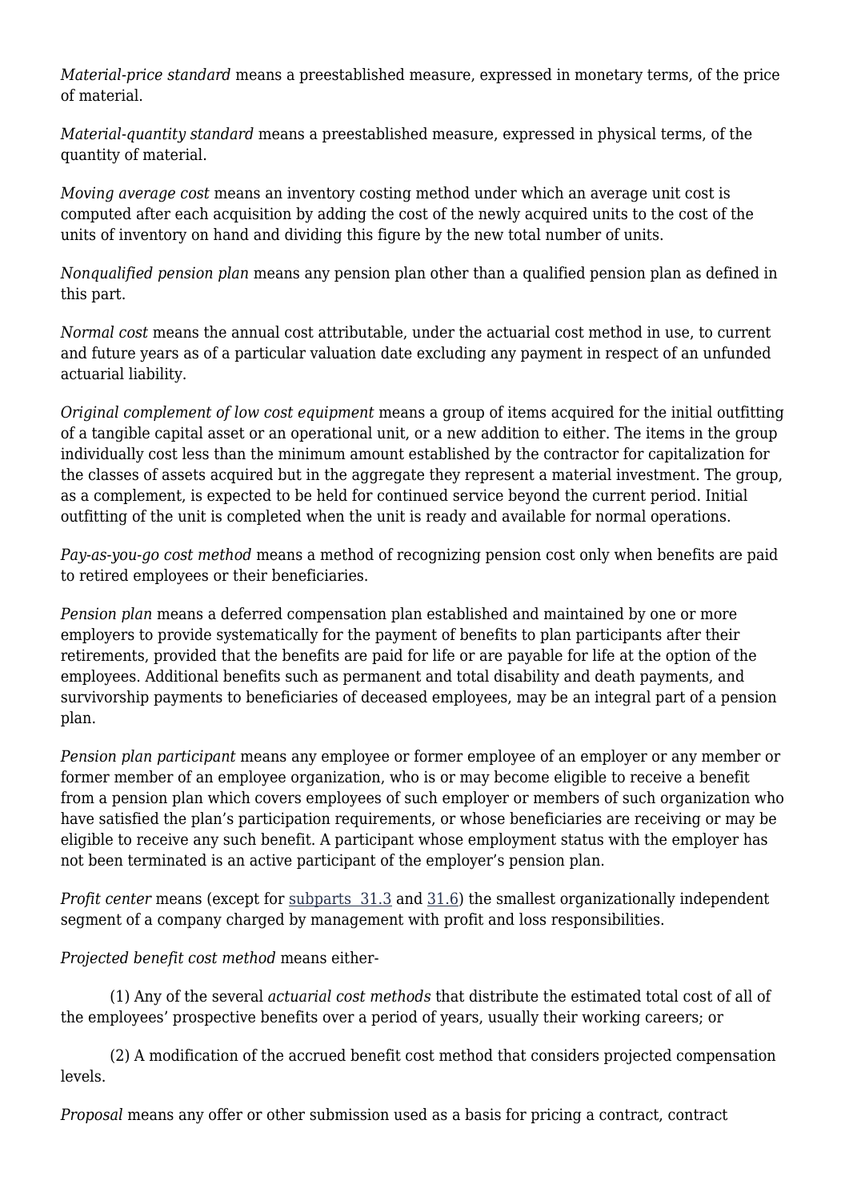*Material-price standard* means a preestablished measure, expressed in monetary terms, of the price of material.

*Material-quantity standard* means a preestablished measure, expressed in physical terms, of the quantity of material.

*Moving average cost* means an inventory costing method under which an average unit cost is computed after each acquisition by adding the cost of the newly acquired units to the cost of the units of inventory on hand and dividing this figure by the new total number of units.

*Nonqualified pension plan* means any pension plan other than a qualified pension plan as defined in this part.

*Normal cost* means the annual cost attributable, under the actuarial cost method in use, to current and future years as of a particular valuation date excluding any payment in respect of an unfunded actuarial liability.

*Original complement of low cost equipment* means a group of items acquired for the initial outfitting of a tangible capital asset or an operational unit, or a new addition to either. The items in the group individually cost less than the minimum amount established by the contractor for capitalization for the classes of assets acquired but in the aggregate they represent a material investment. The group, as a complement, is expected to be held for continued service beyond the current period. Initial outfitting of the unit is completed when the unit is ready and available for normal operations.

*Pay-as-you-go cost method* means a method of recognizing pension cost only when benefits are paid to retired employees or their beneficiaries.

*Pension plan* means a deferred compensation plan established and maintained by one or more employers to provide systematically for the payment of benefits to plan participants after their retirements, provided that the benefits are paid for life or are payable for life at the option of the employees. Additional benefits such as permanent and total disability and death payments, and survivorship payments to beneficiaries of deceased employees, may be an integral part of a pension plan.

*Pension plan participant* means any employee or former employee of an employer or any member or former member of an employee organization, who is or may become eligible to receive a benefit from a pension plan which covers employees of such employer or members of such organization who have satisfied the plan's participation requirements, or whose beneficiaries are receiving or may be eligible to receive any such benefit. A participant whose employment status with the employer has not been terminated is an active participant of the employer's pension plan.

*Profit center* means (except for subparts 31.3 and 31.6) the smallest organizationally independent segment of a company charged by management with profit and loss responsibilities.

*Projected benefit cost method* means either-

(1) Any of the several *actuarial cost methods* that distribute the estimated total cost of all of the employees' prospective benefits over a period of years, usually their working careers; or

(2) A modification of the accrued benefit cost method that considers projected compensation levels.

*Proposal* means any offer or other submission used as a basis for pricing a contract, contract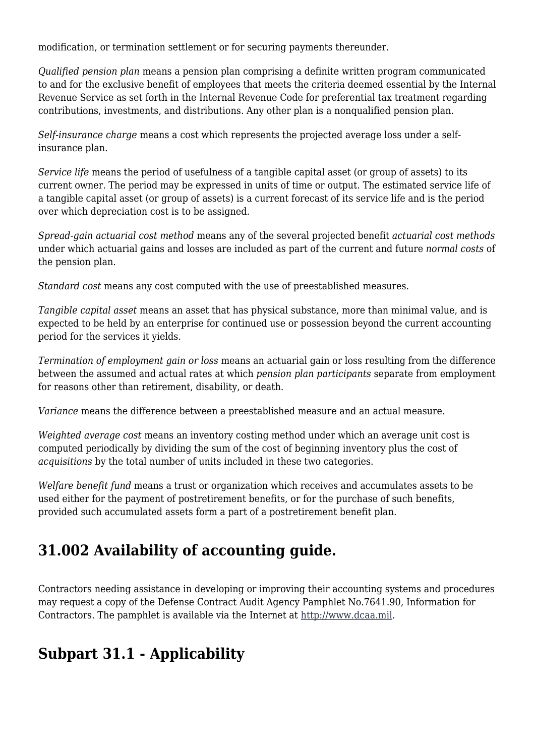modification, or termination settlement or for securing payments thereunder.

*Qualified pension plan* means a pension plan comprising a definite written program communicated to and for the exclusive benefit of employees that meets the criteria deemed essential by the Internal Revenue Service as set forth in the Internal Revenue Code for preferential tax treatment regarding contributions, investments, and distributions. Any other plan is a nonqualified pension plan.

*Self-insurance charge* means a cost which represents the projected average loss under a self-insurance plan.

*Service life* means the period of usefulness of a tangible capital asset (or group of assets) to its current owner. The period may be expressed in units of time or output. The estimated service life of a tangible capital asset (or group of assets) is a current forecast of its service life and is the period over which depreciation cost is to be assigned.

*Spread-gain actuarial cost method* means any of the several projected benefit *actuarial cost methods* under which actuarial gains and losses are included as part of the current and future *normal costs* of the pension plan.

*Standard cost* means any cost computed with the use of preestablished measures.

*Tangible capital asset* means an asset that has physical substance, more than minimal value, and is expected to be held by an enterprise for continued use or possession beyond the current accounting period for the services it yields.

*Termination of employment gain or loss* means an actuarial gain or loss resulting from the difference between the assumed and actual rates at which *pension plan participants* separate from employment for reasons other than retirement, disability, or death.

*Variance* means the difference between a preestablished measure and an actual measure.

*Weighted average cost* means an inventory costing method under which an average unit cost is computed periodically by dividing the sum of the cost of beginning inventory plus the cost of *acquisitions* by the total number of units included in these two categories.

*Welfare benefit fund* means a trust or organization which receives and accumulates assets to be used either for the payment of postretirement benefits, or for the purchase of such benefits, provided such accumulated assets form a part of a postretirement benefit plan.

## 31.002 Availability of accounting guide.

Contractors needing assistance in developing or improving their accounting systems and procedures may request a copy of the Defense Contract Audit Agency Pamphlet No.7641.90, Information for Contractors. The pamphlet is available via the Internet at http://www.dcaa.mil.

## Subpart 31.1 - Applicability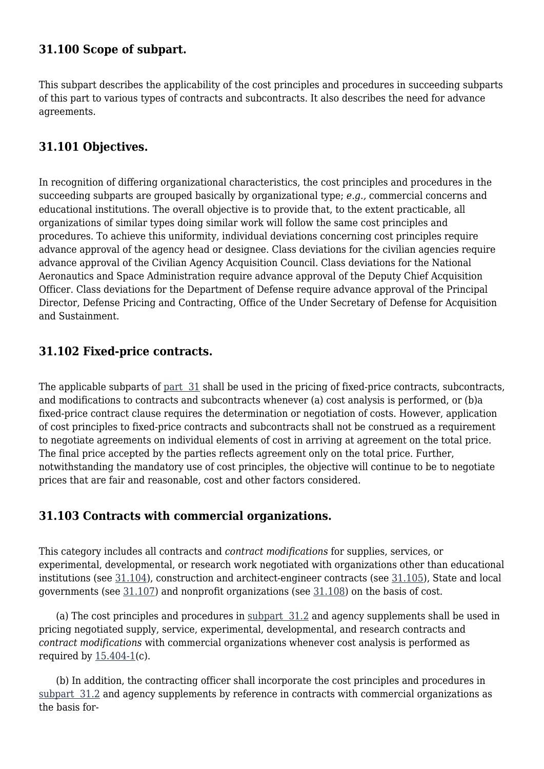## 31.100 Scope of subpart.

This subpart describes the applicability of the cost principles and procedures in succeeding subparts of this part to various types of contracts and subcontracts. It also describes the need for advance agreements.

## 31.101 Objectives.

In recognition of differing organizational characteristics, the cost principles and procedures in the succeeding subparts are grouped basically by organizational type; *e.g.*, commercial concerns and educational institutions. The overall objective is to provide that, to the extent practicable, all organizations of similar types doing similar work will follow the same cost principles and procedures. To achieve this uniformity, individual deviations concerning cost principles require advance approval of the agency head or designee. Class deviations for the civilian agencies require advance approval of the Civilian Agency Acquisition Council. Class deviations for the National Aeronautics and Space Administration require advance approval of the Deputy Chief Acquisition Officer. Class deviations for the Department of Defense require advance approval of the Principal Director, Defense Pricing and Contracting, Office of the Under Secretary of Defense for Acquisition and Sustainment.

## 31.102 Fixed-price contracts.

The applicable subparts of part 31 shall be used in the pricing of fixed-price contracts, subcontracts, and modifications to contracts and subcontracts whenever (a) cost analysis is performed, or (b)a fixed-price contract clause requires the determination or negotiation of costs. However, application of cost principles to fixed-price contracts and subcontracts shall not be construed as a requirement to negotiate agreements on individual elements of cost in arriving at agreement on the total price. The final price accepted by the parties reflects agreement only on the total price. Further, notwithstanding the mandatory use of cost principles, the objective will continue to be to negotiate prices that are fair and reasonable, cost and other factors considered.

## 31.103 Contracts with commercial organizations.

This category includes all contracts and *contract modifications* for supplies, services, or experimental, developmental, or research work negotiated with organizations other than educational institutions (see 31.104), construction and architect-engineer contracts (see 31.105), State and local governments (see 31.107) and nonprofit organizations (see 31.108) on the basis of cost.

(a) The cost principles and procedures in subpart 31.2 and agency supplements shall be used in pricing negotiated supply, service, experimental, developmental, and research contracts and *contract modifications* with commercial organizations whenever cost analysis is performed as required by 15.404-1(c).

(b) In addition, the contracting officer shall incorporate the cost principles and procedures in subpart 31.2 and agency supplements by reference in contracts with commercial organizations as the basis for-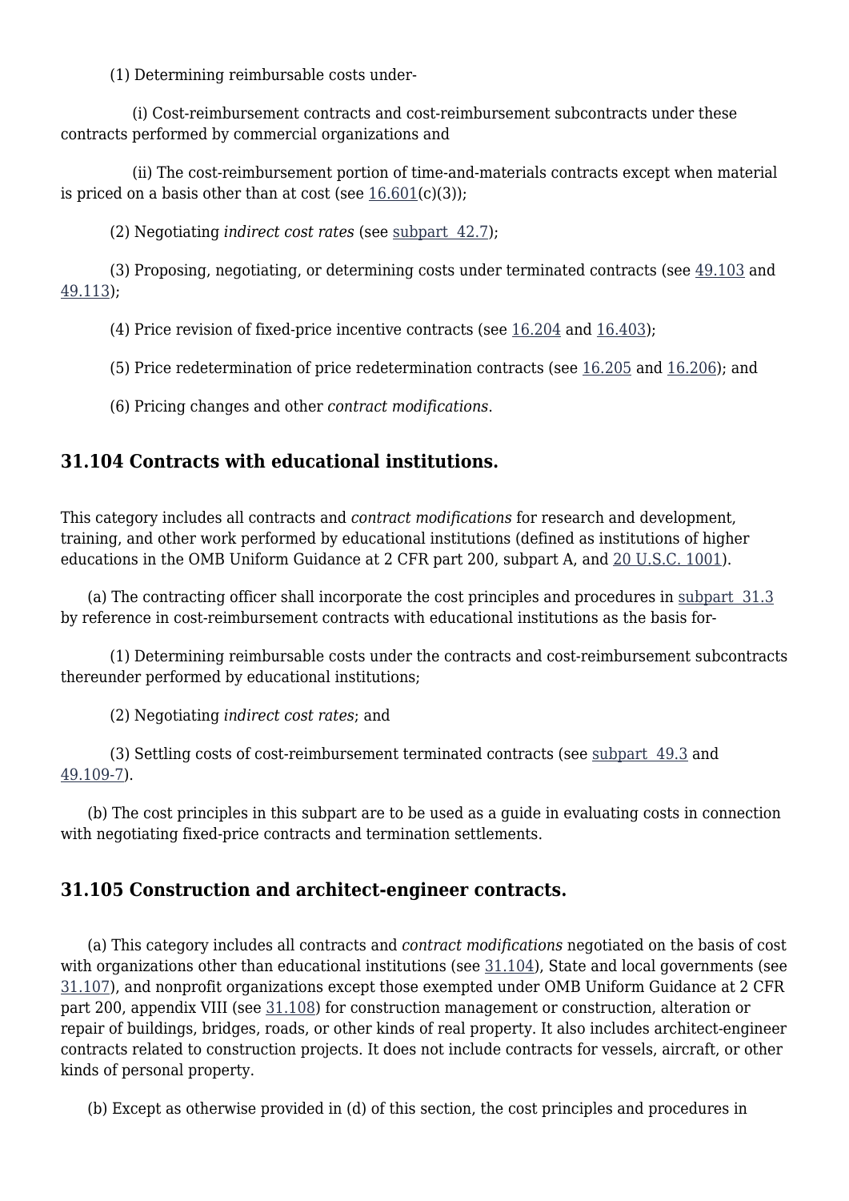(1) Determining reimbursable costs under-

(i) Cost-reimbursement contracts and cost-reimbursement subcontracts under these contracts performed by commercial organizations and

(ii) The cost-reimbursement portion of time-and-materials contracts except when material is priced on a basis other than at cost (see 16.601(c)(3));

(2) Negotiating *indirect cost rates* (see subpart 42.7);

(3) Proposing, negotiating, or determining costs under terminated contracts (see 49.103 and 49.113);

(4) Price revision of fixed-price incentive contracts (see 16.204 and 16.403);

(5) Price redetermination of price redetermination contracts (see 16.205 and 16.206); and

(6) Pricing changes and other *contract modifications*.

## 31.104 Contracts with educational institutions.

This category includes all contracts and *contract modifications* for research and development, training, and other work performed by educational institutions (defined as institutions of higher educations in the OMB Uniform Guidance at 2 CFR part 200, subpart A, and 20 U.S.C. 1001).

(a) The contracting officer shall incorporate the cost principles and procedures in subpart 31.3 by reference in cost-reimbursement contracts with educational institutions as the basis for-

(1) Determining reimbursable costs under the contracts and cost-reimbursement subcontracts thereunder performed by educational institutions;

(2) Negotiating *indirect cost rates*; and

(3) Settling costs of cost-reimbursement terminated contracts (see subpart 49.3 and 49.109-7).

(b) The cost principles in this subpart are to be used as a guide in evaluating costs in connection with negotiating fixed-price contracts and termination settlements.

## 31.105 Construction and architect-engineer contracts.

(a) This category includes all contracts and *contract modifications* negotiated on the basis of cost with organizations other than educational institutions (see 31.104), State and local governments (see 31.107), and nonprofit organizations except those exempted under OMB Uniform Guidance at 2 CFR part 200, appendix VIII (see 31.108) for construction management or construction, alteration or repair of buildings, bridges, roads, or other kinds of real property. It also includes architect-engineer contracts related to construction projects. It does not include contracts for vessels, aircraft, or other kinds of personal property.

(b) Except as otherwise provided in (d) of this section, the cost principles and procedures in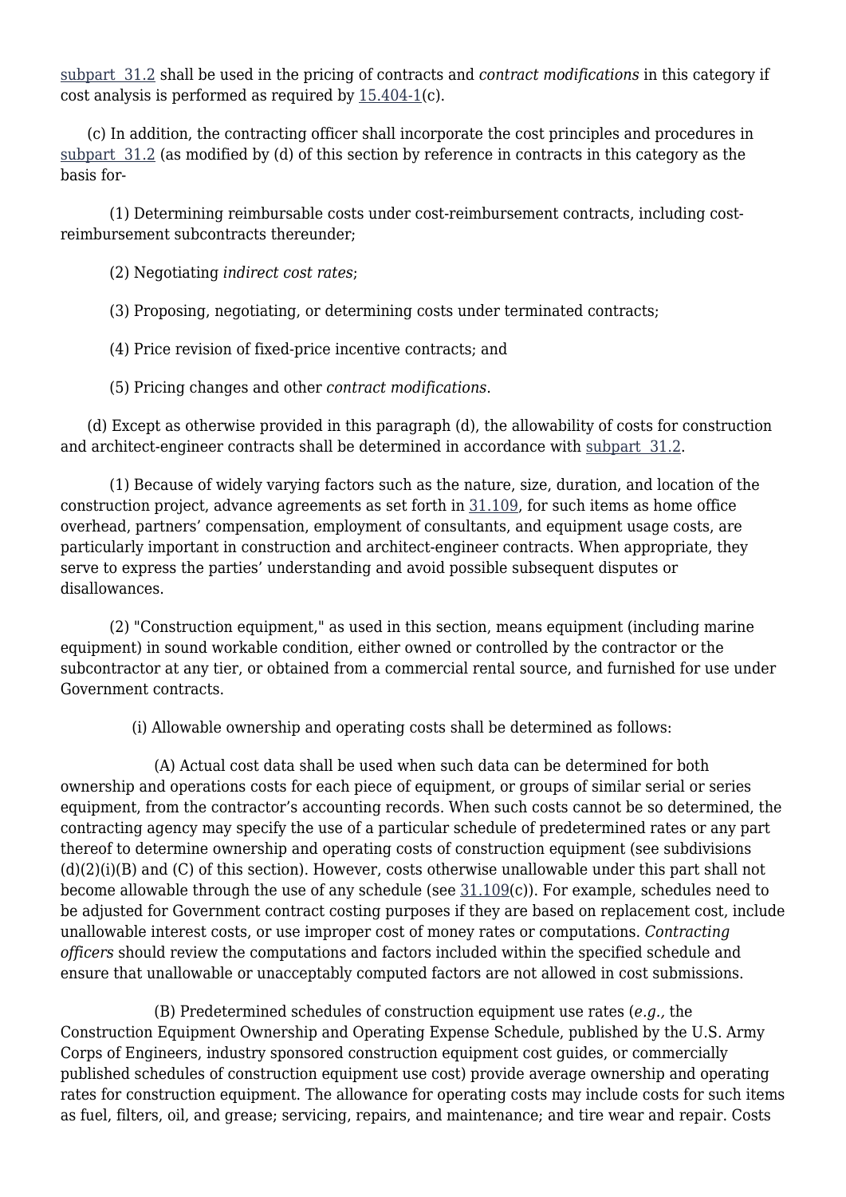subpart 31.2 shall be used in the pricing of contracts and *contract modifications* in this category if cost analysis is performed as required by 15.404-1(c).

(c) In addition, the contracting officer shall incorporate the cost principles and procedures in subpart 31.2 (as modified by (d) of this section by reference in contracts in this category as the basis for-

(1) Determining reimbursable costs under cost-reimbursement contracts, including cost-reimbursement subcontracts thereunder;

(2) Negotiating *indirect cost rates*;

(3) Proposing, negotiating, or determining costs under terminated contracts;

(4) Price revision of fixed-price incentive contracts; and

(5) Pricing changes and other *contract modifications*.

(d) Except as otherwise provided in this paragraph (d), the allowability of costs for construction and architect-engineer contracts shall be determined in accordance with subpart 31.2.

(1) Because of widely varying factors such as the nature, size, duration, and location of the construction project, advance agreements as set forth in 31.109, for such items as home office overhead, partners' compensation, employment of consultants, and equipment usage costs, are particularly important in construction and architect-engineer contracts. When appropriate, they serve to express the parties' understanding and avoid possible subsequent disputes or disallowances.

(2) "Construction equipment," as used in this section, means equipment (including marine equipment) in sound workable condition, either owned or controlled by the contractor or the subcontractor at any tier, or obtained from a commercial rental source, and furnished for use under Government contracts.

(i) Allowable ownership and operating costs shall be determined as follows:

(A) Actual cost data shall be used when such data can be determined for both ownership and operations costs for each piece of equipment, or groups of similar serial or series equipment, from the contractor's accounting records. When such costs cannot be so determined, the contracting agency may specify the use of a particular schedule of predetermined rates or any part thereof to determine ownership and operating costs of construction equipment (see subdivisions (d)(2)(i)(B) and (C) of this section). However, costs otherwise unallowable under this part shall not become allowable through the use of any schedule (see 31.109(c)). For example, schedules need to be adjusted for Government contract costing purposes if they are based on replacement cost, include unallowable interest costs, or use improper cost of money rates or computations. *Contracting officers* should review the computations and factors included within the specified schedule and ensure that unallowable or unacceptably computed factors are not allowed in cost submissions.

(B) Predetermined schedules of construction equipment use rates (*e.g.,* the Construction Equipment Ownership and Operating Expense Schedule, published by the U.S. Army Corps of Engineers, industry sponsored construction equipment cost guides, or commercially published schedules of construction equipment use cost) provide average ownership and operating rates for construction equipment. The allowance for operating costs may include costs for such items as fuel, filters, oil, and grease; servicing, repairs, and maintenance; and tire wear and repair. Costs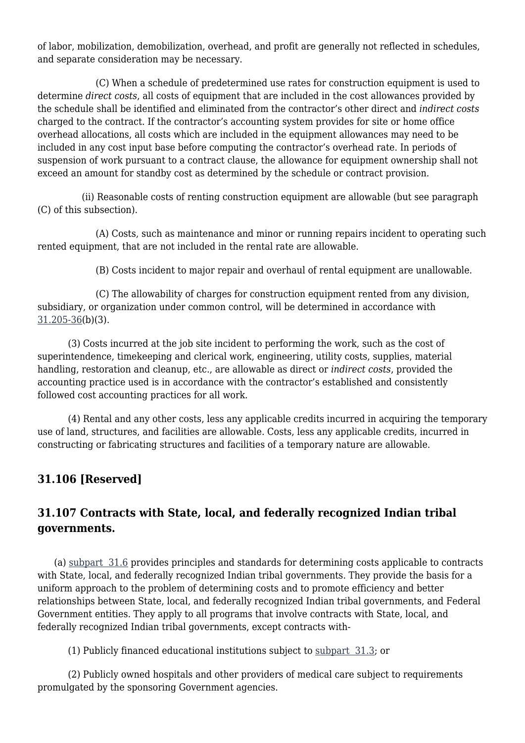of labor, mobilization, demobilization, overhead, and profit are generally not reflected in schedules, and separate consideration may be necessary.

(C) When a schedule of predetermined use rates for construction equipment is used to determine *direct costs*, all costs of equipment that are included in the cost allowances provided by the schedule shall be identified and eliminated from the contractor's other direct and *indirect costs* charged to the contract. If the contractor's accounting system provides for site or home office overhead allocations, all costs which are included in the equipment allowances may need to be included in any cost input base before computing the contractor's overhead rate. In periods of suspension of work pursuant to a contract clause, the allowance for equipment ownership shall not exceed an amount for standby cost as determined by the schedule or contract provision.

(ii) Reasonable costs of renting construction equipment are allowable (but see paragraph (C) of this subsection).

(A) Costs, such as maintenance and minor or running repairs incident to operating such rented equipment, that are not included in the rental rate are allowable.

(B) Costs incident to major repair and overhaul of rental equipment are unallowable.

(C) The allowability of charges for construction equipment rented from any division, subsidiary, or organization under common control, will be determined in accordance with 31.205-36(b)(3).

(3) Costs incurred at the job site incident to performing the work, such as the cost of superintendence, timekeeping and clerical work, engineering, utility costs, supplies, material handling, restoration and cleanup, etc., are allowable as direct or *indirect costs*, provided the accounting practice used is in accordance with the contractor's established and consistently followed cost accounting practices for all work.

(4) Rental and any other costs, less any applicable credits incurred in acquiring the temporary use of land, structures, and facilities are allowable. Costs, less any applicable credits, incurred in constructing or fabricating structures and facilities of a temporary nature are allowable.

## 31.106 [Reserved]

## 31.107 Contracts with State, local, and federally recognized Indian tribal governments.

(a) subpart 31.6 provides principles and standards for determining costs applicable to contracts with State, local, and federally recognized Indian tribal governments. They provide the basis for a uniform approach to the problem of determining costs and to promote efficiency and better relationships between State, local, and federally recognized Indian tribal governments, and Federal Government entities. They apply to all programs that involve contracts with State, local, and federally recognized Indian tribal governments, except contracts with-

(1) Publicly financed educational institutions subject to subpart 31.3; or

(2) Publicly owned hospitals and other providers of medical care subject to requirements promulgated by the sponsoring Government agencies.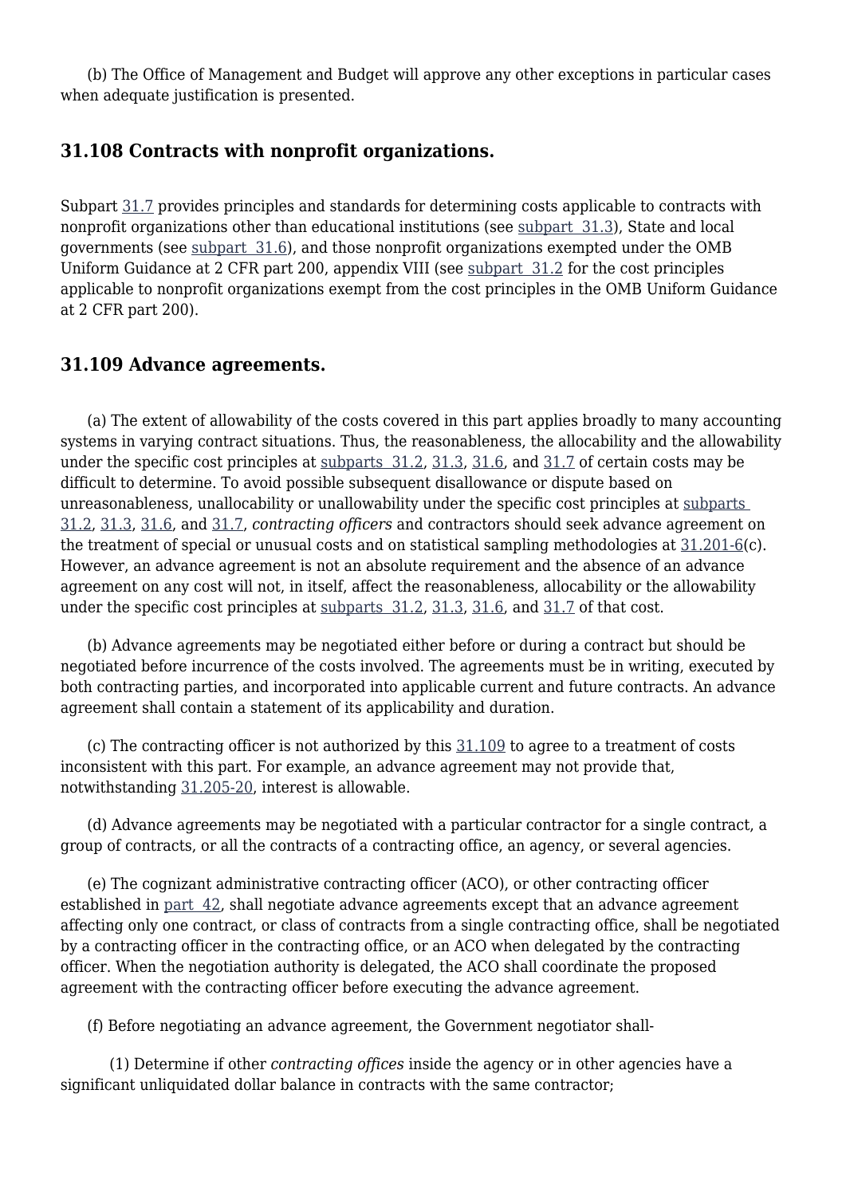(b) The Office of Management and Budget will approve any other exceptions in particular cases when adequate justification is presented.

### 31.108 Contracts with nonprofit organizations.

Subpart 31.7 provides principles and standards for determining costs applicable to contracts with nonprofit organizations other than educational institutions (see subpart 31.3), State and local governments (see subpart 31.6), and those nonprofit organizations exempted under the OMB Uniform Guidance at 2 CFR part 200, appendix VIII (see subpart 31.2 for the cost principles applicable to nonprofit organizations exempt from the cost principles in the OMB Uniform Guidance at 2 CFR part 200).

### 31.109 Advance agreements.

(a) The extent of allowability of the costs covered in this part applies broadly to many accounting systems in varying contract situations. Thus, the reasonableness, the allocability and the allowability under the specific cost principles at subparts 31.2, 31.3, 31.6, and 31.7 of certain costs may be difficult to determine. To avoid possible subsequent disallowance or dispute based on unreasonableness, unallocability or unallowability under the specific cost principles at subparts 31.2, 31.3, 31.6, and 31.7, *contracting officers* and contractors should seek advance agreement on the treatment of special or unusual costs and on statistical sampling methodologies at 31.201-6(c). However, an advance agreement is not an absolute requirement and the absence of an advance agreement on any cost will not, in itself, affect the reasonableness, allocability or the allowability under the specific cost principles at subparts 31.2, 31.3, 31.6, and 31.7 of that cost.

(b) Advance agreements may be negotiated either before or during a contract but should be negotiated before incurrence of the costs involved. The agreements must be in writing, executed by both contracting parties, and incorporated into applicable current and future contracts. An advance agreement shall contain a statement of its applicability and duration.

(c) The contracting officer is not authorized by this 31.109 to agree to a treatment of costs inconsistent with this part. For example, an advance agreement may not provide that, notwithstanding 31.205-20, interest is allowable.

(d) Advance agreements may be negotiated with a particular contractor for a single contract, a group of contracts, or all the contracts of a contracting office, an agency, or several agencies.

(e) The cognizant administrative contracting officer (ACO), or other contracting officer established in part 42, shall negotiate advance agreements except that an advance agreement affecting only one contract, or class of contracts from a single contracting office, shall be negotiated by a contracting officer in the contracting office, or an ACO when delegated by the contracting officer. When the negotiation authority is delegated, the ACO shall coordinate the proposed agreement with the contracting officer before executing the advance agreement.

(f) Before negotiating an advance agreement, the Government negotiator shall-

(1) Determine if other *contracting offices* inside the agency or in other agencies have a significant unliquidated dollar balance in contracts with the same contractor;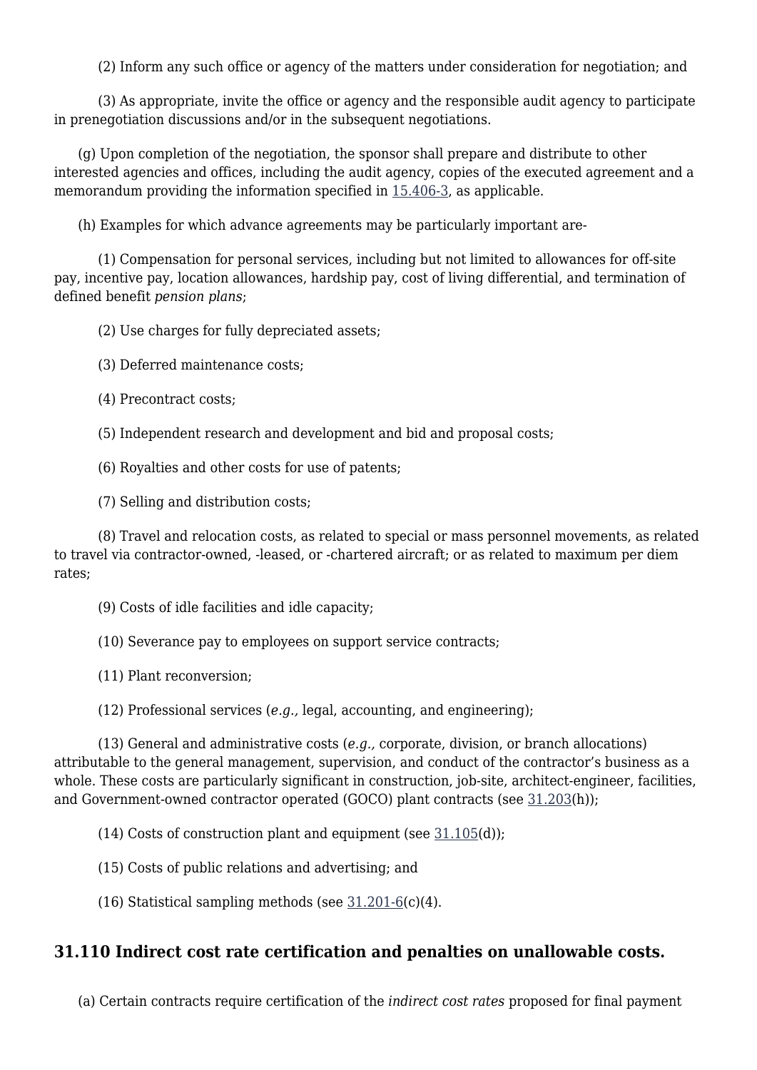(2) Inform any such office or agency of the matters under consideration for negotiation; and

(3) As appropriate, invite the office or agency and the responsible audit agency to participate in prenegotiation discussions and/or in the subsequent negotiations.

(g) Upon completion of the negotiation, the sponsor shall prepare and distribute to other interested agencies and offices, including the audit agency, copies of the executed agreement and a memorandum providing the information specified in 15.406-3, as applicable.

(h) Examples for which advance agreements may be particularly important are-

(1) Compensation for personal services, including but not limited to allowances for off-site pay, incentive pay, location allowances, hardship pay, cost of living differential, and termination of defined benefit *pension plans*;

(2) Use charges for fully depreciated assets;

(3) Deferred maintenance costs;

(4) Precontract costs;

(5) Independent research and development and bid and proposal costs;

(6) Royalties and other costs for use of patents;

(7) Selling and distribution costs;

(8) Travel and relocation costs, as related to special or mass personnel movements, as related to travel via contractor-owned, -leased, or -chartered aircraft; or as related to maximum per diem rates;

(9) Costs of idle facilities and idle capacity;

(10) Severance pay to employees on support service contracts;

(11) Plant reconversion;

(12) Professional services (*e.g.,* legal, accounting, and engineering);

(13) General and administrative costs (*e.g.,* corporate, division, or branch allocations) attributable to the general management, supervision, and conduct of the contractor's business as a whole. These costs are particularly significant in construction, job-site, architect-engineer, facilities, and Government-owned contractor operated (GOCO) plant contracts (see 31.203(h));

(14) Costs of construction plant and equipment (see 31.105(d));

(15) Costs of public relations and advertising; and

(16) Statistical sampling methods (see 31.201-6(c)(4).

## 31.110 Indirect cost rate certification and penalties on unallowable costs.

(a) Certain contracts require certification of the *indirect cost rates* proposed for final payment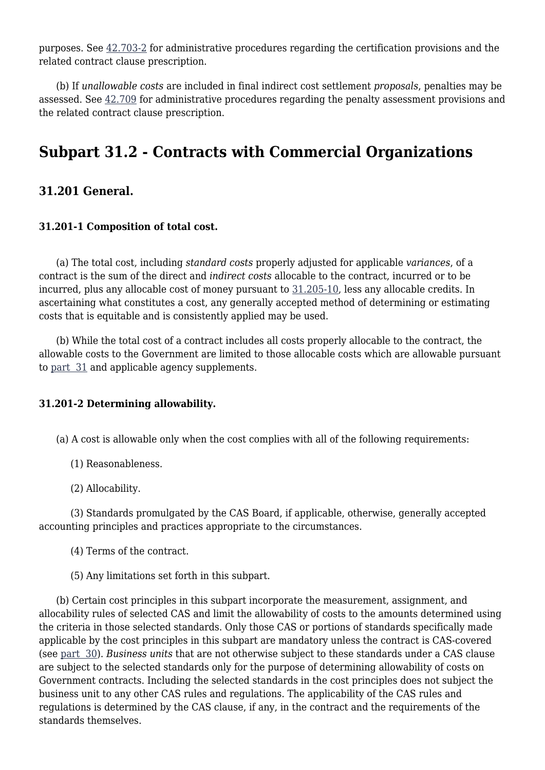purposes. See 42.703-2 for administrative procedures regarding the certification provisions and the related contract clause prescription.

(b) If *unallowable costs* are included in final indirect cost settlement *proposals*, penalties may be assessed. See 42.709 for administrative procedures regarding the penalty assessment provisions and the related contract clause prescription.

## Subpart 31.2 - Contracts with Commercial Organizations

### 31.201 General.

#### 31.201-1 Composition of total cost.

(a) The total cost, including *standard costs* properly adjusted for applicable *variances*, of a contract is the sum of the direct and *indirect costs* allocable to the contract, incurred or to be incurred, plus any allocable cost of money pursuant to 31.205-10, less any allocable credits. In ascertaining what constitutes a cost, any generally accepted method of determining or estimating costs that is equitable and is consistently applied may be used.

(b) While the total cost of a contract includes all costs properly allocable to the contract, the allowable costs to the Government are limited to those allocable costs which are allowable pursuant to part 31 and applicable agency supplements.

#### 31.201-2 Determining allowability.

(a) A cost is allowable only when the cost complies with all of the following requirements:

(1) Reasonableness.

(2) Allocability.

(3) Standards promulgated by the CAS Board, if applicable, otherwise, generally accepted accounting principles and practices appropriate to the circumstances.

(4) Terms of the contract.

(5) Any limitations set forth in this subpart.

(b) Certain cost principles in this subpart incorporate the measurement, assignment, and allocability rules of selected CAS and limit the allowability of costs to the amounts determined using the criteria in those selected standards. Only those CAS or portions of standards specifically made applicable by the cost principles in this subpart are mandatory unless the contract is CAS-covered (see part 30). *Business units* that are not otherwise subject to these standards under a CAS clause are subject to the selected standards only for the purpose of determining allowability of costs on Government contracts. Including the selected standards in the cost principles does not subject the business unit to any other CAS rules and regulations. The applicability of the CAS rules and regulations is determined by the CAS clause, if any, in the contract and the requirements of the standards themselves.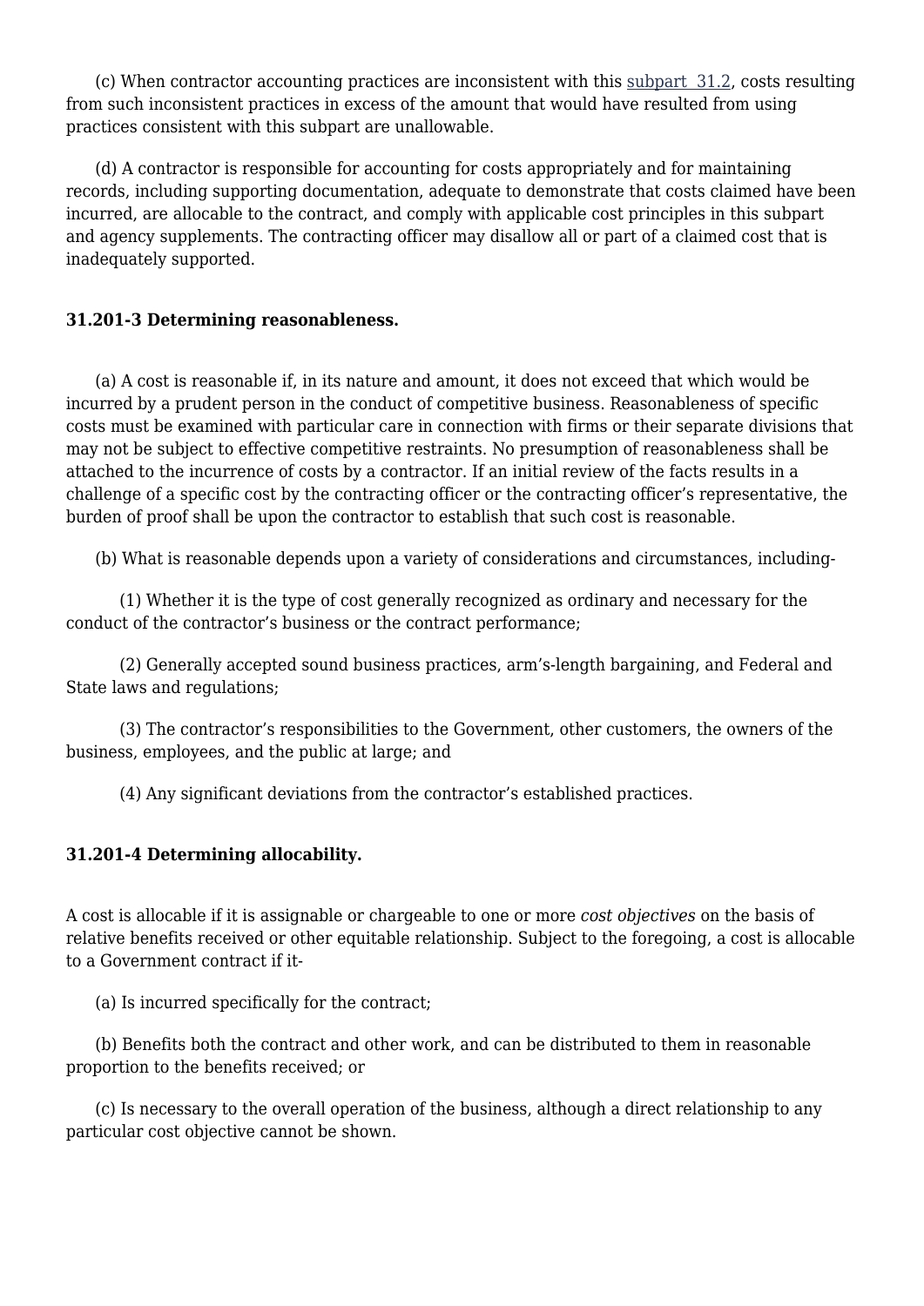(c) When contractor accounting practices are inconsistent with this subpart 31.2, costs resulting from such inconsistent practices in excess of the amount that would have resulted from using practices consistent with this subpart are unallowable.

(d) A contractor is responsible for accounting for costs appropriately and for maintaining records, including supporting documentation, adequate to demonstrate that costs claimed have been incurred, are allocable to the contract, and comply with applicable cost principles in this subpart and agency supplements. The contracting officer may disallow all or part of a claimed cost that is inadequately supported.

**31.201-3 Determining reasonableness.**

(a) A cost is reasonable if, in its nature and amount, it does not exceed that which would be incurred by a prudent person in the conduct of competitive business. Reasonableness of specific costs must be examined with particular care in connection with firms or their separate divisions that may not be subject to effective competitive restraints. No presumption of reasonableness shall be attached to the incurrence of costs by a contractor. If an initial review of the facts results in a challenge of a specific cost by the contracting officer or the contracting officer's representative, the burden of proof shall be upon the contractor to establish that such cost is reasonable.

(b) What is reasonable depends upon a variety of considerations and circumstances, including-

(1) Whether it is the type of cost generally recognized as ordinary and necessary for the conduct of the contractor's business or the contract performance;

(2) Generally accepted sound business practices, arm's-length bargaining, and Federal and State laws and regulations;

(3) The contractor's responsibilities to the Government, other customers, the owners of the business, employees, and the public at large; and

(4) Any significant deviations from the contractor's established practices.

**31.201-4 Determining allocability.**

A cost is allocable if it is assignable or chargeable to one or more *cost objectives* on the basis of relative benefits received or other equitable relationship. Subject to the foregoing, a cost is allocable to a Government contract if it-

(a) Is incurred specifically for the contract;

(b) Benefits both the contract and other work, and can be distributed to them in reasonable proportion to the benefits received; or

(c) Is necessary to the overall operation of the business, although a direct relationship to any particular cost objective cannot be shown.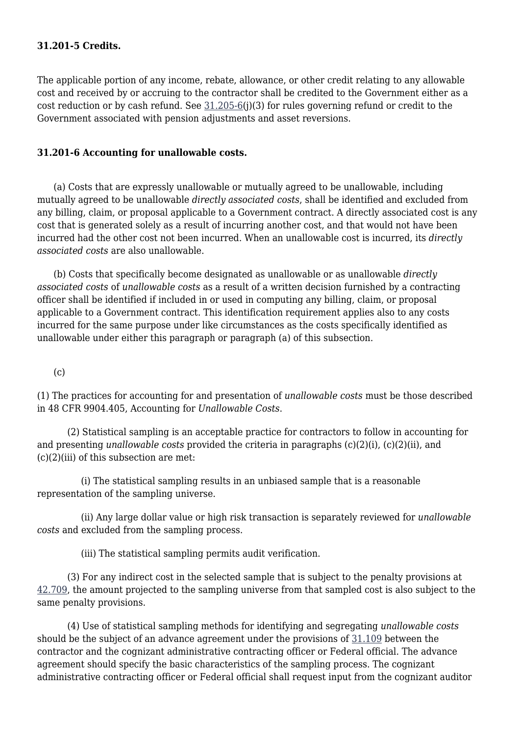**31.201-5 Credits.**

The applicable portion of any income, rebate, allowance, or other credit relating to any allowable cost and received by or accruing to the contractor shall be credited to the Government either as a cost reduction or by cash refund. See 31.205-6(j)(3) for rules governing refund or credit to the Government associated with pension adjustments and asset reversions.

**31.201-6 Accounting for unallowable costs.**

(a) Costs that are expressly unallowable or mutually agreed to be unallowable, including mutually agreed to be unallowable *directly associated costs*, shall be identified and excluded from any billing, claim, or proposal applicable to a Government contract. A directly associated cost is any cost that is generated solely as a result of incurring another cost, and that would not have been incurred had the other cost not been incurred. When an unallowable cost is incurred, its *directly associated costs* are also unallowable.

(b) Costs that specifically become designated as unallowable or as unallowable *directly associated costs* of *unallowable costs* as a result of a written decision furnished by a contracting officer shall be identified if included in or used in computing any billing, claim, or proposal applicable to a Government contract. This identification requirement applies also to any costs incurred for the same purpose under like circumstances as the costs specifically identified as unallowable under either this paragraph or paragraph (a) of this subsection.

(c)

(1) The practices for accounting for and presentation of *unallowable costs* must be those described in 48 CFR 9904.405, Accounting for *Unallowable Costs*.

(2) Statistical sampling is an acceptable practice for contractors to follow in accounting for and presenting *unallowable costs* provided the criteria in paragraphs (c)(2)(i), (c)(2)(ii), and (c)(2)(iii) of this subsection are met:

(i) The statistical sampling results in an unbiased sample that is a reasonable representation of the sampling universe.

(ii) Any large dollar value or high risk transaction is separately reviewed for *unallowable costs* and excluded from the sampling process.

(iii) The statistical sampling permits audit verification.

(3) For any indirect cost in the selected sample that is subject to the penalty provisions at 42.709, the amount projected to the sampling universe from that sampled cost is also subject to the same penalty provisions.

(4) Use of statistical sampling methods for identifying and segregating *unallowable costs* should be the subject of an advance agreement under the provisions of 31.109 between the contractor and the cognizant administrative contracting officer or Federal official. The advance agreement should specify the basic characteristics of the sampling process. The cognizant administrative contracting officer or Federal official shall request input from the cognizant auditor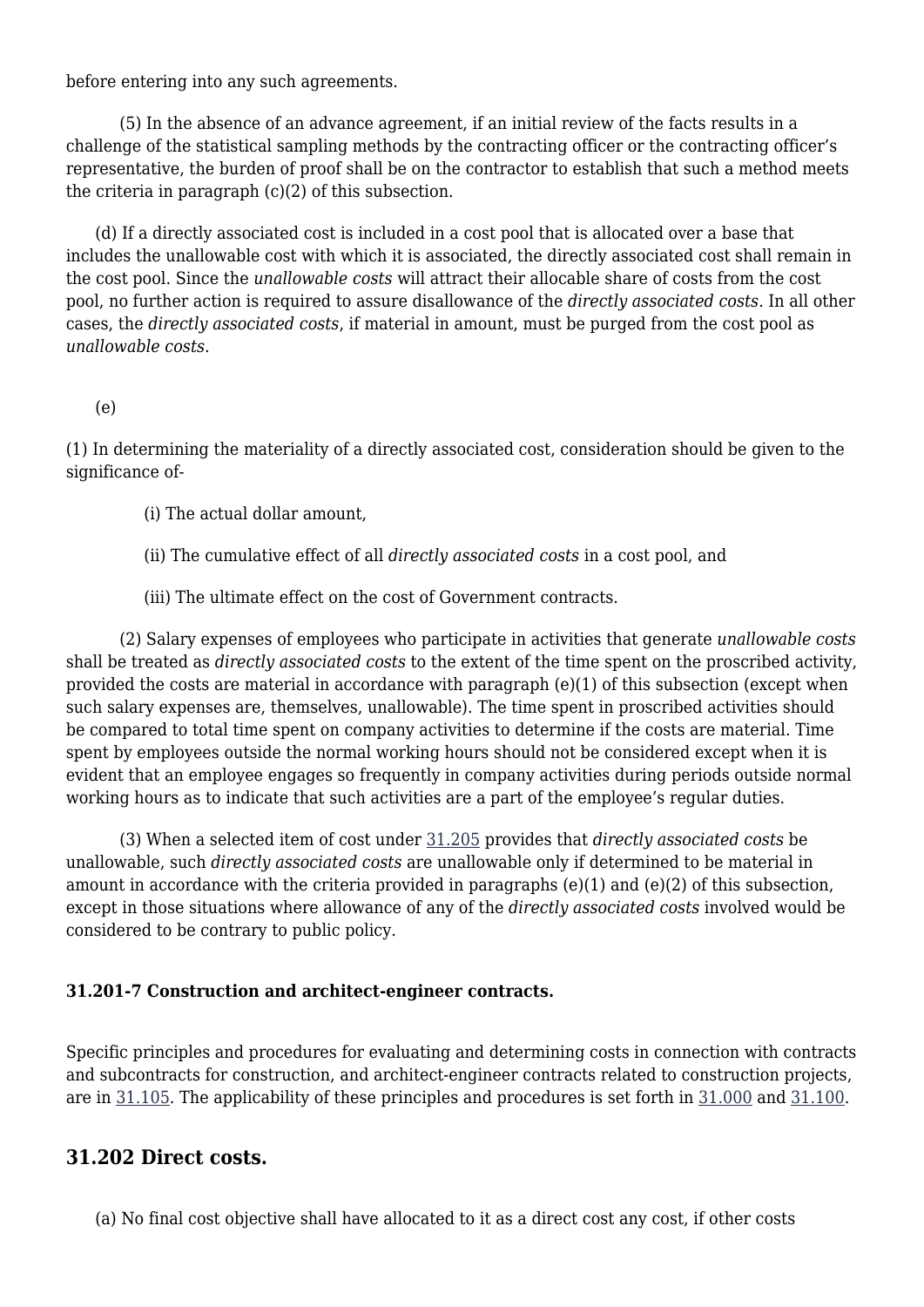before entering into any such agreements.

(5) In the absence of an advance agreement, if an initial review of the facts results in a challenge of the statistical sampling methods by the contracting officer or the contracting officer's representative, the burden of proof shall be on the contractor to establish that such a method meets the criteria in paragraph (c)(2) of this subsection.

(d) If a directly associated cost is included in a cost pool that is allocated over a base that includes the unallowable cost with which it is associated, the directly associated cost shall remain in the cost pool. Since the *unallowable costs* will attract their allocable share of costs from the cost pool, no further action is required to assure disallowance of the *directly associated costs*. In all other cases, the *directly associated costs*, if material in amount, must be purged from the cost pool as *unallowable costs*.

(e)

(1) In determining the materiality of a directly associated cost, consideration should be given to the significance of-

(i) The actual dollar amount,

(ii) The cumulative effect of all *directly associated costs* in a cost pool, and

(iii) The ultimate effect on the cost of Government contracts.

(2) Salary expenses of employees who participate in activities that generate *unallowable costs* shall be treated as *directly associated costs* to the extent of the time spent on the proscribed activity, provided the costs are material in accordance with paragraph (e)(1) of this subsection (except when such salary expenses are, themselves, unallowable). The time spent in proscribed activities should be compared to total time spent on company activities to determine if the costs are material. Time spent by employees outside the normal working hours should not be considered except when it is evident that an employee engages so frequently in company activities during periods outside normal working hours as to indicate that such activities are a part of the employee's regular duties.

(3) When a selected item of cost under 31.205 provides that *directly associated costs* be unallowable, such *directly associated costs* are unallowable only if determined to be material in amount in accordance with the criteria provided in paragraphs (e)(1) and (e)(2) of this subsection, except in those situations where allowance of any of the *directly associated costs* involved would be considered to be contrary to public policy.

**31.201-7 Construction and architect-engineer contracts.**

Specific principles and procedures for evaluating and determining costs in connection with contracts and subcontracts for construction, and architect-engineer contracts related to construction projects, are in 31.105. The applicability of these principles and procedures is set forth in 31.000 and 31.100.

## 31.202 Direct costs.

(a) No final cost objective shall have allocated to it as a direct cost any cost, if other costs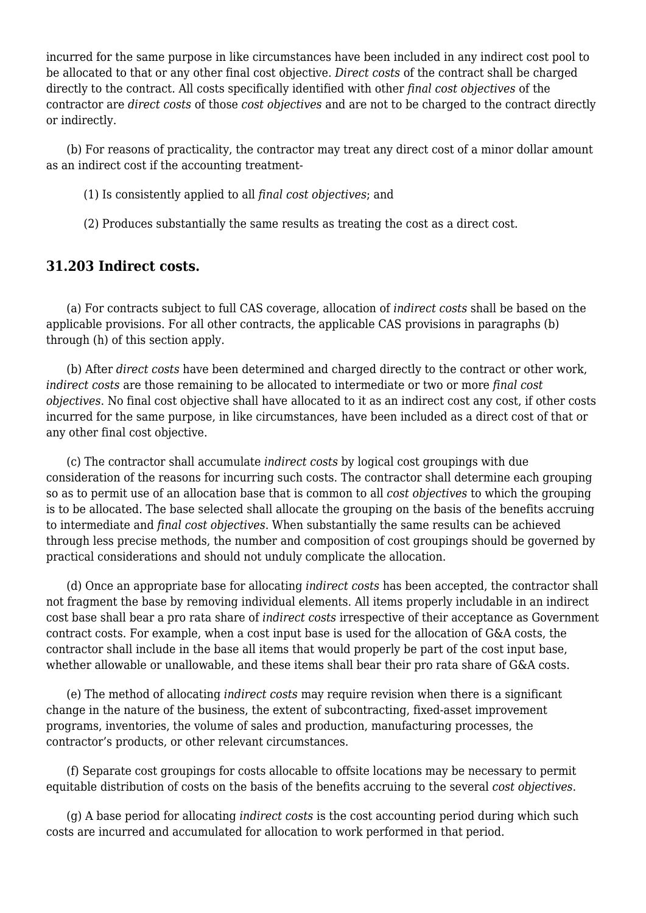incurred for the same purpose in like circumstances have been included in any indirect cost pool to be allocated to that or any other final cost objective. *Direct costs* of the contract shall be charged directly to the contract. All costs specifically identified with other *final cost objectives* of the contractor are *direct costs* of those *cost objectives* and are not to be charged to the contract directly or indirectly.

(b) For reasons of practicality, the contractor may treat any direct cost of a minor dollar amount as an indirect cost if the accounting treatment-

(1) Is consistently applied to all *final cost objectives*; and

(2) Produces substantially the same results as treating the cost as a direct cost.

### 31.203 Indirect costs.

(a) For contracts subject to full CAS coverage, allocation of *indirect costs* shall be based on the applicable provisions. For all other contracts, the applicable CAS provisions in paragraphs (b) through (h) of this section apply.

(b) After *direct costs* have been determined and charged directly to the contract or other work, *indirect costs* are those remaining to be allocated to intermediate or two or more *final cost objectives*. No final cost objective shall have allocated to it as an indirect cost any cost, if other costs incurred for the same purpose, in like circumstances, have been included as a direct cost of that or any other final cost objective.

(c) The contractor shall accumulate *indirect costs* by logical cost groupings with due consideration of the reasons for incurring such costs. The contractor shall determine each grouping so as to permit use of an allocation base that is common to all *cost objectives* to which the grouping is to be allocated. The base selected shall allocate the grouping on the basis of the benefits accruing to intermediate and *final cost objectives*. When substantially the same results can be achieved through less precise methods, the number and composition of cost groupings should be governed by practical considerations and should not unduly complicate the allocation.

(d) Once an appropriate base for allocating *indirect costs* has been accepted, the contractor shall not fragment the base by removing individual elements. All items properly includable in an indirect cost base shall bear a pro rata share of *indirect costs* irrespective of their acceptance as Government contract costs. For example, when a cost input base is used for the allocation of G&A costs, the contractor shall include in the base all items that would properly be part of the cost input base, whether allowable or unallowable, and these items shall bear their pro rata share of G&A costs.

(e) The method of allocating *indirect costs* may require revision when there is a significant change in the nature of the business, the extent of subcontracting, fixed-asset improvement programs, inventories, the volume of sales and production, manufacturing processes, the contractor's products, or other relevant circumstances.

(f) Separate cost groupings for costs allocable to offsite locations may be necessary to permit equitable distribution of costs on the basis of the benefits accruing to the several *cost objectives*.

(g) A base period for allocating *indirect costs* is the cost accounting period during which such costs are incurred and accumulated for allocation to work performed in that period.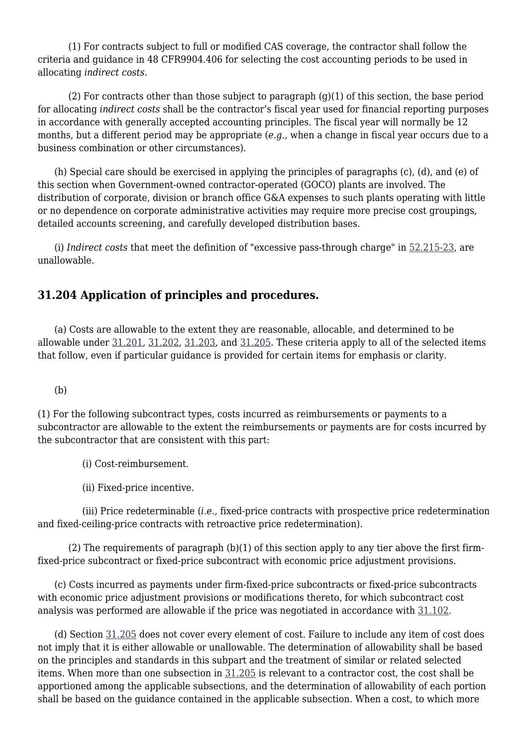(1) For contracts subject to full or modified CAS coverage, the contractor shall follow the criteria and guidance in 48 CFR9904.406 for selecting the cost accounting periods to be used in allocating *indirect costs*.

(2) For contracts other than those subject to paragraph (g)(1) of this section, the base period for allocating *indirect costs* shall be the contractor's fiscal year used for financial reporting purposes in accordance with generally accepted accounting principles. The fiscal year will normally be 12 months, but a different period may be appropriate (*e.g.,* when a change in fiscal year occurs due to a business combination or other circumstances).

(h) Special care should be exercised in applying the principles of paragraphs (c), (d), and (e) of this section when Government-owned contractor-operated (GOCO) plants are involved. The distribution of corporate, division or branch office G&A expenses to such plants operating with little or no dependence on corporate administrative activities may require more precise cost groupings, detailed accounts screening, and carefully developed distribution bases.

(i) *Indirect costs* that meet the definition of "excessive pass-through charge" in 52.215-23, are unallowable.

## 31.204 Application of principles and procedures.

(a) Costs are allowable to the extent they are reasonable, allocable, and determined to be allowable under 31.201, 31.202, 31.203, and 31.205. These criteria apply to all of the selected items that follow, even if particular guidance is provided for certain items for emphasis or clarity.

(b)

(1) For the following subcontract types, costs incurred as reimbursements or payments to a subcontractor are allowable to the extent the reimbursements or payments are for costs incurred by the subcontractor that are consistent with this part:

(i) Cost-reimbursement.

(ii) Fixed-price incentive.

(iii) Price redeterminable (*i.e.,* fixed-price contracts with prospective price redetermination and fixed-ceiling-price contracts with retroactive price redetermination).

(2) The requirements of paragraph (b)(1) of this section apply to any tier above the first firm-fixed-price subcontract or fixed-price subcontract with economic price adjustment provisions.

(c) Costs incurred as payments under firm-fixed-price subcontracts or fixed-price subcontracts with economic price adjustment provisions or modifications thereto, for which subcontract cost analysis was performed are allowable if the price was negotiated in accordance with 31.102.

(d) Section 31.205 does not cover every element of cost. Failure to include any item of cost does not imply that it is either allowable or unallowable. The determination of allowability shall be based on the principles and standards in this subpart and the treatment of similar or related selected items. When more than one subsection in 31.205 is relevant to a contractor cost, the cost shall be apportioned among the applicable subsections, and the determination of allowability of each portion shall be based on the guidance contained in the applicable subsection. When a cost, to which more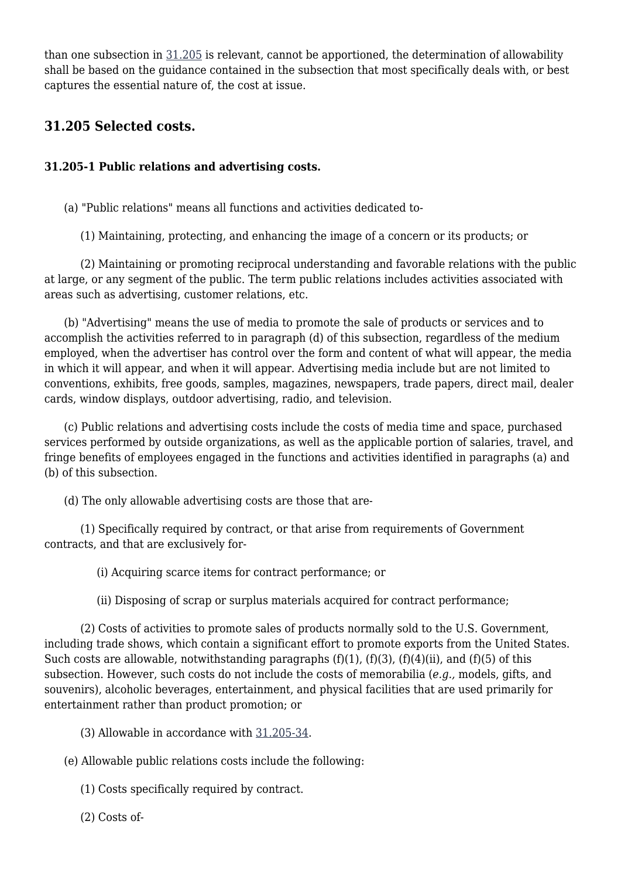than one subsection in 31.205 is relevant, cannot be apportioned, the determination of allowability shall be based on the guidance contained in the subsection that most specifically deals with, or best captures the essential nature of, the cost at issue.

## 31.205 Selected costs.

### 31.205-1 Public relations and advertising costs.

(a) "Public relations" means all functions and activities dedicated to-

(1) Maintaining, protecting, and enhancing the image of a concern or its products; or

(2) Maintaining or promoting reciprocal understanding and favorable relations with the public at large, or any segment of the public. The term public relations includes activities associated with areas such as advertising, customer relations, etc.

(b) "Advertising" means the use of media to promote the sale of products or services and to accomplish the activities referred to in paragraph (d) of this subsection, regardless of the medium employed, when the advertiser has control over the form and content of what will appear, the media in which it will appear, and when it will appear. Advertising media include but are not limited to conventions, exhibits, free goods, samples, magazines, newspapers, trade papers, direct mail, dealer cards, window displays, outdoor advertising, radio, and television.

(c) Public relations and advertising costs include the costs of media time and space, purchased services performed by outside organizations, as well as the applicable portion of salaries, travel, and fringe benefits of employees engaged in the functions and activities identified in paragraphs (a) and (b) of this subsection.

(d) The only allowable advertising costs are those that are-

(1) Specifically required by contract, or that arise from requirements of Government contracts, and that are exclusively for-

(i) Acquiring scarce items for contract performance; or

(ii) Disposing of scrap or surplus materials acquired for contract performance;

(2) Costs of activities to promote sales of products normally sold to the U.S. Government, including trade shows, which contain a significant effort to promote exports from the United States. Such costs are allowable, notwithstanding paragraphs (f)(1), (f)(3), (f)(4)(ii), and (f)(5) of this subsection. However, such costs do not include the costs of memorabilia (*e.g.,* models, gifts, and souvenirs), alcoholic beverages, entertainment, and physical facilities that are used primarily for entertainment rather than product promotion; or

(3) Allowable in accordance with 31.205-34.

(e) Allowable public relations costs include the following:

(1) Costs specifically required by contract.

(2) Costs of-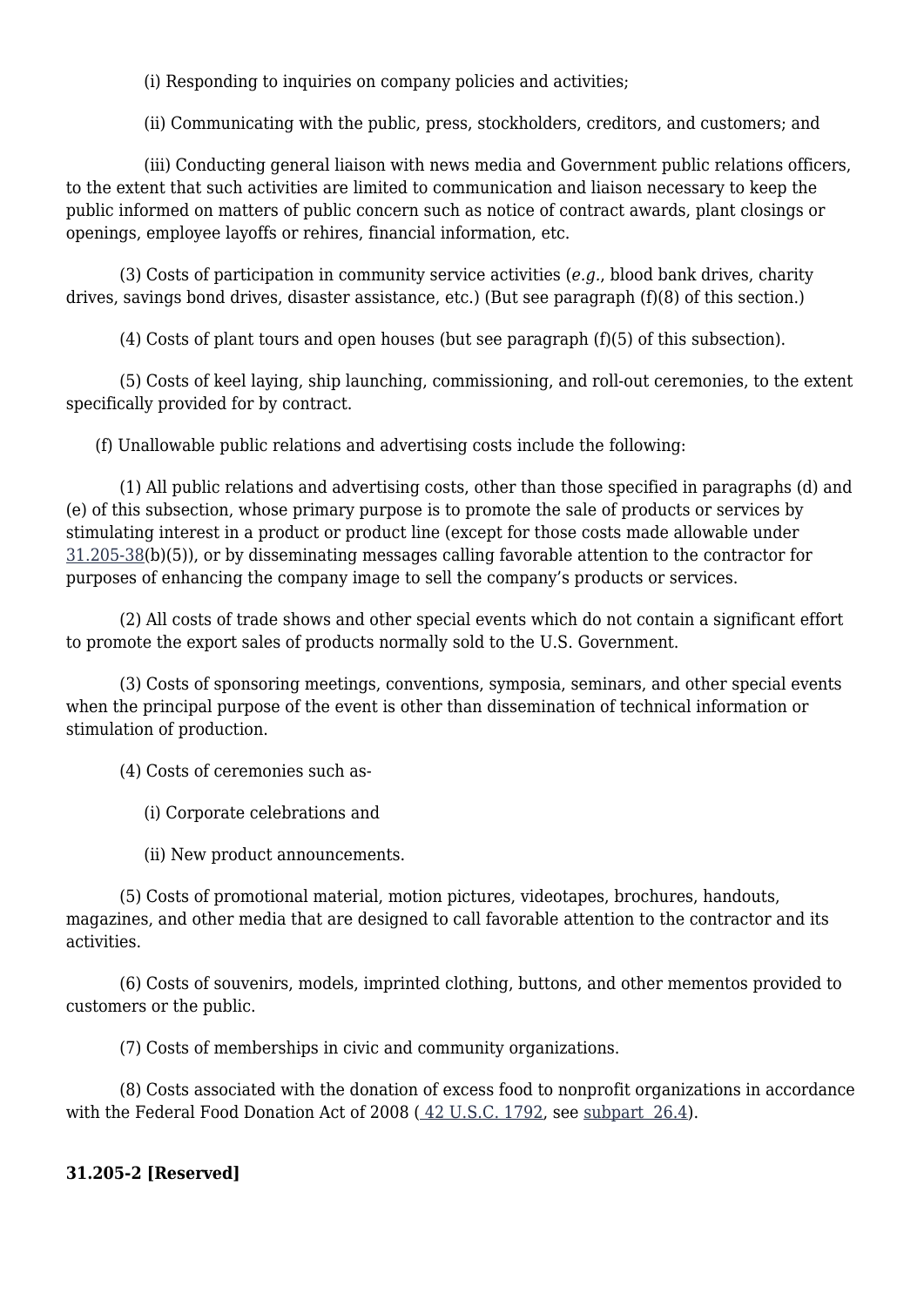(i) Responding to inquiries on company policies and activities;

(ii) Communicating with the public, press, stockholders, creditors, and customers; and

(iii) Conducting general liaison with news media and Government public relations officers, to the extent that such activities are limited to communication and liaison necessary to keep the public informed on matters of public concern such as notice of contract awards, plant closings or openings, employee layoffs or rehires, financial information, etc.

(3) Costs of participation in community service activities (*e.g.*, blood bank drives, charity drives, savings bond drives, disaster assistance, etc.) (But see paragraph (f)(8) of this section.)

(4) Costs of plant tours and open houses (but see paragraph (f)(5) of this subsection).

(5) Costs of keel laying, ship launching, commissioning, and roll-out ceremonies, to the extent specifically provided for by contract.

(f) Unallowable public relations and advertising costs include the following:

(1) All public relations and advertising costs, other than those specified in paragraphs (d) and (e) of this subsection, whose primary purpose is to promote the sale of products or services by stimulating interest in a product or product line (except for those costs made allowable under 31.205-38(b)(5)), or by disseminating messages calling favorable attention to the contractor for purposes of enhancing the company image to sell the company's products or services.

(2) All costs of trade shows and other special events which do not contain a significant effort to promote the export sales of products normally sold to the U.S. Government.

(3) Costs of sponsoring meetings, conventions, symposia, seminars, and other special events when the principal purpose of the event is other than dissemination of technical information or stimulation of production.

(4) Costs of ceremonies such as-

(i) Corporate celebrations and

(ii) New product announcements.

(5) Costs of promotional material, motion pictures, videotapes, brochures, handouts, magazines, and other media that are designed to call favorable attention to the contractor and its activities.

(6) Costs of souvenirs, models, imprinted clothing, buttons, and other mementos provided to customers or the public.

(7) Costs of memberships in civic and community organizations.

(8) Costs associated with the donation of excess food to nonprofit organizations in accordance with the Federal Food Donation Act of 2008 ( 42 U.S.C. 1792, see subpart 26.4).

**31.205-2 [Reserved]**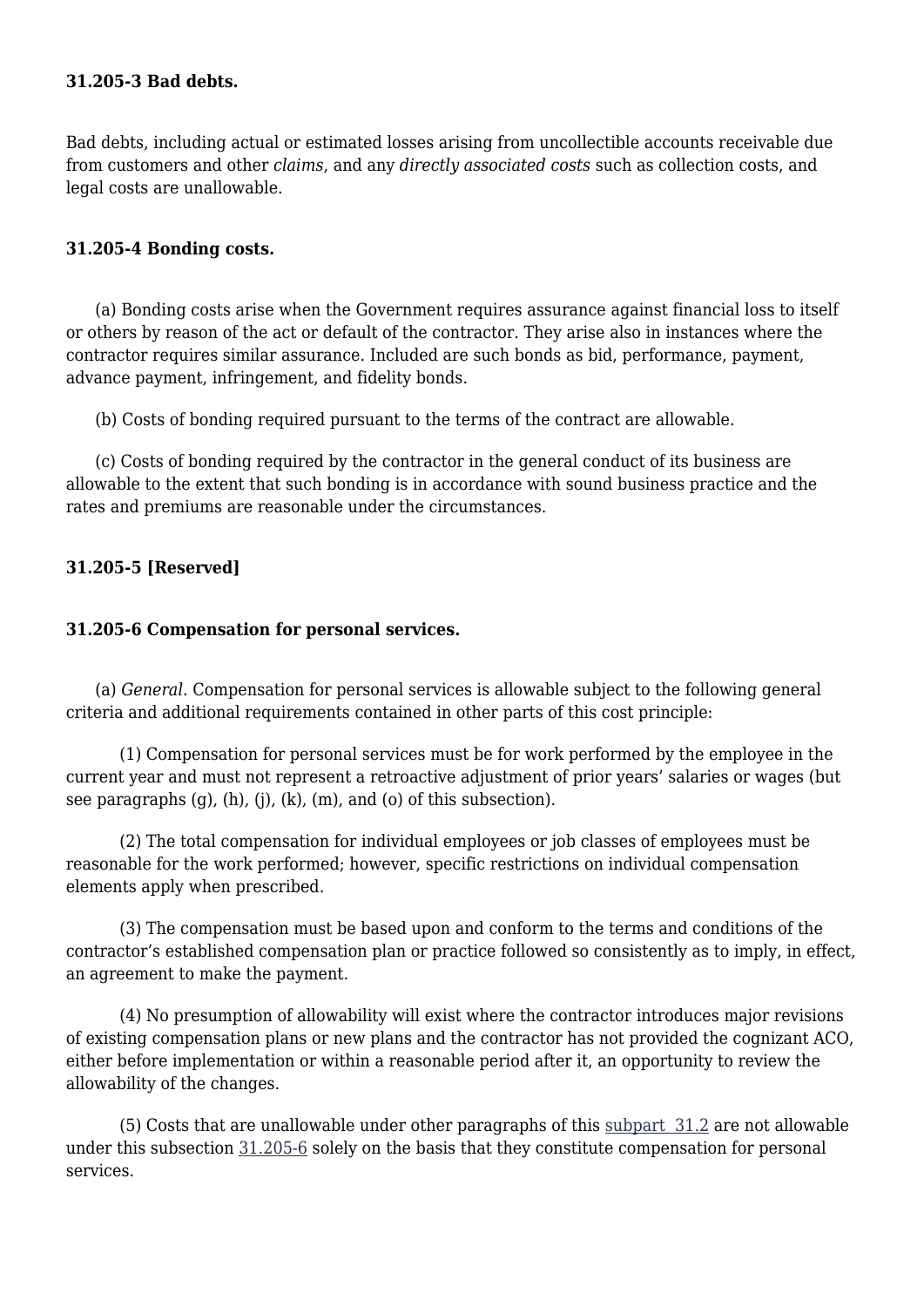### 31.205-3 Bad debts.

Bad debts, including actual or estimated losses arising from uncollectible accounts receivable due from customers and other *claims*, and any *directly associated costs* such as collection costs, and legal costs are unallowable.

### 31.205-4 Bonding costs.

(a) Bonding costs arise when the Government requires assurance against financial loss to itself or others by reason of the act or default of the contractor. They arise also in instances where the contractor requires similar assurance. Included are such bonds as bid, performance, payment, advance payment, infringement, and fidelity bonds.

(b) Costs of bonding required pursuant to the terms of the contract are allowable.

(c) Costs of bonding required by the contractor in the general conduct of its business are allowable to the extent that such bonding is in accordance with sound business practice and the rates and premiums are reasonable under the circumstances.

### 31.205-5 [Reserved]

### 31.205-6 Compensation for personal services.

(a) *General.* Compensation for personal services is allowable subject to the following general criteria and additional requirements contained in other parts of this cost principle:

(1) Compensation for personal services must be for work performed by the employee in the current year and must not represent a retroactive adjustment of prior years' salaries or wages (but see paragraphs (g), (h), (j), (k), (m), and (o) of this subsection).

(2) The total compensation for individual employees or job classes of employees must be reasonable for the work performed; however, specific restrictions on individual compensation elements apply when prescribed.

(3) The compensation must be based upon and conform to the terms and conditions of the contractor's established compensation plan or practice followed so consistently as to imply, in effect, an agreement to make the payment.

(4) No presumption of allowability will exist where the contractor introduces major revisions of existing compensation plans or new plans and the contractor has not provided the cognizant ACO, either before implementation or within a reasonable period after it, an opportunity to review the allowability of the changes.

(5) Costs that are unallowable under other paragraphs of this subpart 31.2 are not allowable under this subsection 31.205-6 solely on the basis that they constitute compensation for personal services.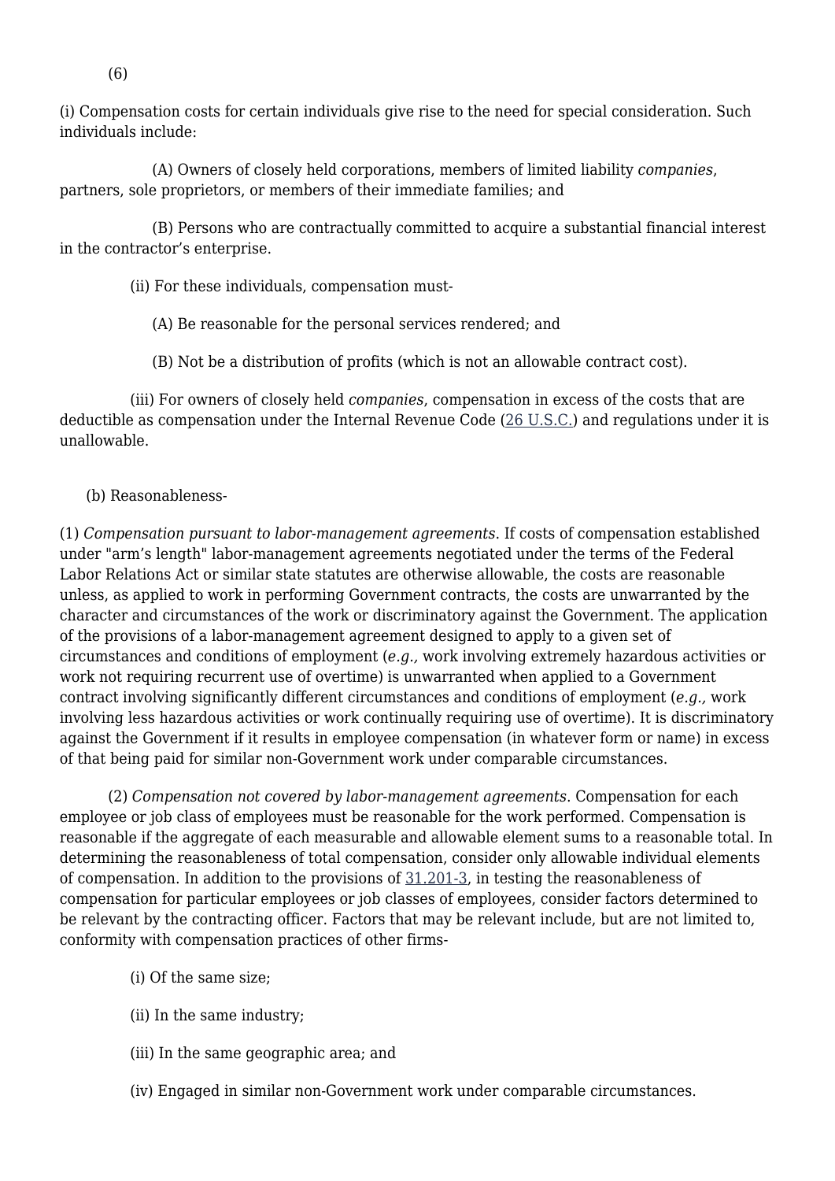(6)

(i) Compensation costs for certain individuals give rise to the need for special consideration. Such individuals include:

(A) Owners of closely held corporations, members of limited liability *companies*, partners, sole proprietors, or members of their immediate families; and

(B) Persons who are contractually committed to acquire a substantial financial interest in the contractor's enterprise.

(ii) For these individuals, compensation must-

(A) Be reasonable for the personal services rendered; and

(B) Not be a distribution of profits (which is not an allowable contract cost).

(iii) For owners of closely held *companies*, compensation in excess of the costs that are deductible as compensation under the Internal Revenue Code (26 U.S.C.) and regulations under it is unallowable.

(b) Reasonableness-

(1) *Compensation pursuant to labor-management agreements*. If costs of compensation established under "arm's length" labor-management agreements negotiated under the terms of the Federal Labor Relations Act or similar state statutes are otherwise allowable, the costs are reasonable unless, as applied to work in performing Government contracts, the costs are unwarranted by the character and circumstances of the work or discriminatory against the Government. The application of the provisions of a labor-management agreement designed to apply to a given set of circumstances and conditions of employment (*e.g.,* work involving extremely hazardous activities or work not requiring recurrent use of overtime) is unwarranted when applied to a Government contract involving significantly different circumstances and conditions of employment (*e.g.,* work involving less hazardous activities or work continually requiring use of overtime). It is discriminatory against the Government if it results in employee compensation (in whatever form or name) in excess of that being paid for similar non-Government work under comparable circumstances.

(2) *Compensation not covered by labor-management agreements*. Compensation for each employee or job class of employees must be reasonable for the work performed. Compensation is reasonable if the aggregate of each measurable and allowable element sums to a reasonable total. In determining the reasonableness of total compensation, consider only allowable individual elements of compensation. In addition to the provisions of 31.201-3, in testing the reasonableness of compensation for particular employees or job classes of employees, consider factors determined to be relevant by the contracting officer. Factors that may be relevant include, but are not limited to, conformity with compensation practices of other firms-

(i) Of the same size;

(ii) In the same industry;

(iii) In the same geographic area; and

(iv) Engaged in similar non-Government work under comparable circumstances.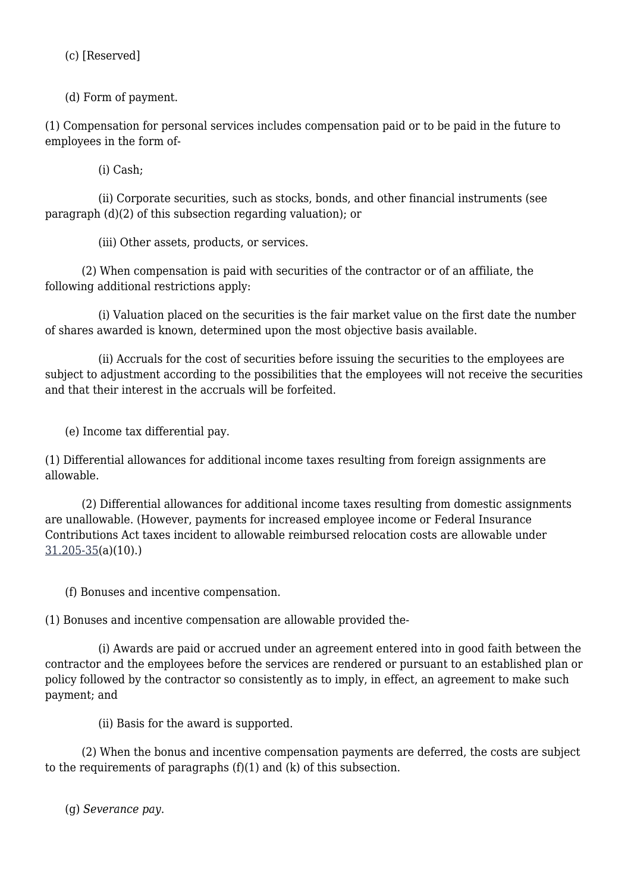(c) [Reserved]

(d) Form of payment.

(1) Compensation for personal services includes compensation paid or to be paid in the future to employees in the form of-

(i) Cash;

(ii) Corporate securities, such as stocks, bonds, and other financial instruments (see paragraph (d)(2) of this subsection regarding valuation); or

(iii) Other assets, products, or services.

(2) When compensation is paid with securities of the contractor or of an affiliate, the following additional restrictions apply:

(i) Valuation placed on the securities is the fair market value on the first date the number of shares awarded is known, determined upon the most objective basis available.

(ii) Accruals for the cost of securities before issuing the securities to the employees are subject to adjustment according to the possibilities that the employees will not receive the securities and that their interest in the accruals will be forfeited.

(e) Income tax differential pay.

(1) Differential allowances for additional income taxes resulting from foreign assignments are allowable.

(2) Differential allowances for additional income taxes resulting from domestic assignments are unallowable. (However, payments for increased employee income or Federal Insurance Contributions Act taxes incident to allowable reimbursed relocation costs are allowable under 31.205-35(a)(10).)

(f) Bonuses and incentive compensation.

(1) Bonuses and incentive compensation are allowable provided the-

(i) Awards are paid or accrued under an agreement entered into in good faith between the contractor and the employees before the services are rendered or pursuant to an established plan or policy followed by the contractor so consistently as to imply, in effect, an agreement to make such payment; and

(ii) Basis for the award is supported.

(2) When the bonus and incentive compensation payments are deferred, the costs are subject to the requirements of paragraphs (f)(1) and (k) of this subsection.

(g) *Severance pay.*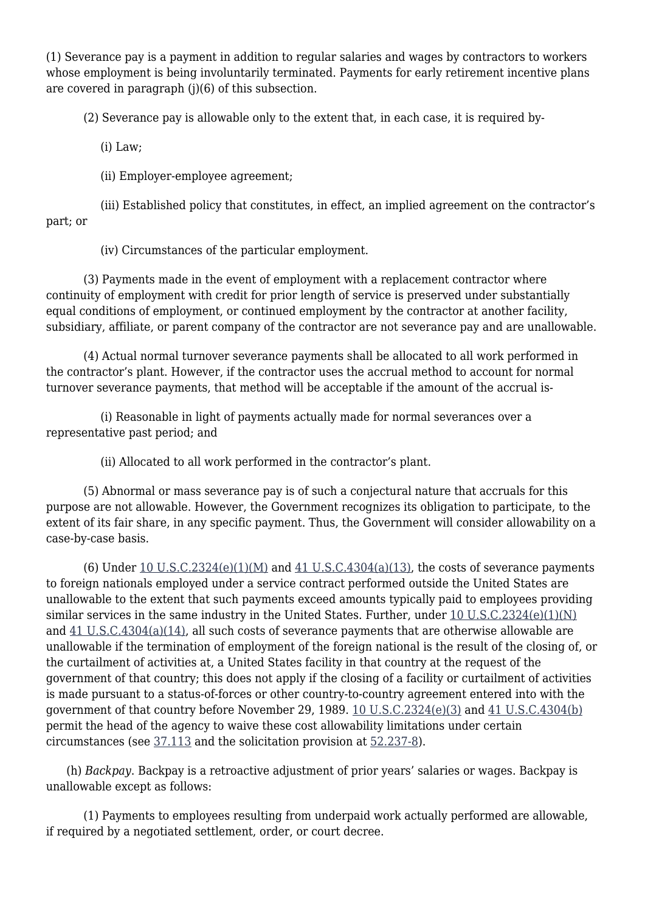(1) Severance pay is a payment in addition to regular salaries and wages by contractors to workers whose employment is being involuntarily terminated. Payments for early retirement incentive plans are covered in paragraph (j)(6) of this subsection.

(2) Severance pay is allowable only to the extent that, in each case, it is required by-

(i) Law;

(ii) Employer-employee agreement;

(iii) Established policy that constitutes, in effect, an implied agreement on the contractor's part; or

(iv) Circumstances of the particular employment.

(3) Payments made in the event of employment with a replacement contractor where continuity of employment with credit for prior length of service is preserved under substantially equal conditions of employment, or continued employment by the contractor at another facility, subsidiary, affiliate, or parent company of the contractor are not severance pay and are unallowable.

(4) Actual normal turnover severance payments shall be allocated to all work performed in the contractor's plant. However, if the contractor uses the accrual method to account for normal turnover severance payments, that method will be acceptable if the amount of the accrual is-

(i) Reasonable in light of payments actually made for normal severances over a representative past period; and

(ii) Allocated to all work performed in the contractor's plant.

(5) Abnormal or mass severance pay is of such a conjectural nature that accruals for this purpose are not allowable. However, the Government recognizes its obligation to participate, to the extent of its fair share, in any specific payment. Thus, the Government will consider allowability on a case-by-case basis.

(6) Under 10 U.S.C.2324(e)(1)(M) and 41 U.S.C.4304(a)(13), the costs of severance payments to foreign nationals employed under a service contract performed outside the United States are unallowable to the extent that such payments exceed amounts typically paid to employees providing similar services in the same industry in the United States. Further, under 10 U.S.C.2324(e)(1)(N) and 41 U.S.C.4304(a)(14), all such costs of severance payments that are otherwise allowable are unallowable if the termination of employment of the foreign national is the result of the closing of, or the curtailment of activities at, a United States facility in that country at the request of the government of that country; this does not apply if the closing of a facility or curtailment of activities is made pursuant to a status-of-forces or other country-to-country agreement entered into with the government of that country before November 29, 1989. 10 U.S.C.2324(e)(3) and 41 U.S.C.4304(b) permit the head of the agency to waive these cost allowability limitations under certain circumstances (see 37.113 and the solicitation provision at 52.237-8).

(h) *Backpay*. Backpay is a retroactive adjustment of prior years' salaries or wages. Backpay is unallowable except as follows:

(1) Payments to employees resulting from underpaid work actually performed are allowable, if required by a negotiated settlement, order, or court decree.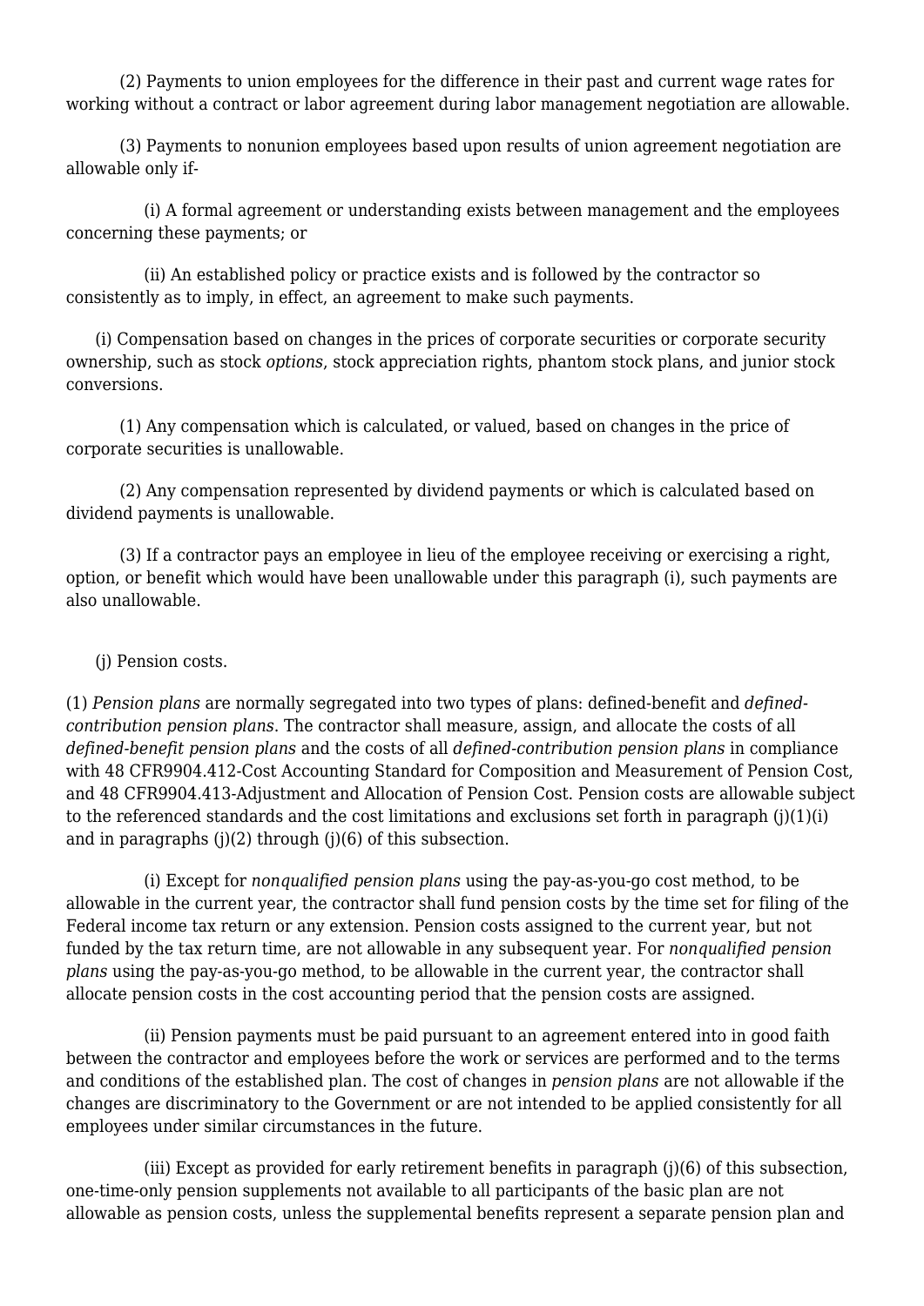(2) Payments to union employees for the difference in their past and current wage rates for working without a contract or labor agreement during labor management negotiation are allowable.

(3) Payments to nonunion employees based upon results of union agreement negotiation are allowable only if-

(i) A formal agreement or understanding exists between management and the employees concerning these payments; or

(ii) An established policy or practice exists and is followed by the contractor so consistently as to imply, in effect, an agreement to make such payments.

(i) Compensation based on changes in the prices of corporate securities or corporate security ownership, such as stock *options*, stock appreciation rights, phantom stock plans, and junior stock conversions.

(1) Any compensation which is calculated, or valued, based on changes in the price of corporate securities is unallowable.

(2) Any compensation represented by dividend payments or which is calculated based on dividend payments is unallowable.

(3) If a contractor pays an employee in lieu of the employee receiving or exercising a right, option, or benefit which would have been unallowable under this paragraph (i), such payments are also unallowable.

(j) Pension costs.

(1) *Pension plans* are normally segregated into two types of plans: defined-benefit and *defined-contribution pension plans*. The contractor shall measure, assign, and allocate the costs of all *defined-benefit pension plans* and the costs of all *defined-contribution pension plans* in compliance with 48 CFR9904.412-Cost Accounting Standard for Composition and Measurement of Pension Cost, and 48 CFR9904.413-Adjustment and Allocation of Pension Cost. Pension costs are allowable subject to the referenced standards and the cost limitations and exclusions set forth in paragraph (j)(1)(i) and in paragraphs (j)(2) through (j)(6) of this subsection.

(i) Except for *nonqualified pension plans* using the pay-as-you-go cost method, to be allowable in the current year, the contractor shall fund pension costs by the time set for filing of the Federal income tax return or any extension. Pension costs assigned to the current year, but not funded by the tax return time, are not allowable in any subsequent year. For *nonqualified pension plans* using the pay-as-you-go method, to be allowable in the current year, the contractor shall allocate pension costs in the cost accounting period that the pension costs are assigned.

(ii) Pension payments must be paid pursuant to an agreement entered into in good faith between the contractor and employees before the work or services are performed and to the terms and conditions of the established plan. The cost of changes in *pension plans* are not allowable if the changes are discriminatory to the Government or are not intended to be applied consistently for all employees under similar circumstances in the future.

(iii) Except as provided for early retirement benefits in paragraph (j)(6) of this subsection, one-time-only pension supplements not available to all participants of the basic plan are not allowable as pension costs, unless the supplemental benefits represent a separate pension plan and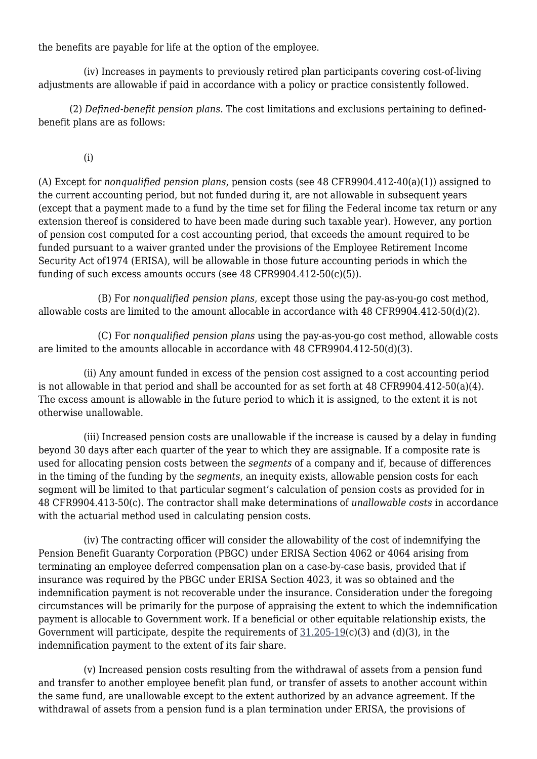the benefits are payable for life at the option of the employee.

(iv) Increases in payments to previously retired plan participants covering cost-of-living adjustments are allowable if paid in accordance with a policy or practice consistently followed.

(2) *Defined-benefit pension plans*. The cost limitations and exclusions pertaining to defined-benefit plans are as follows:

(i)

(A) Except for *nonqualified pension plans*, pension costs (see 48 CFR9904.412-40(a)(1)) assigned to the current accounting period, but not funded during it, are not allowable in subsequent years (except that a payment made to a fund by the time set for filing the Federal income tax return or any extension thereof is considered to have been made during such taxable year). However, any portion of pension cost computed for a cost accounting period, that exceeds the amount required to be funded pursuant to a waiver granted under the provisions of the Employee Retirement Income Security Act of1974 (ERISA), will be allowable in those future accounting periods in which the funding of such excess amounts occurs (see 48 CFR9904.412-50(c)(5)).

(B) For *nonqualified pension plans*, except those using the pay-as-you-go cost method, allowable costs are limited to the amount allocable in accordance with 48 CFR9904.412-50(d)(2).

(C) For *nonqualified pension plans* using the pay-as-you-go cost method, allowable costs are limited to the amounts allocable in accordance with 48 CFR9904.412-50(d)(3).

(ii) Any amount funded in excess of the pension cost assigned to a cost accounting period is not allowable in that period and shall be accounted for as set forth at 48 CFR9904.412-50(a)(4). The excess amount is allowable in the future period to which it is assigned, to the extent it is not otherwise unallowable.

(iii) Increased pension costs are unallowable if the increase is caused by a delay in funding beyond 30 days after each quarter of the year to which they are assignable. If a composite rate is used for allocating pension costs between the *segments* of a company and if, because of differences in the timing of the funding by the *segments*, an inequity exists, allowable pension costs for each segment will be limited to that particular segment's calculation of pension costs as provided for in 48 CFR9904.413-50(c). The contractor shall make determinations of *unallowable costs* in accordance with the actuarial method used in calculating pension costs.

(iv) The contracting officer will consider the allowability of the cost of indemnifying the Pension Benefit Guaranty Corporation (PBGC) under ERISA Section 4062 or 4064 arising from terminating an employee deferred compensation plan on a case-by-case basis, provided that if insurance was required by the PBGC under ERISA Section 4023, it was so obtained and the indemnification payment is not recoverable under the insurance. Consideration under the foregoing circumstances will be primarily for the purpose of appraising the extent to which the indemnification payment is allocable to Government work. If a beneficial or other equitable relationship exists, the Government will participate, despite the requirements of 31.205-19(c)(3) and (d)(3), in the indemnification payment to the extent of its fair share.

(v) Increased pension costs resulting from the withdrawal of assets from a pension fund and transfer to another employee benefit plan fund, or transfer of assets to another account within the same fund, are unallowable except to the extent authorized by an advance agreement. If the withdrawal of assets from a pension fund is a plan termination under ERISA, the provisions of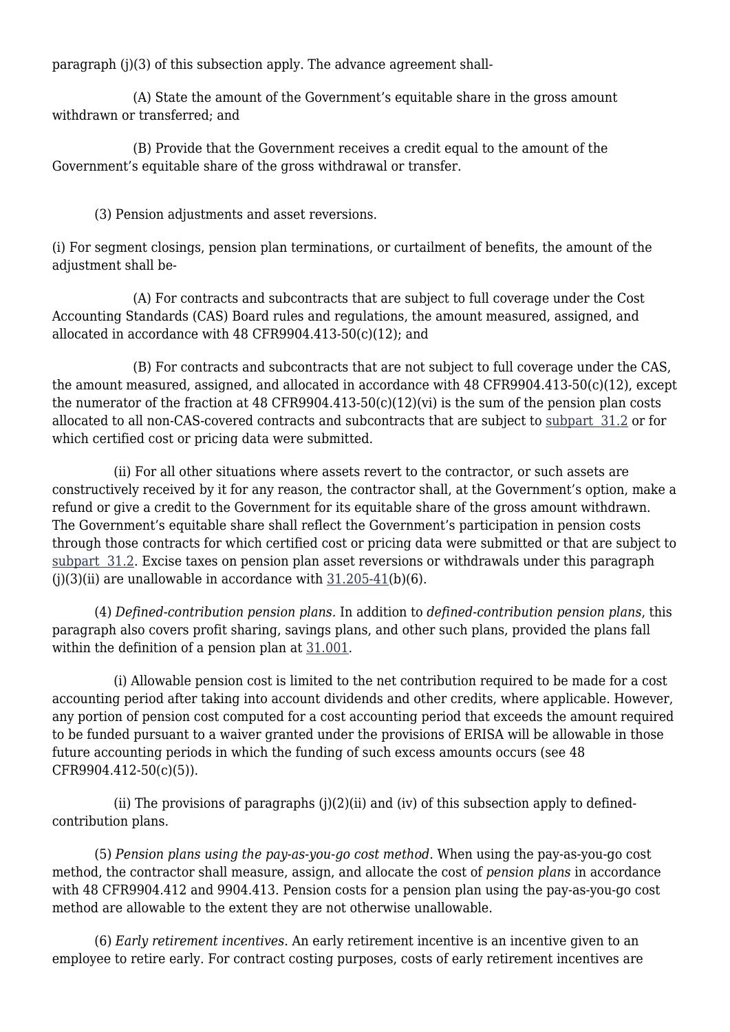paragraph (j)(3) of this subsection apply. The advance agreement shall-

(A) State the amount of the Government's equitable share in the gross amount withdrawn or transferred; and

(B) Provide that the Government receives a credit equal to the amount of the Government's equitable share of the gross withdrawal or transfer.

(3) Pension adjustments and asset reversions.

(i) For segment closings, pension plan terminations, or curtailment of benefits, the amount of the adjustment shall be-

(A) For contracts and subcontracts that are subject to full coverage under the Cost Accounting Standards (CAS) Board rules and regulations, the amount measured, assigned, and allocated in accordance with 48 CFR9904.413-50(c)(12); and

(B) For contracts and subcontracts that are not subject to full coverage under the CAS, the amount measured, assigned, and allocated in accordance with 48 CFR9904.413-50(c)(12), except the numerator of the fraction at 48 CFR9904.413-50(c)(12)(vi) is the sum of the pension plan costs allocated to all non-CAS-covered contracts and subcontracts that are subject to subpart 31.2 or for which certified cost or pricing data were submitted.

(ii) For all other situations where assets revert to the contractor, or such assets are constructively received by it for any reason, the contractor shall, at the Government's option, make a refund or give a credit to the Government for its equitable share of the gross amount withdrawn. The Government's equitable share shall reflect the Government's participation in pension costs through those contracts for which certified cost or pricing data were submitted or that are subject to subpart 31.2. Excise taxes on pension plan asset reversions or withdrawals under this paragraph (j)(3)(ii) are unallowable in accordance with 31.205-41(b)(6).

(4) *Defined-contribution pension plans.* In addition to *defined-contribution pension plans*, this paragraph also covers profit sharing, savings plans, and other such plans, provided the plans fall within the definition of a pension plan at 31.001.

(i) Allowable pension cost is limited to the net contribution required to be made for a cost accounting period after taking into account dividends and other credits, where applicable. However, any portion of pension cost computed for a cost accounting period that exceeds the amount required to be funded pursuant to a waiver granted under the provisions of ERISA will be allowable in those future accounting periods in which the funding of such excess amounts occurs (see 48 CFR9904.412-50(c)(5)).

(ii) The provisions of paragraphs (j)(2)(ii) and (iv) of this subsection apply to defined-contribution plans.

(5) *Pension plans using the pay-as-you-go cost method*. When using the pay-as-you-go cost method, the contractor shall measure, assign, and allocate the cost of *pension plans* in accordance with 48 CFR9904.412 and 9904.413. Pension costs for a pension plan using the pay-as-you-go cost method are allowable to the extent they are not otherwise unallowable.

(6) *Early retirement incentives*. An early retirement incentive is an incentive given to an employee to retire early. For contract costing purposes, costs of early retirement incentives are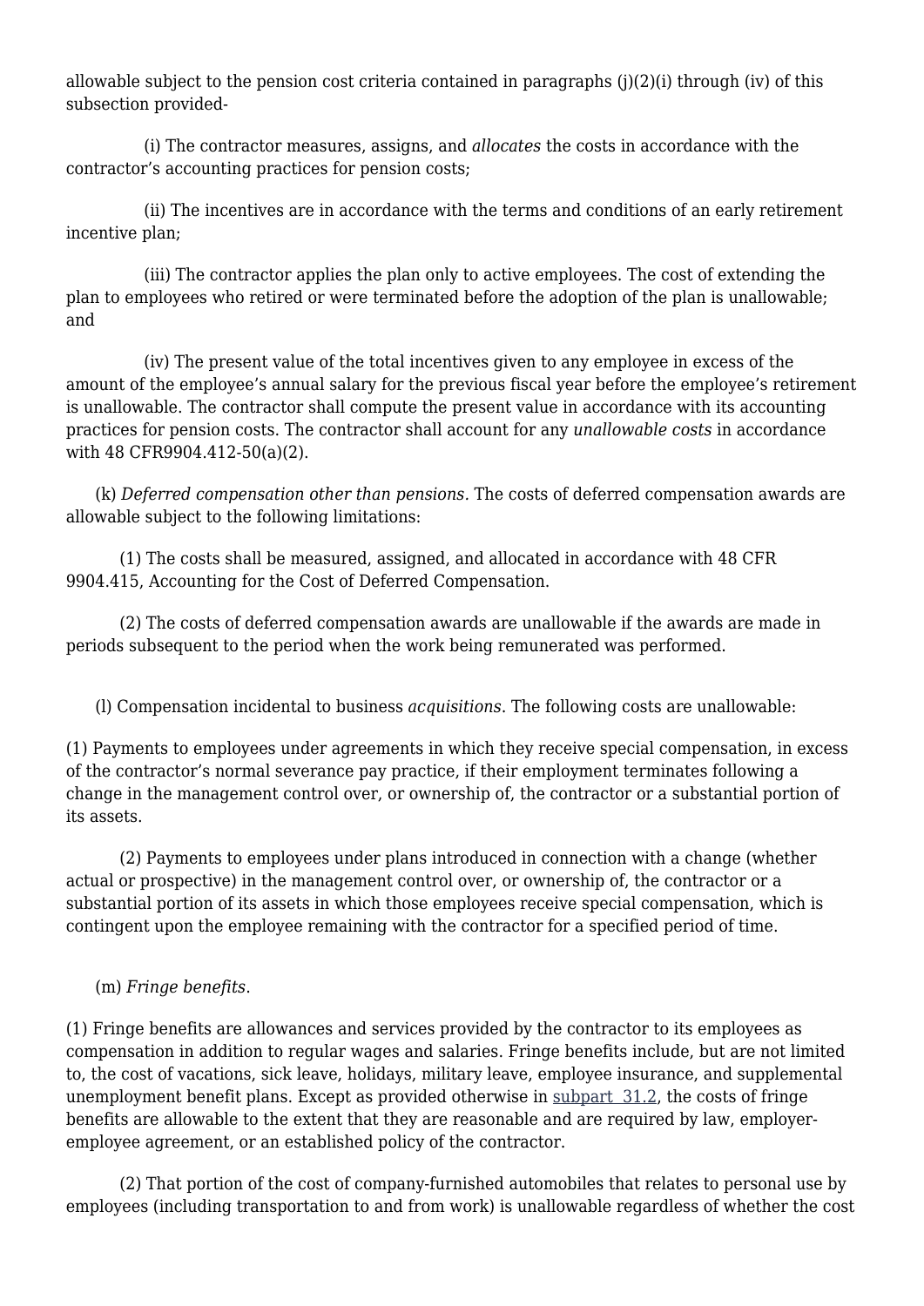allowable subject to the pension cost criteria contained in paragraphs (j)(2)(i) through (iv) of this subsection provided-

(i) The contractor measures, assigns, and *allocates* the costs in accordance with the contractor's accounting practices for pension costs;

(ii) The incentives are in accordance with the terms and conditions of an early retirement incentive plan;

(iii) The contractor applies the plan only to active employees. The cost of extending the plan to employees who retired or were terminated before the adoption of the plan is unallowable; and

(iv) The present value of the total incentives given to any employee in excess of the amount of the employee's annual salary for the previous fiscal year before the employee's retirement is unallowable. The contractor shall compute the present value in accordance with its accounting practices for pension costs. The contractor shall account for any *unallowable costs* in accordance with 48 CFR9904.412-50(a)(2).

(k) *Deferred compensation other than pensions*. The costs of deferred compensation awards are allowable subject to the following limitations:

(1) The costs shall be measured, assigned, and allocated in accordance with 48 CFR 9904.415, Accounting for the Cost of Deferred Compensation.

(2) The costs of deferred compensation awards are unallowable if the awards are made in periods subsequent to the period when the work being remunerated was performed.

(l) Compensation incidental to business *acquisitions*. The following costs are unallowable:

(1) Payments to employees under agreements in which they receive special compensation, in excess of the contractor's normal severance pay practice, if their employment terminates following a change in the management control over, or ownership of, the contractor or a substantial portion of its assets.

(2) Payments to employees under plans introduced in connection with a change (whether actual or prospective) in the management control over, or ownership of, the contractor or a substantial portion of its assets in which those employees receive special compensation, which is contingent upon the employee remaining with the contractor for a specified period of time.

(m) *Fringe benefits*.

(1) Fringe benefits are allowances and services provided by the contractor to its employees as compensation in addition to regular wages and salaries. Fringe benefits include, but are not limited to, the cost of vacations, sick leave, holidays, military leave, employee insurance, and supplemental unemployment benefit plans. Except as provided otherwise in subpart 31.2, the costs of fringe benefits are allowable to the extent that they are reasonable and are required by law, employer-employee agreement, or an established policy of the contractor.

(2) That portion of the cost of company-furnished automobiles that relates to personal use by employees (including transportation to and from work) is unallowable regardless of whether the cost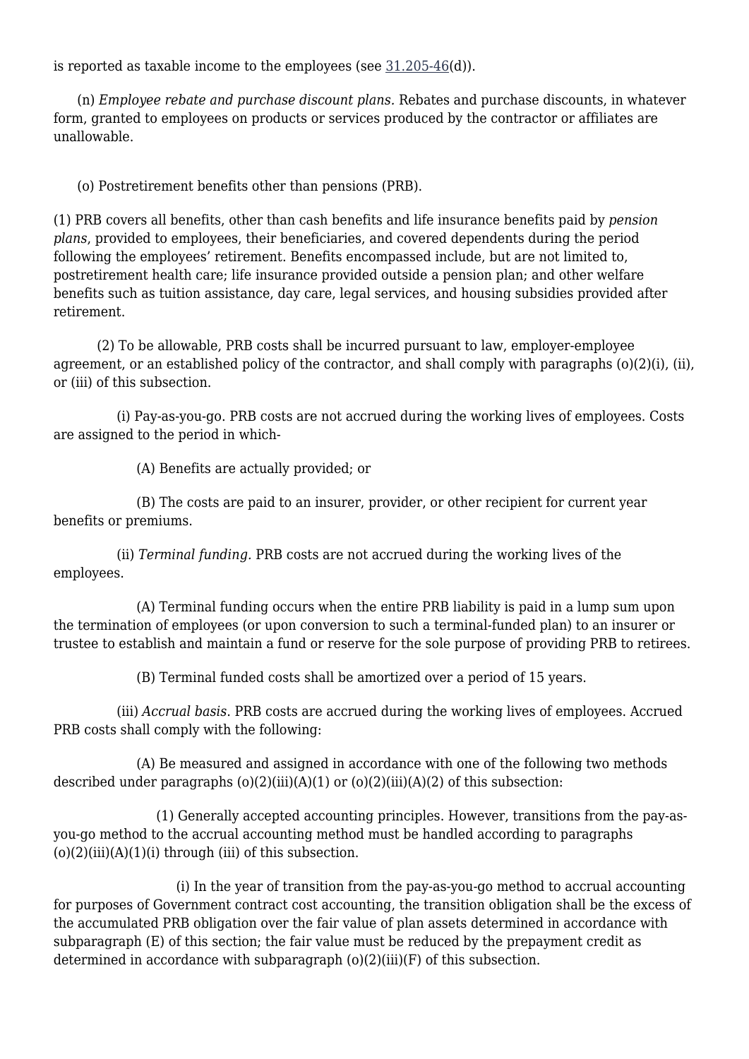is reported as taxable income to the employees (see 31.205-46(d)).

(n) *Employee rebate and purchase discount plans.* Rebates and purchase discounts, in whatever form, granted to employees on products or services produced by the contractor or affiliates are unallowable.

(o) Postretirement benefits other than pensions (PRB).

(1) PRB covers all benefits, other than cash benefits and life insurance benefits paid by *pension plans*, provided to employees, their beneficiaries, and covered dependents during the period following the employees' retirement. Benefits encompassed include, but are not limited to, postretirement health care; life insurance provided outside a pension plan; and other welfare benefits such as tuition assistance, day care, legal services, and housing subsidies provided after retirement.

(2) To be allowable, PRB costs shall be incurred pursuant to law, employer-employee agreement, or an established policy of the contractor, and shall comply with paragraphs (o)(2)(i), (ii), or (iii) of this subsection.

(i) Pay-as-you-go. PRB costs are not accrued during the working lives of employees. Costs are assigned to the period in which-

(A) Benefits are actually provided; or

(B) The costs are paid to an insurer, provider, or other recipient for current year benefits or premiums.

(ii) *Terminal funding.* PRB costs are not accrued during the working lives of the employees.

(A) Terminal funding occurs when the entire PRB liability is paid in a lump sum upon the termination of employees (or upon conversion to such a terminal-funded plan) to an insurer or trustee to establish and maintain a fund or reserve for the sole purpose of providing PRB to retirees.

(B) Terminal funded costs shall be amortized over a period of 15 years.

(iii) *Accrual basis*. PRB costs are accrued during the working lives of employees. Accrued PRB costs shall comply with the following:

(A) Be measured and assigned in accordance with one of the following two methods described under paragraphs (o)(2)(iii)(A)(1) or (o)(2)(iii)(A)(2) of this subsection:

(1) Generally accepted accounting principles. However, transitions from the pay-as-you-go method to the accrual accounting method must be handled according to paragraphs (o)(2)(iii)(A)(1)(i) through (iii) of this subsection.

(i) In the year of transition from the pay-as-you-go method to accrual accounting for purposes of Government contract cost accounting, the transition obligation shall be the excess of the accumulated PRB obligation over the fair value of plan assets determined in accordance with subparagraph (E) of this section; the fair value must be reduced by the prepayment credit as determined in accordance with subparagraph (o)(2)(iii)(F) of this subsection.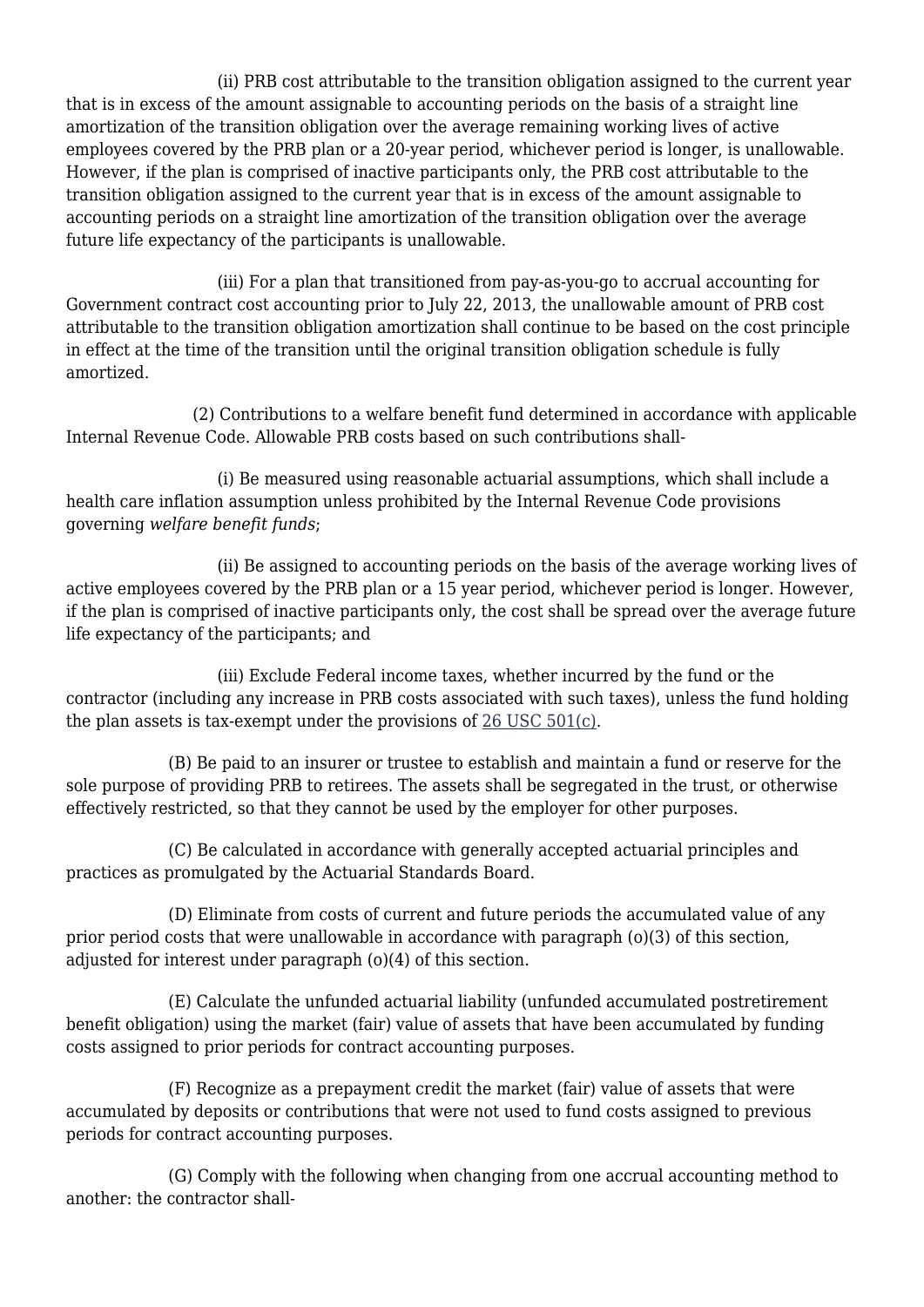(ii) PRB cost attributable to the transition obligation assigned to the current year that is in excess of the amount assignable to accounting periods on the basis of a straight line amortization of the transition obligation over the average remaining working lives of active employees covered by the PRB plan or a 20-year period, whichever period is longer, is unallowable. However, if the plan is comprised of inactive participants only, the PRB cost attributable to the transition obligation assigned to the current year that is in excess of the amount assignable to accounting periods on a straight line amortization of the transition obligation over the average future life expectancy of the participants is unallowable.

(iii) For a plan that transitioned from pay-as-you-go to accrual accounting for Government contract cost accounting prior to July 22, 2013, the unallowable amount of PRB cost attributable to the transition obligation amortization shall continue to be based on the cost principle in effect at the time of the transition until the original transition obligation schedule is fully amortized.

(2) Contributions to a welfare benefit fund determined in accordance with applicable Internal Revenue Code. Allowable PRB costs based on such contributions shall-

(i) Be measured using reasonable actuarial assumptions, which shall include a health care inflation assumption unless prohibited by the Internal Revenue Code provisions governing *welfare benefit funds*;

(ii) Be assigned to accounting periods on the basis of the average working lives of active employees covered by the PRB plan or a 15 year period, whichever period is longer. However, if the plan is comprised of inactive participants only, the cost shall be spread over the average future life expectancy of the participants; and

(iii) Exclude Federal income taxes, whether incurred by the fund or the contractor (including any increase in PRB costs associated with such taxes), unless the fund holding the plan assets is tax-exempt under the provisions of 26 USC 501(c).

(B) Be paid to an insurer or trustee to establish and maintain a fund or reserve for the sole purpose of providing PRB to retirees. The assets shall be segregated in the trust, or otherwise effectively restricted, so that they cannot be used by the employer for other purposes.

(C) Be calculated in accordance with generally accepted actuarial principles and practices as promulgated by the Actuarial Standards Board.

(D) Eliminate from costs of current and future periods the accumulated value of any prior period costs that were unallowable in accordance with paragraph (o)(3) of this section, adjusted for interest under paragraph (o)(4) of this section.

(E) Calculate the unfunded actuarial liability (unfunded accumulated postretirement benefit obligation) using the market (fair) value of assets that have been accumulated by funding costs assigned to prior periods for contract accounting purposes.

(F) Recognize as a prepayment credit the market (fair) value of assets that were accumulated by deposits or contributions that were not used to fund costs assigned to previous periods for contract accounting purposes.

(G) Comply with the following when changing from one accrual accounting method to another: the contractor shall-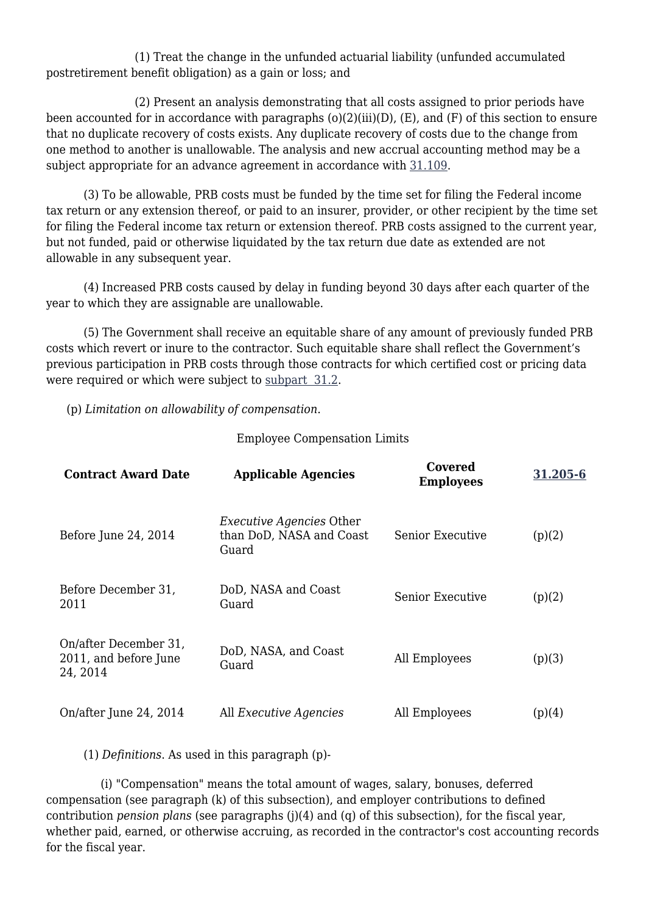(1) Treat the change in the unfunded actuarial liability (unfunded accumulated postretirement benefit obligation) as a gain or loss; and

(2) Present an analysis demonstrating that all costs assigned to prior periods have been accounted for in accordance with paragraphs (o)(2)(iii)(D), (E), and (F) of this section to ensure that no duplicate recovery of costs exists. Any duplicate recovery of costs due to the change from one method to another is unallowable. The analysis and new accrual accounting method may be a subject appropriate for an advance agreement in accordance with 31.109.

(3) To be allowable, PRB costs must be funded by the time set for filing the Federal income tax return or any extension thereof, or paid to an insurer, provider, or other recipient by the time set for filing the Federal income tax return or extension thereof. PRB costs assigned to the current year, but not funded, paid or otherwise liquidated by the tax return due date as extended are not allowable in any subsequent year.

(4) Increased PRB costs caused by delay in funding beyond 30 days after each quarter of the year to which they are assignable are unallowable.

(5) The Government shall receive an equitable share of any amount of previously funded PRB costs which revert or inure to the contractor. Such equitable share shall reflect the Government's previous participation in PRB costs through those contracts for which certified cost or pricing data were required or which were subject to subpart 31.2.

(p) *Limitation on allowability of compensation.*

Employee Compensation Limits

| Contract Award Date | Applicable Agencies | Covered Employees | 31.205-6 |
| --- | --- | --- | --- |
| Before June 24, 2014 | *Executive Agencies* Other than DoD, NASA and Coast Guard | Senior Executive | (p)(2) |
| Before December 31, 2011 | DoD, NASA and Coast Guard | Senior Executive | (p)(2) |
| On/after December 31, 2011, and before June 24, 2014 | DoD, NASA, and Coast Guard | All Employees | (p)(3) |
| On/after June 24, 2014 | All *Executive Agencies* | All Employees | (p)(4) |

(1) *Definitions*. As used in this paragraph (p)-

(i) "Compensation" means the total amount of wages, salary, bonuses, deferred compensation (see paragraph (k) of this subsection), and employer contributions to defined contribution *pension plans* (see paragraphs (j)(4) and (q) of this subsection), for the fiscal year, whether paid, earned, or otherwise accruing, as recorded in the contractor's cost accounting records for the fiscal year.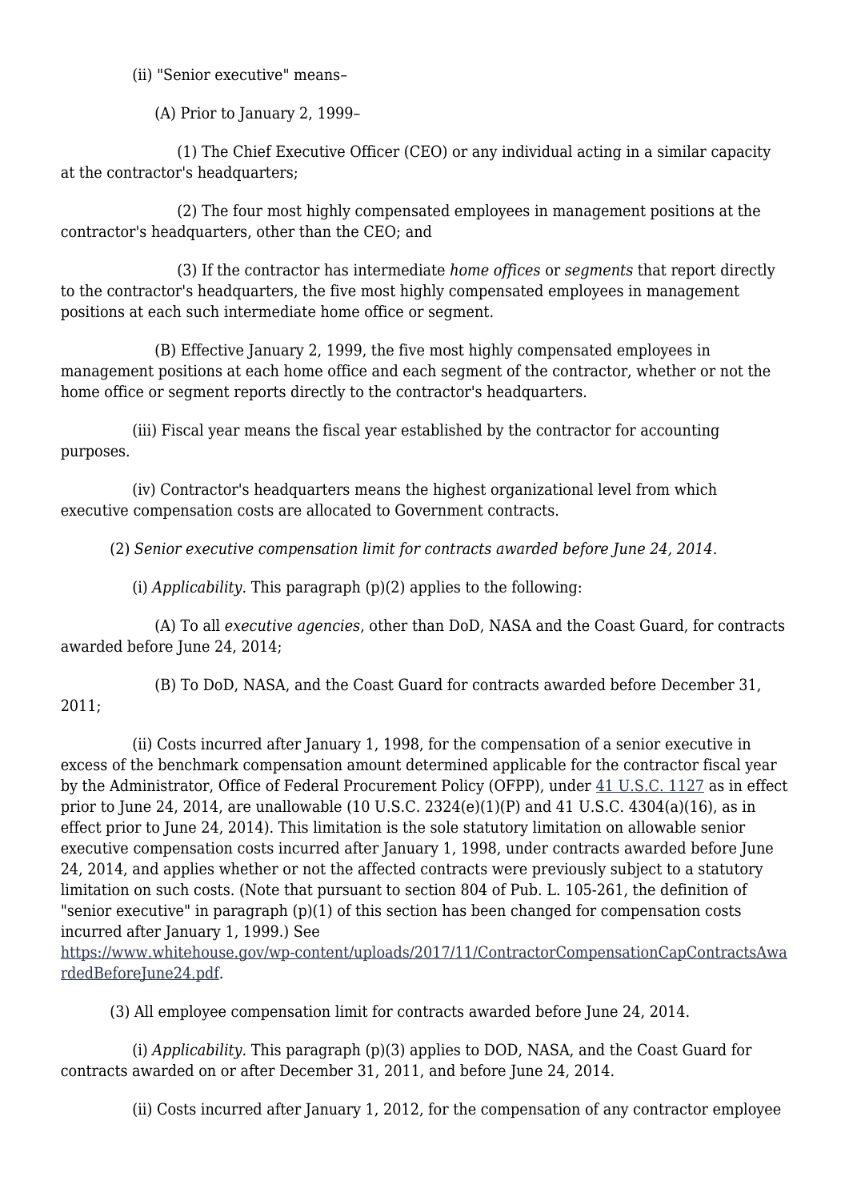(ii) "Senior executive" means–

(A) Prior to January 2, 1999–

(1) The Chief Executive Officer (CEO) or any individual acting in a similar capacity at the contractor's headquarters;

(2) The four most highly compensated employees in management positions at the contractor's headquarters, other than the CEO; and

(3) If the contractor has intermediate *home offices* or *segments* that report directly to the contractor's headquarters, the five most highly compensated employees in management positions at each such intermediate home office or segment.

(B) Effective January 2, 1999, the five most highly compensated employees in management positions at each home office and each segment of the contractor, whether or not the home office or segment reports directly to the contractor's headquarters.

(iii) Fiscal year means the fiscal year established by the contractor for accounting purposes.

(iv) Contractor's headquarters means the highest organizational level from which executive compensation costs are allocated to Government contracts.

(2) *Senior executive compensation limit for contracts awarded before June 24, 2014*.

(i) *Applicability*. This paragraph (p)(2) applies to the following:

(A) To all *executive agencies*, other than DoD, NASA and the Coast Guard, for contracts awarded before June 24, 2014;

(B) To DoD, NASA, and the Coast Guard for contracts awarded before December 31, 2011;

(ii) Costs incurred after January 1, 1998, for the compensation of a senior executive in excess of the benchmark compensation amount determined applicable for the contractor fiscal year by the Administrator, Office of Federal Procurement Policy (OFPP), under [41 U.S.C. 1127](41 U.S.C. 1127) as in effect prior to June 24, 2014, are unallowable (10 U.S.C. 2324(e)(1)(P) and 41 U.S.C. 4304(a)(16), as in effect prior to June 24, 2014). This limitation is the sole statutory limitation on allowable senior executive compensation costs incurred after January 1, 1998, under contracts awarded before June 24, 2014, and applies whether or not the affected contracts were previously subject to a statutory limitation on such costs. (Note that pursuant to section 804 of Pub. L. 105-261, the definition of "senior executive" in paragraph (p)(1) of this section has been changed for compensation costs incurred after January 1, 1999.) See [https://www.whitehouse.gov/wp-content/uploads/2017/11/ContractorCompensationCapContractsAwardedBeforeJune24.pdf](https://www.whitehouse.gov/wp-content/uploads/2017/11/ContractorCompensationCapContractsAwardedBeforeJune24.pdf).

(3) All employee compensation limit for contracts awarded before June 24, 2014.

(i) *Applicability*. This paragraph (p)(3) applies to DOD, NASA, and the Coast Guard for contracts awarded on or after December 31, 2011, and before June 24, 2014.

(ii) Costs incurred after January 1, 2012, for the compensation of any contractor employee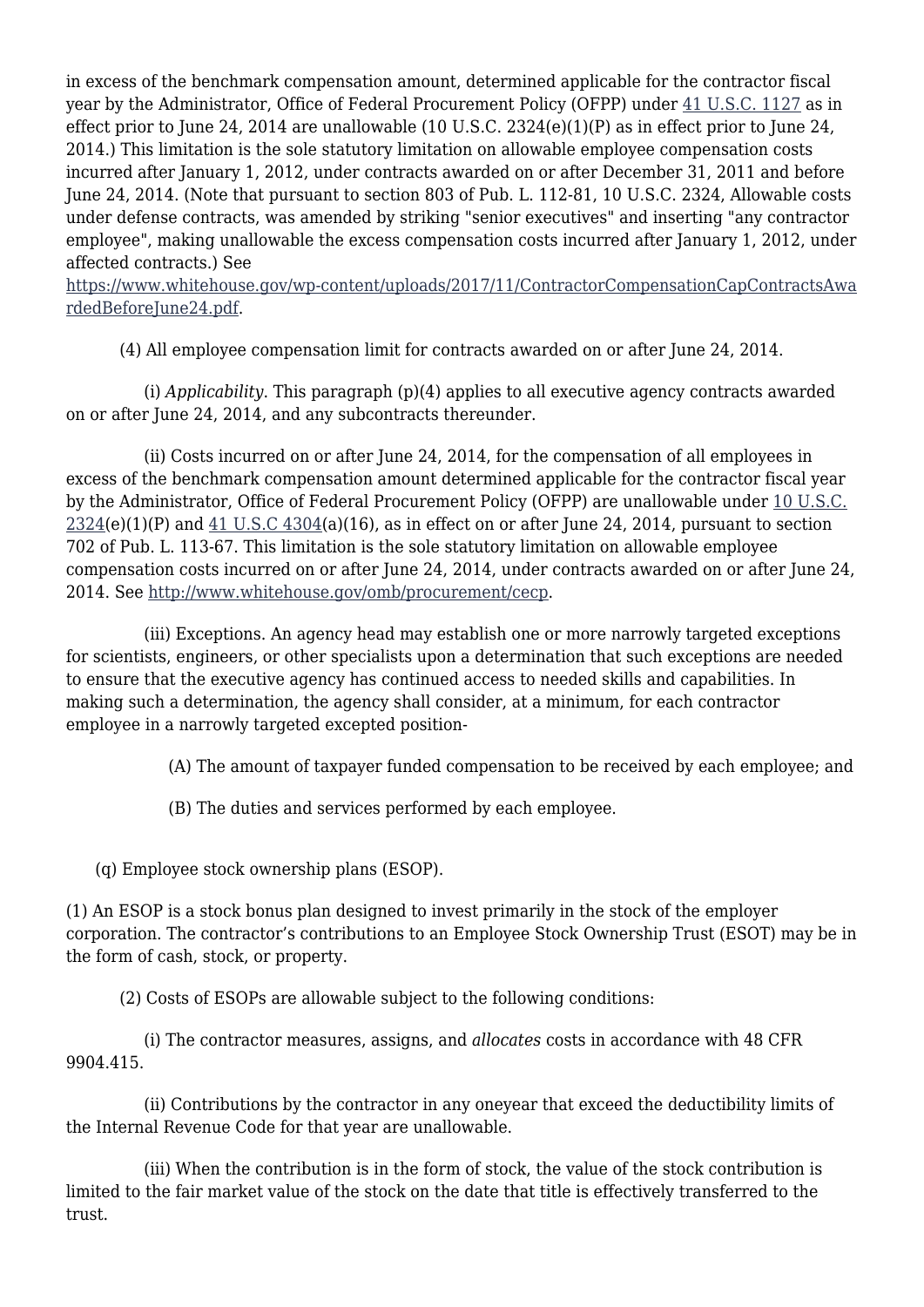in excess of the benchmark compensation amount, determined applicable for the contractor fiscal year by the Administrator, Office of Federal Procurement Policy (OFPP) under [41 U.S.C. 1127](#) as in effect prior to June 24, 2014 are unallowable (10 U.S.C. 2324(e)(1)(P) as in effect prior to June 24, 2014.) This limitation is the sole statutory limitation on allowable employee compensation costs incurred after January 1, 2012, under contracts awarded on or after December 31, 2011 and before June 24, 2014. (Note that pursuant to section 803 of Pub. L. 112-81, 10 U.S.C. 2324, Allowable costs under defense contracts, was amended by striking "senior executives" and inserting "any contractor employee", making unallowable the excess compensation costs incurred after January 1, 2012, under affected contracts.) See [https://www.whitehouse.gov/wp-content/uploads/2017/11/ContractorCompensationCapContractsAwardedBeforeJune24.pdf](https://www.whitehouse.gov/wp-content/uploads/2017/11/ContractorCompensationCapContractsAwardedBeforeJune24.pdf).

(4) All employee compensation limit for contracts awarded on or after June 24, 2014.

(i) *Applicability*. This paragraph (p)(4) applies to all executive agency contracts awarded on or after June 24, 2014, and any subcontracts thereunder.

(ii) Costs incurred on or after June 24, 2014, for the compensation of all employees in excess of the benchmark compensation amount determined applicable for the contractor fiscal year by the Administrator, Office of Federal Procurement Policy (OFPP) are unallowable under [10 U.S.C. 2324](#)(e)(1)(P) and [41 U.S.C 4304](#)(a)(16), as in effect on or after June 24, 2014, pursuant to section 702 of Pub. L. 113-67. This limitation is the sole statutory limitation on allowable employee compensation costs incurred on or after June 24, 2014, under contracts awarded on or after June 24, 2014. See [http://www.whitehouse.gov/omb/procurement/cecp](http://www.whitehouse.gov/omb/procurement/cecp).

(iii) Exceptions. An agency head may establish one or more narrowly targeted exceptions for scientists, engineers, or other specialists upon a determination that such exceptions are needed to ensure that the executive agency has continued access to needed skills and capabilities. In making such a determination, the agency shall consider, at a minimum, for each contractor employee in a narrowly targeted excepted position-

(A) The amount of taxpayer funded compensation to be received by each employee; and

(B) The duties and services performed by each employee.

(q) Employee stock ownership plans (ESOP).

(1) An ESOP is a stock bonus plan designed to invest primarily in the stock of the employer corporation. The contractor's contributions to an Employee Stock Ownership Trust (ESOT) may be in the form of cash, stock, or property.

(2) Costs of ESOPs are allowable subject to the following conditions:

(i) The contractor measures, assigns, and *allocates* costs in accordance with 48 CFR 9904.415.

(ii) Contributions by the contractor in any oneyear that exceed the deductibility limits of the Internal Revenue Code for that year are unallowable.

(iii) When the contribution is in the form of stock, the value of the stock contribution is limited to the fair market value of the stock on the date that title is effectively transferred to the trust.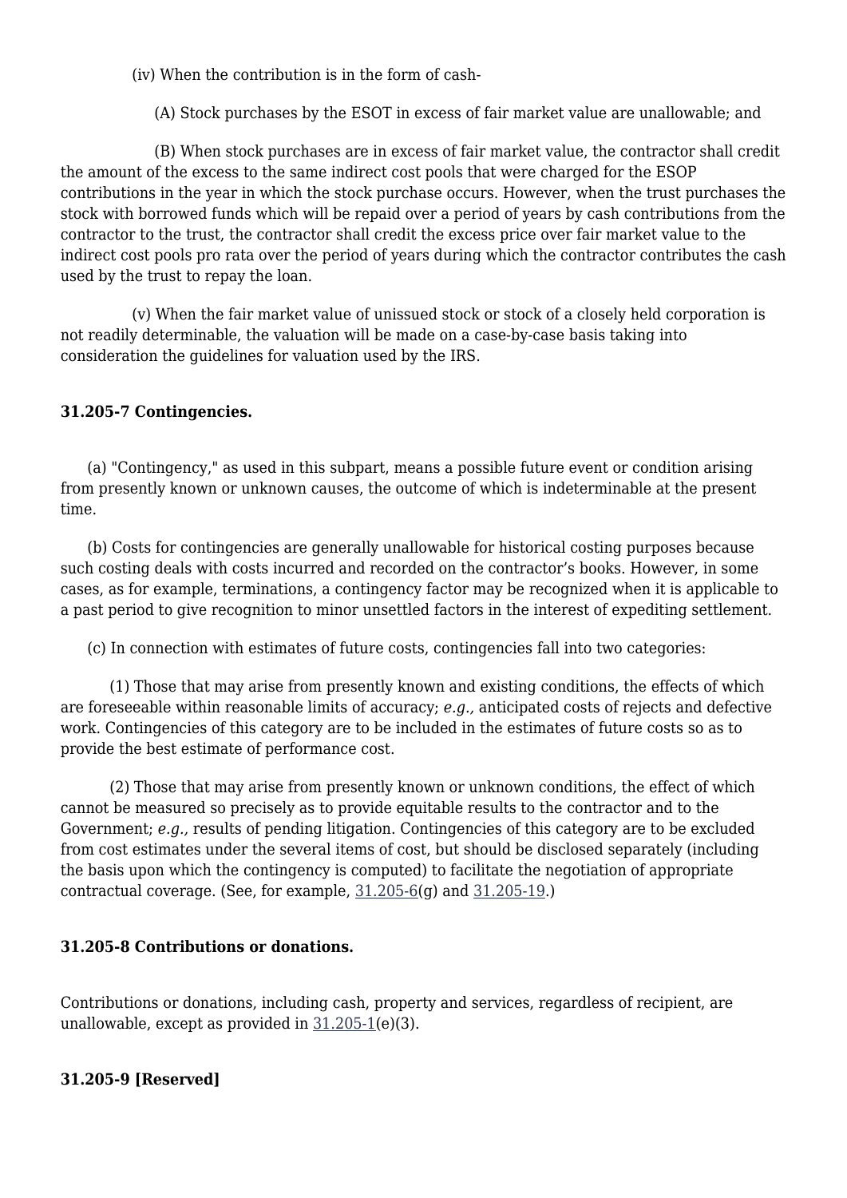(iv) When the contribution is in the form of cash-

(A) Stock purchases by the ESOT in excess of fair market value are unallowable; and

(B) When stock purchases are in excess of fair market value, the contractor shall credit the amount of the excess to the same indirect cost pools that were charged for the ESOP contributions in the year in which the stock purchase occurs. However, when the trust purchases the stock with borrowed funds which will be repaid over a period of years by cash contributions from the contractor to the trust, the contractor shall credit the excess price over fair market value to the indirect cost pools pro rata over the period of years during which the contractor contributes the cash used by the trust to repay the loan.

(v) When the fair market value of unissued stock or stock of a closely held corporation is not readily determinable, the valuation will be made on a case-by-case basis taking into consideration the guidelines for valuation used by the IRS.

### 31.205-7 Contingencies.

(a) "Contingency," as used in this subpart, means a possible future event or condition arising from presently known or unknown causes, the outcome of which is indeterminable at the present time.

(b) Costs for contingencies are generally unallowable for historical costing purposes because such costing deals with costs incurred and recorded on the contractor's books. However, in some cases, as for example, terminations, a contingency factor may be recognized when it is applicable to a past period to give recognition to minor unsettled factors in the interest of expediting settlement.

(c) In connection with estimates of future costs, contingencies fall into two categories:

(1) Those that may arise from presently known and existing conditions, the effects of which are foreseeable within reasonable limits of accuracy; *e.g.,* anticipated costs of rejects and defective work. Contingencies of this category are to be included in the estimates of future costs so as to provide the best estimate of performance cost.

(2) Those that may arise from presently known or unknown conditions, the effect of which cannot be measured so precisely as to provide equitable results to the contractor and to the Government; *e.g.,* results of pending litigation. Contingencies of this category are to be excluded from cost estimates under the several items of cost, but should be disclosed separately (including the basis upon which the contingency is computed) to facilitate the negotiation of appropriate contractual coverage. (See, for example, 31.205-6(g) and 31.205-19.)

### 31.205-8 Contributions or donations.

Contributions or donations, including cash, property and services, regardless of recipient, are unallowable, except as provided in 31.205-1(e)(3).

### 31.205-9 [Reserved]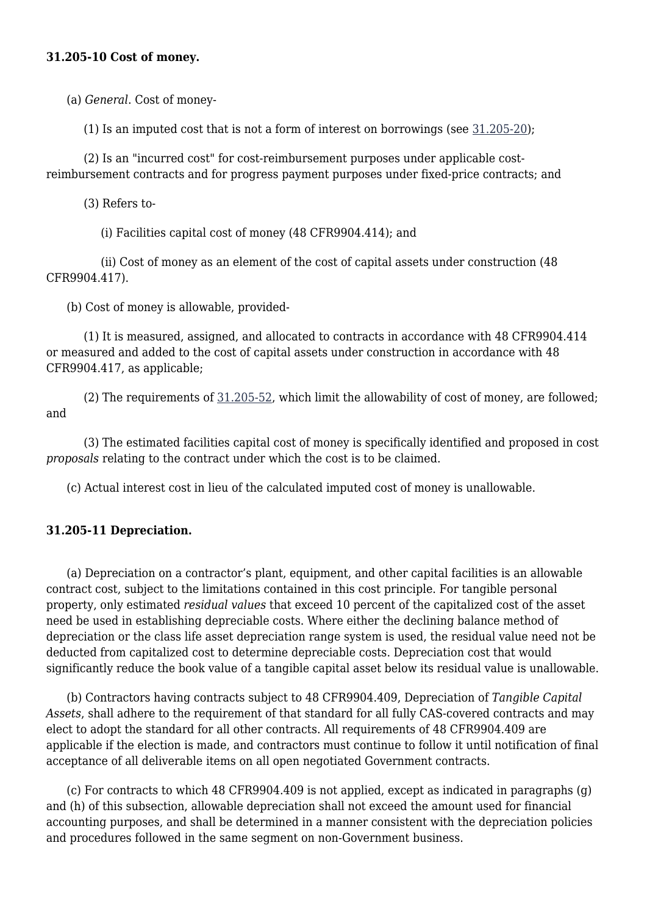**31.205-10 Cost of money.**

(a) *General*. Cost of money-

(1) Is an imputed cost that is not a form of interest on borrowings (see 31.205-20);

(2) Is an "incurred cost" for cost-reimbursement purposes under applicable cost-reimbursement contracts and for progress payment purposes under fixed-price contracts; and

(3) Refers to-

(i) Facilities capital cost of money (48 CFR9904.414); and

(ii) Cost of money as an element of the cost of capital assets under construction (48 CFR9904.417).

(b) Cost of money is allowable, provided-

(1) It is measured, assigned, and allocated to contracts in accordance with 48 CFR9904.414 or measured and added to the cost of capital assets under construction in accordance with 48 CFR9904.417, as applicable;

(2) The requirements of 31.205-52, which limit the allowability of cost of money, are followed; and

(3) The estimated facilities capital cost of money is specifically identified and proposed in cost *proposals* relating to the contract under which the cost is to be claimed.

(c) Actual interest cost in lieu of the calculated imputed cost of money is unallowable.

**31.205-11 Depreciation.**

(a) Depreciation on a contractor's plant, equipment, and other capital facilities is an allowable contract cost, subject to the limitations contained in this cost principle. For tangible personal property, only estimated *residual values* that exceed 10 percent of the capitalized cost of the asset need be used in establishing depreciable costs. Where either the declining balance method of depreciation or the class life asset depreciation range system is used, the residual value need not be deducted from capitalized cost to determine depreciable costs. Depreciation cost that would significantly reduce the book value of a tangible capital asset below its residual value is unallowable.

(b) Contractors having contracts subject to 48 CFR9904.409, Depreciation of *Tangible Capital Assets*, shall adhere to the requirement of that standard for all fully CAS-covered contracts and may elect to adopt the standard for all other contracts. All requirements of 48 CFR9904.409 are applicable if the election is made, and contractors must continue to follow it until notification of final acceptance of all deliverable items on all open negotiated Government contracts.

(c) For contracts to which 48 CFR9904.409 is not applied, except as indicated in paragraphs (g) and (h) of this subsection, allowable depreciation shall not exceed the amount used for financial accounting purposes, and shall be determined in a manner consistent with the depreciation policies and procedures followed in the same segment on non-Government business.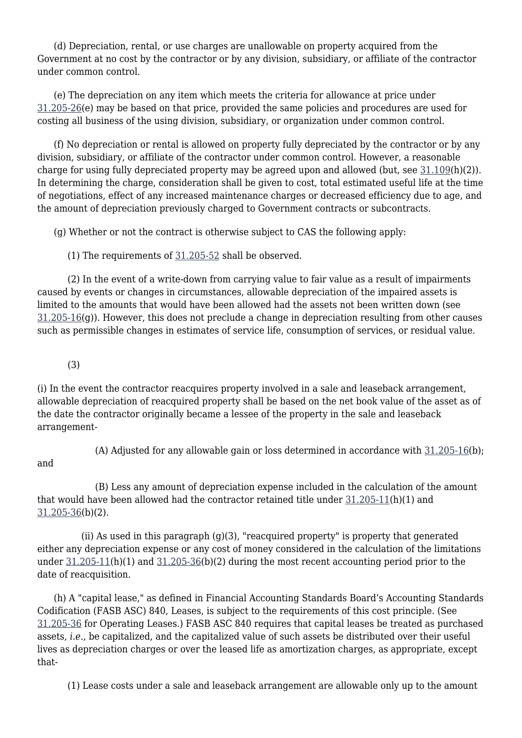(d) Depreciation, rental, or use charges are unallowable on property acquired from the Government at no cost by the contractor or by any division, subsidiary, or affiliate of the contractor under common control.

(e) The depreciation on any item which meets the criteria for allowance at price under 31.205-26(e) may be based on that price, provided the same policies and procedures are used for costing all business of the using division, subsidiary, or organization under common control.

(f) No depreciation or rental is allowed on property fully depreciated by the contractor or by any division, subsidiary, or affiliate of the contractor under common control. However, a reasonable charge for using fully depreciated property may be agreed upon and allowed (but, see 31.109(h)(2)). In determining the charge, consideration shall be given to cost, total estimated useful life at the time of negotiations, effect of any increased maintenance charges or decreased efficiency due to age, and the amount of depreciation previously charged to Government contracts or subcontracts.

(g) Whether or not the contract is otherwise subject to CAS the following apply:

(1) The requirements of 31.205-52 shall be observed.

(2) In the event of a write-down from carrying value to fair value as a result of impairments caused by events or changes in circumstances, allowable depreciation of the impaired assets is limited to the amounts that would have been allowed had the assets not been written down (see 31.205-16(g)). However, this does not preclude a change in depreciation resulting from other causes such as permissible changes in estimates of service life, consumption of services, or residual value.

(3)

(i) In the event the contractor reacquires property involved in a sale and leaseback arrangement, allowable depreciation of reacquired property shall be based on the net book value of the asset as of the date the contractor originally became a lessee of the property in the sale and leaseback arrangement-

(A) Adjusted for any allowable gain or loss determined in accordance with 31.205-16(b); and

(B) Less any amount of depreciation expense included in the calculation of the amount that would have been allowed had the contractor retained title under 31.205-11(h)(1) and 31.205-36(b)(2).

(ii) As used in this paragraph (g)(3), "reacquired property" is property that generated either any depreciation expense or any cost of money considered in the calculation of the limitations under 31.205-11(h)(1) and 31.205-36(b)(2) during the most recent accounting period prior to the date of reacquisition.

(h) A "capital lease," as defined in Financial Accounting Standards Board's Accounting Standards Codification (FASB ASC) 840, Leases, is subject to the requirements of this cost principle. (See 31.205-36 for Operating Leases.) FASB ASC 840 requires that capital leases be treated as purchased assets, *i.e.*, be capitalized, and the capitalized value of such assets be distributed over their useful lives as depreciation charges or over the leased life as amortization charges, as appropriate, except that-

(1) Lease costs under a sale and leaseback arrangement are allowable only up to the amount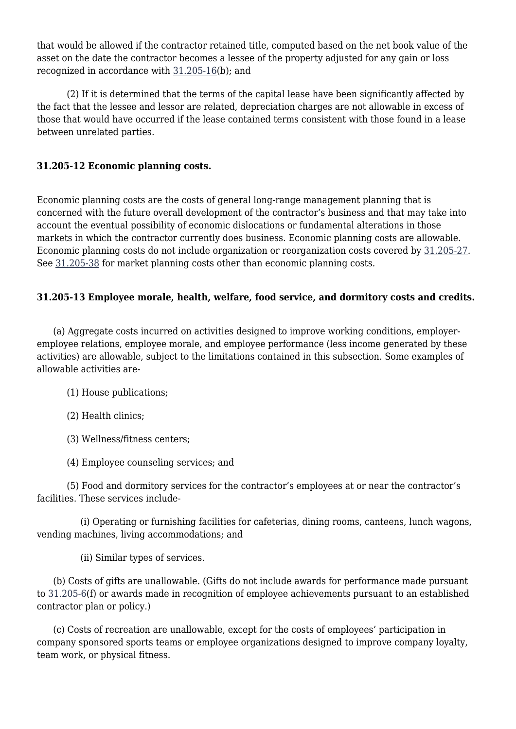that would be allowed if the contractor retained title, computed based on the net book value of the asset on the date the contractor becomes a lessee of the property adjusted for any gain or loss recognized in accordance with 31.205-16(b); and

(2) If it is determined that the terms of the capital lease have been significantly affected by the fact that the lessee and lessor are related, depreciation charges are not allowable in excess of those that would have occurred if the lease contained terms consistent with those found in a lease between unrelated parties.

**31.205-12 Economic planning costs.**

Economic planning costs are the costs of general long-range management planning that is concerned with the future overall development of the contractor's business and that may take into account the eventual possibility of economic dislocations or fundamental alterations in those markets in which the contractor currently does business. Economic planning costs are allowable. Economic planning costs do not include organization or reorganization costs covered by 31.205-27. See 31.205-38 for market planning costs other than economic planning costs.

**31.205-13 Employee morale, health, welfare, food service, and dormitory costs and credits.**

(a) Aggregate costs incurred on activities designed to improve working conditions, employer-employee relations, employee morale, and employee performance (less income generated by these activities) are allowable, subject to the limitations contained in this subsection. Some examples of allowable activities are-

(1) House publications;

(2) Health clinics;

(3) Wellness/fitness centers;

(4) Employee counseling services; and

(5) Food and dormitory services for the contractor's employees at or near the contractor's facilities. These services include-

(i) Operating or furnishing facilities for cafeterias, dining rooms, canteens, lunch wagons, vending machines, living accommodations; and

(ii) Similar types of services.

(b) Costs of gifts are unallowable. (Gifts do not include awards for performance made pursuant to 31.205-6(f) or awards made in recognition of employee achievements pursuant to an established contractor plan or policy.)

(c) Costs of recreation are unallowable, except for the costs of employees' participation in company sponsored sports teams or employee organizations designed to improve company loyalty, team work, or physical fitness.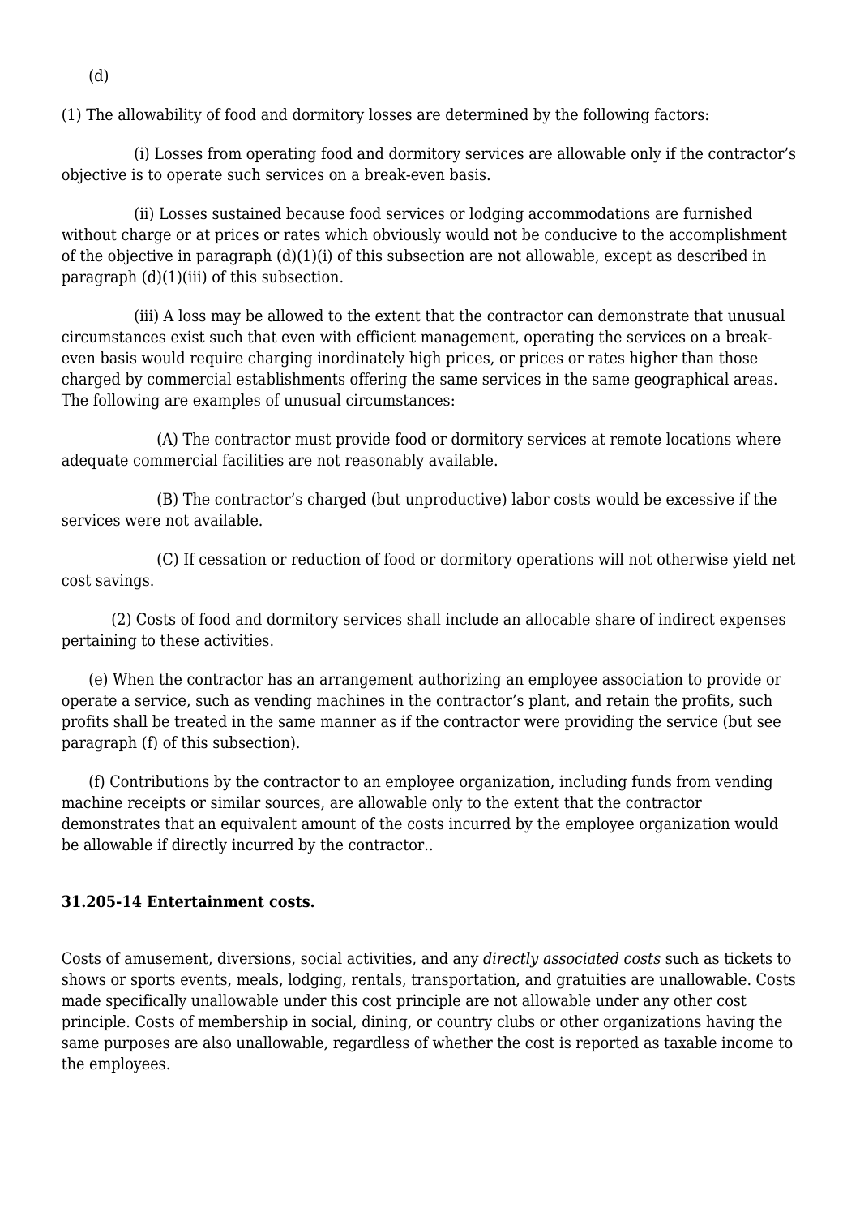(d)

(1) The allowability of food and dormitory losses are determined by the following factors:

(i) Losses from operating food and dormitory services are allowable only if the contractor's objective is to operate such services on a break-even basis.

(ii) Losses sustained because food services or lodging accommodations are furnished without charge or at prices or rates which obviously would not be conducive to the accomplishment of the objective in paragraph (d)(1)(i) of this subsection are not allowable, except as described in paragraph (d)(1)(iii) of this subsection.

(iii) A loss may be allowed to the extent that the contractor can demonstrate that unusual circumstances exist such that even with efficient management, operating the services on a break-even basis would require charging inordinately high prices, or prices or rates higher than those charged by commercial establishments offering the same services in the same geographical areas. The following are examples of unusual circumstances:

(A) The contractor must provide food or dormitory services at remote locations where adequate commercial facilities are not reasonably available.

(B) The contractor's charged (but unproductive) labor costs would be excessive if the services were not available.

(C) If cessation or reduction of food or dormitory operations will not otherwise yield net cost savings.

(2) Costs of food and dormitory services shall include an allocable share of indirect expenses pertaining to these activities.

(e) When the contractor has an arrangement authorizing an employee association to provide or operate a service, such as vending machines in the contractor's plant, and retain the profits, such profits shall be treated in the same manner as if the contractor were providing the service (but see paragraph (f) of this subsection).

(f) Contributions by the contractor to an employee organization, including funds from vending machine receipts or similar sources, are allowable only to the extent that the contractor demonstrates that an equivalent amount of the costs incurred by the employee organization would be allowable if directly incurred by the contractor..

**31.205-14 Entertainment costs.**

Costs of amusement, diversions, social activities, and any *directly associated costs* such as tickets to shows or sports events, meals, lodging, rentals, transportation, and gratuities are unallowable. Costs made specifically unallowable under this cost principle are not allowable under any other cost principle. Costs of membership in social, dining, or country clubs or other organizations having the same purposes are also unallowable, regardless of whether the cost is reported as taxable income to the employees.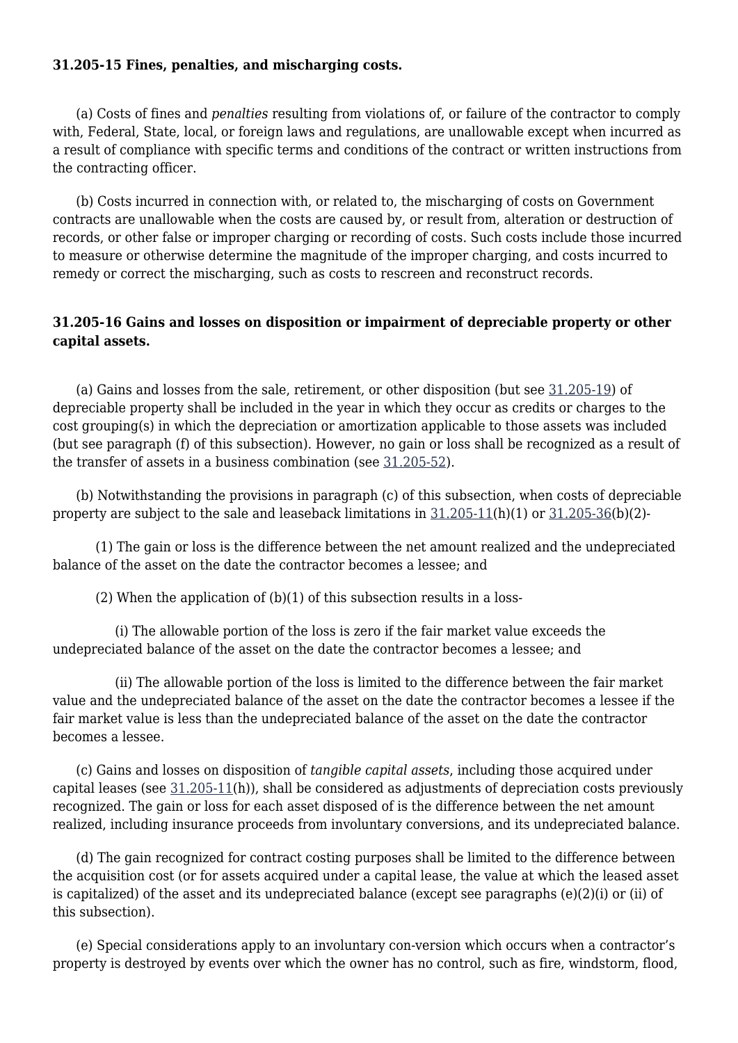### 31.205-15 Fines, penalties, and mischarging costs.

(a) Costs of fines and *penalties* resulting from violations of, or failure of the contractor to comply with, Federal, State, local, or foreign laws and regulations, are unallowable except when incurred as a result of compliance with specific terms and conditions of the contract or written instructions from the contracting officer.

(b) Costs incurred in connection with, or related to, the mischarging of costs on Government contracts are unallowable when the costs are caused by, or result from, alteration or destruction of records, or other false or improper charging or recording of costs. Such costs include those incurred to measure or otherwise determine the magnitude of the improper charging, and costs incurred to remedy or correct the mischarging, such as costs to rescreen and reconstruct records.

### 31.205-16 Gains and losses on disposition or impairment of depreciable property or other capital assets.

(a) Gains and losses from the sale, retirement, or other disposition (but see 31.205-19) of depreciable property shall be included in the year in which they occur as credits or charges to the cost grouping(s) in which the depreciation or amortization applicable to those assets was included (but see paragraph (f) of this subsection). However, no gain or loss shall be recognized as a result of the transfer of assets in a business combination (see 31.205-52).

(b) Notwithstanding the provisions in paragraph (c) of this subsection, when costs of depreciable property are subject to the sale and leaseback limitations in 31.205-11(h)(1) or 31.205-36(b)(2)-

(1) The gain or loss is the difference between the net amount realized and the undepreciated balance of the asset on the date the contractor becomes a lessee; and

(2) When the application of (b)(1) of this subsection results in a loss-

(i) The allowable portion of the loss is zero if the fair market value exceeds the undepreciated balance of the asset on the date the contractor becomes a lessee; and

(ii) The allowable portion of the loss is limited to the difference between the fair market value and the undepreciated balance of the asset on the date the contractor becomes a lessee if the fair market value is less than the undepreciated balance of the asset on the date the contractor becomes a lessee.

(c) Gains and losses on disposition of *tangible capital assets*, including those acquired under capital leases (see 31.205-11(h)), shall be considered as adjustments of depreciation costs previously recognized. The gain or loss for each asset disposed of is the difference between the net amount realized, including insurance proceeds from involuntary conversions, and its undepreciated balance.

(d) The gain recognized for contract costing purposes shall be limited to the difference between the acquisition cost (or for assets acquired under a capital lease, the value at which the leased asset is capitalized) of the asset and its undepreciated balance (except see paragraphs (e)(2)(i) or (ii) of this subsection).

(e) Special considerations apply to an involuntary con-version which occurs when a contractor's property is destroyed by events over which the owner has no control, such as fire, windstorm, flood,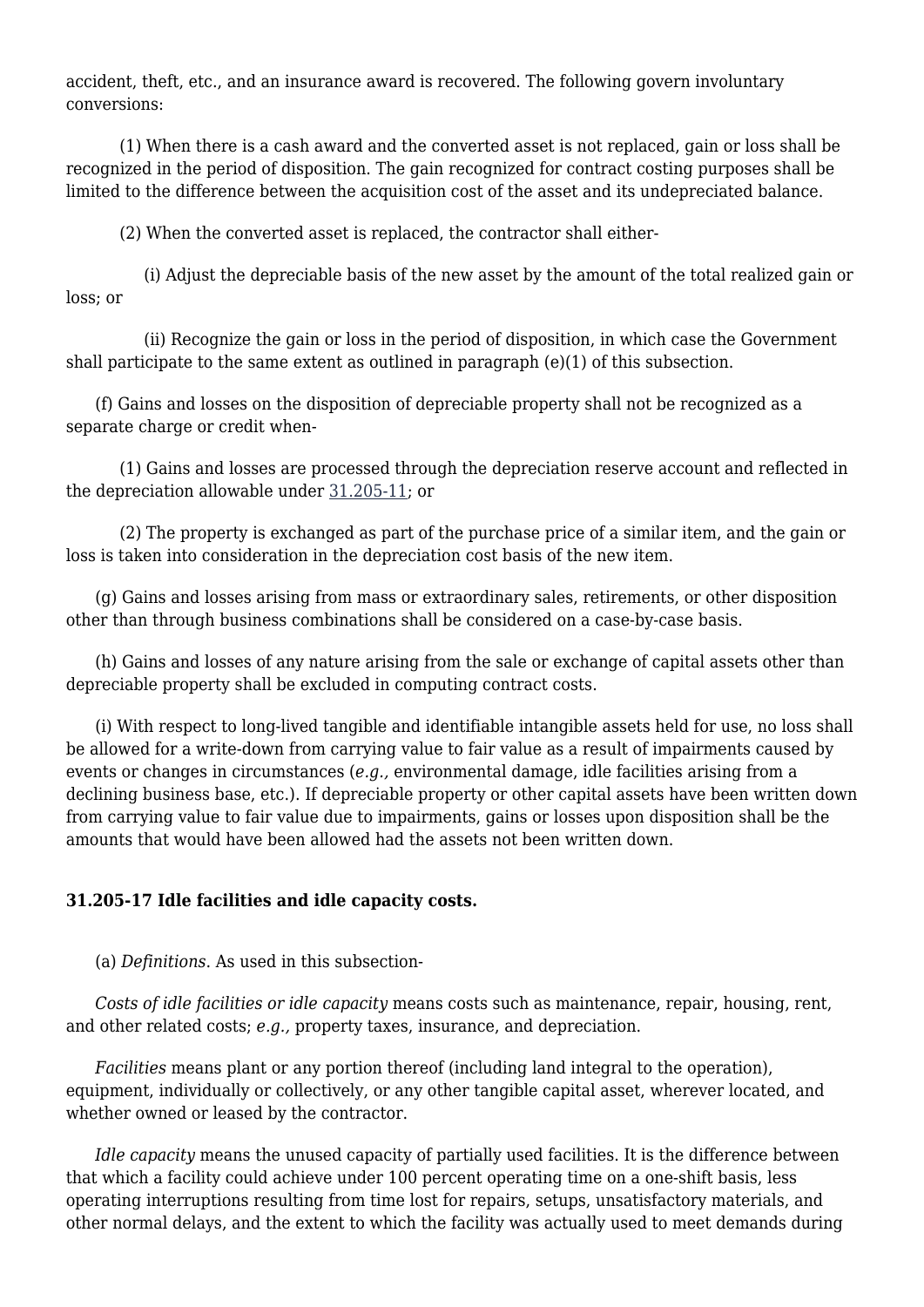accident, theft, etc., and an insurance award is recovered. The following govern involuntary conversions:

(1) When there is a cash award and the converted asset is not replaced, gain or loss shall be recognized in the period of disposition. The gain recognized for contract costing purposes shall be limited to the difference between the acquisition cost of the asset and its undepreciated balance.

(2) When the converted asset is replaced, the contractor shall either-

(i) Adjust the depreciable basis of the new asset by the amount of the total realized gain or loss; or

(ii) Recognize the gain or loss in the period of disposition, in which case the Government shall participate to the same extent as outlined in paragraph (e)(1) of this subsection.

(f) Gains and losses on the disposition of depreciable property shall not be recognized as a separate charge or credit when-

(1) Gains and losses are processed through the depreciation reserve account and reflected in the depreciation allowable under 31.205-11; or

(2) The property is exchanged as part of the purchase price of a similar item, and the gain or loss is taken into consideration in the depreciation cost basis of the new item.

(g) Gains and losses arising from mass or extraordinary sales, retirements, or other disposition other than through business combinations shall be considered on a case-by-case basis.

(h) Gains and losses of any nature arising from the sale or exchange of capital assets other than depreciable property shall be excluded in computing contract costs.

(i) With respect to long-lived tangible and identifiable intangible assets held for use, no loss shall be allowed for a write-down from carrying value to fair value as a result of impairments caused by events or changes in circumstances (*e.g.,* environmental damage, idle facilities arising from a declining business base, etc.). If depreciable property or other capital assets have been written down from carrying value to fair value due to impairments, gains or losses upon disposition shall be the amounts that would have been allowed had the assets not been written down.

### 31.205-17 Idle facilities and idle capacity costs.

(a) *Definitions*. As used in this subsection-

*Costs of idle facilities or idle capacity* means costs such as maintenance, repair, housing, rent, and other related costs; *e.g.,* property taxes, insurance, and depreciation.

*Facilities* means plant or any portion thereof (including land integral to the operation), equipment, individually or collectively, or any other tangible capital asset, wherever located, and whether owned or leased by the contractor.

*Idle capacity* means the unused capacity of partially used facilities. It is the difference between that which a facility could achieve under 100 percent operating time on a one-shift basis, less operating interruptions resulting from time lost for repairs, setups, unsatisfactory materials, and other normal delays, and the extent to which the facility was actually used to meet demands during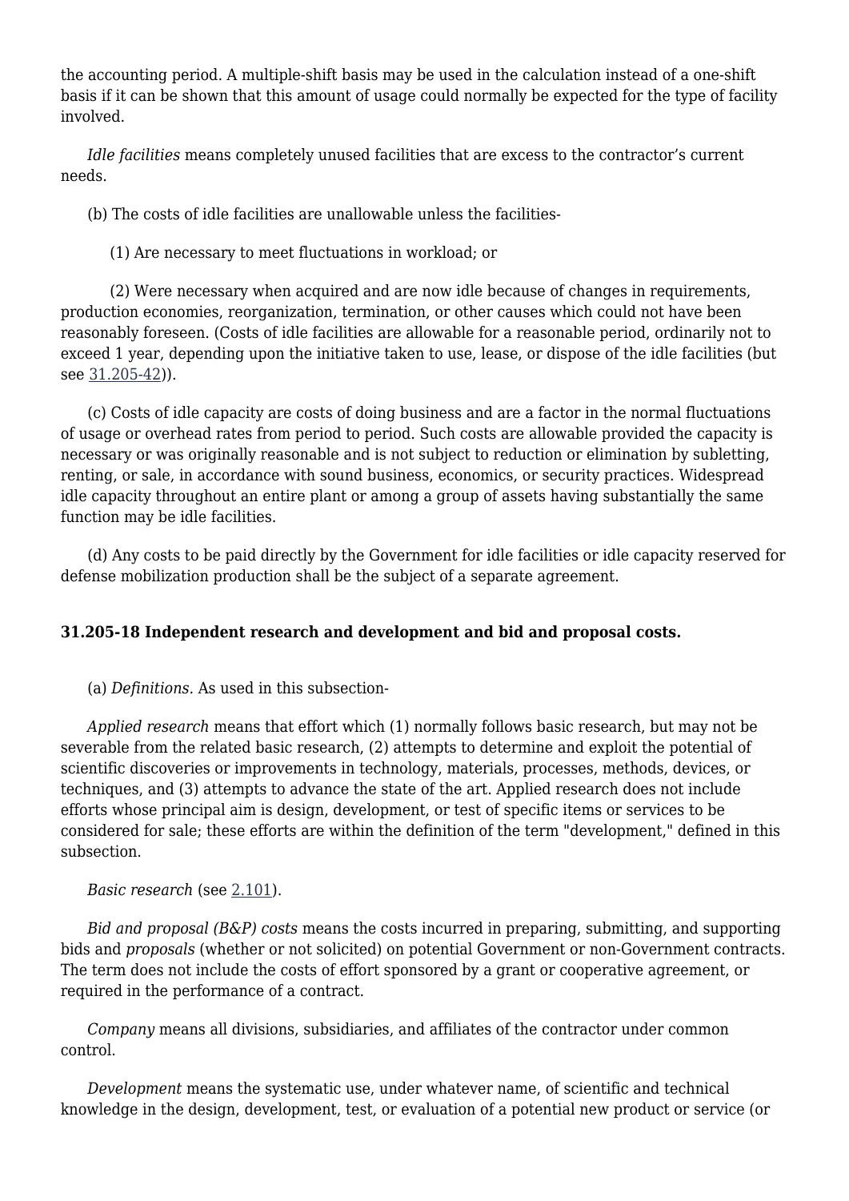the accounting period. A multiple-shift basis may be used in the calculation instead of a one-shift basis if it can be shown that this amount of usage could normally be expected for the type of facility involved.

*Idle facilities* means completely unused facilities that are excess to the contractor's current needs.

(b) The costs of idle facilities are unallowable unless the facilities-

(1) Are necessary to meet fluctuations in workload; or

(2) Were necessary when acquired and are now idle because of changes in requirements, production economies, reorganization, termination, or other causes which could not have been reasonably foreseen. (Costs of idle facilities are allowable for a reasonable period, ordinarily not to exceed 1 year, depending upon the initiative taken to use, lease, or dispose of the idle facilities (but see 31.205-42)).

(c) Costs of idle capacity are costs of doing business and are a factor in the normal fluctuations of usage or overhead rates from period to period. Such costs are allowable provided the capacity is necessary or was originally reasonable and is not subject to reduction or elimination by subletting, renting, or sale, in accordance with sound business, economics, or security practices. Widespread idle capacity throughout an entire plant or among a group of assets having substantially the same function may be idle facilities.

(d) Any costs to be paid directly by the Government for idle facilities or idle capacity reserved for defense mobilization production shall be the subject of a separate agreement.

### 31.205-18 Independent research and development and bid and proposal costs.

(a) *Definitions.* As used in this subsection-

*Applied research* means that effort which (1) normally follows basic research, but may not be severable from the related basic research, (2) attempts to determine and exploit the potential of scientific discoveries or improvements in technology, materials, processes, methods, devices, or techniques, and (3) attempts to advance the state of the art. Applied research does not include efforts whose principal aim is design, development, or test of specific items or services to be considered for sale; these efforts are within the definition of the term "development," defined in this subsection.

*Basic research* (see 2.101).

*Bid and proposal (B&P) costs* means the costs incurred in preparing, submitting, and supporting bids and *proposals* (whether or not solicited) on potential Government or non-Government contracts. The term does not include the costs of effort sponsored by a grant or cooperative agreement, or required in the performance of a contract.

*Company* means all divisions, subsidiaries, and affiliates of the contractor under common control.

*Development* means the systematic use, under whatever name, of scientific and technical knowledge in the design, development, test, or evaluation of a potential new product or service (or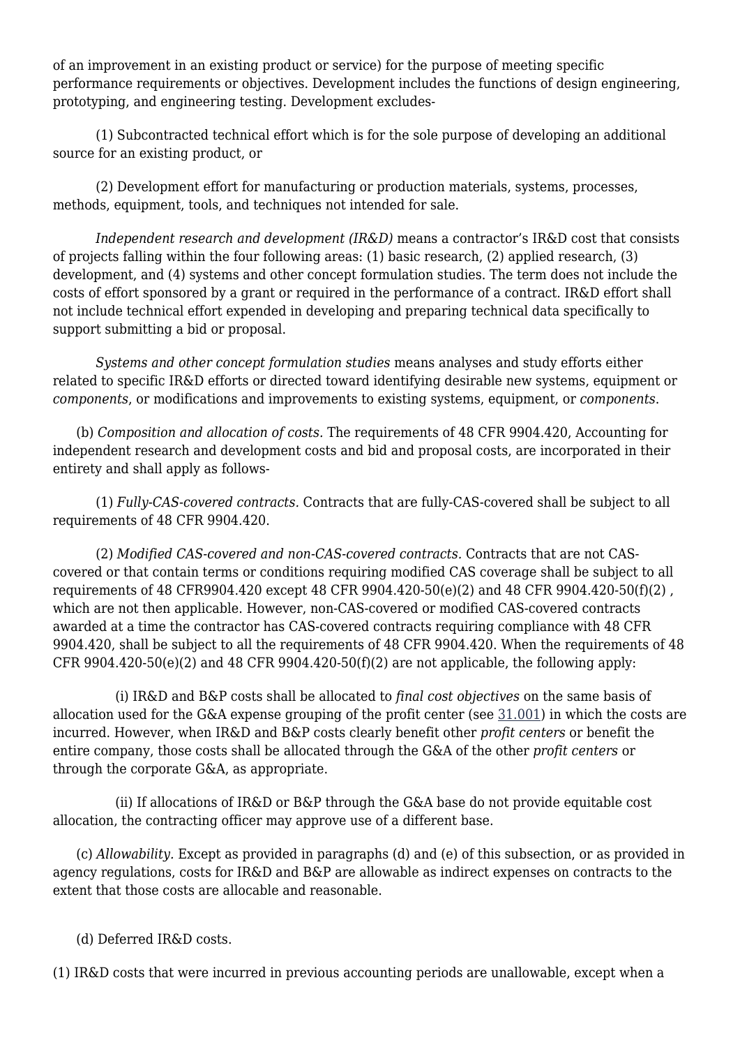of an improvement in an existing product or service) for the purpose of meeting specific performance requirements or objectives. Development includes the functions of design engineering, prototyping, and engineering testing. Development excludes-

(1) Subcontracted technical effort which is for the sole purpose of developing an additional source for an existing product, or

(2) Development effort for manufacturing or production materials, systems, processes, methods, equipment, tools, and techniques not intended for sale.

*Independent research and development (IR&D)* means a contractor's IR&D cost that consists of projects falling within the four following areas: (1) basic research, (2) applied research, (3) development, and (4) systems and other concept formulation studies. The term does not include the costs of effort sponsored by a grant or required in the performance of a contract. IR&D effort shall not include technical effort expended in developing and preparing technical data specifically to support submitting a bid or proposal.

*Systems and other concept formulation studies* means analyses and study efforts either related to specific IR&D efforts or directed toward identifying desirable new systems, equipment or *components*, or modifications and improvements to existing systems, equipment, or *components*.

(b) *Composition and allocation of costs.* The requirements of 48 CFR 9904.420, Accounting for independent research and development costs and bid and proposal costs, are incorporated in their entirety and shall apply as follows-

(1) *Fully-CAS-covered contracts.* Contracts that are fully-CAS-covered shall be subject to all requirements of 48 CFR 9904.420.

(2) *Modified CAS-covered and non-CAS-covered contracts.* Contracts that are not CAS-covered or that contain terms or conditions requiring modified CAS coverage shall be subject to all requirements of 48 CFR9904.420 except 48 CFR 9904.420-50(e)(2) and 48 CFR 9904.420-50(f)(2) , which are not then applicable. However, non-CAS-covered or modified CAS-covered contracts awarded at a time the contractor has CAS-covered contracts requiring compliance with 48 CFR 9904.420, shall be subject to all the requirements of 48 CFR 9904.420. When the requirements of 48 CFR 9904.420-50(e)(2) and 48 CFR 9904.420-50(f)(2) are not applicable, the following apply:

(i) IR&D and B&P costs shall be allocated to *final cost objectives* on the same basis of allocation used for the G&A expense grouping of the profit center (see 31.001) in which the costs are incurred. However, when IR&D and B&P costs clearly benefit other *profit centers* or benefit the entire company, those costs shall be allocated through the G&A of the other *profit centers* or through the corporate G&A, as appropriate.

(ii) If allocations of IR&D or B&P through the G&A base do not provide equitable cost allocation, the contracting officer may approve use of a different base.

(c) *Allowability.* Except as provided in paragraphs (d) and (e) of this subsection, or as provided in agency regulations, costs for IR&D and B&P are allowable as indirect expenses on contracts to the extent that those costs are allocable and reasonable.

(d) Deferred IR&D costs.

(1) IR&D costs that were incurred in previous accounting periods are unallowable, except when a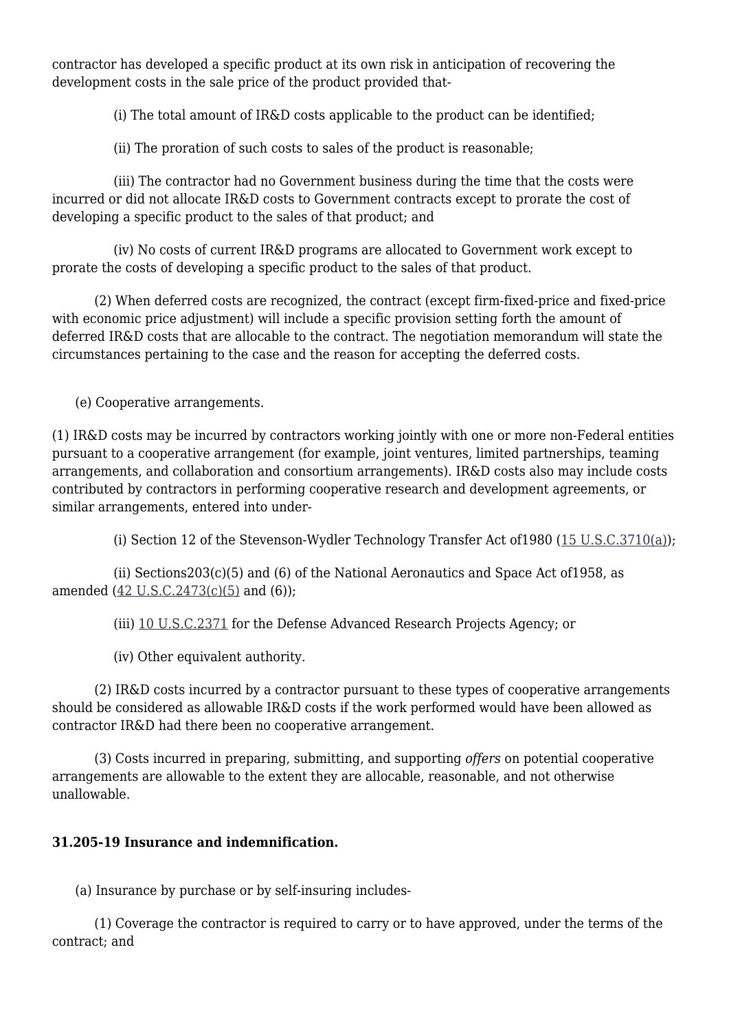contractor has developed a specific product at its own risk in anticipation of recovering the development costs in the sale price of the product provided that-

(i) The total amount of IR&D costs applicable to the product can be identified;

(ii) The proration of such costs to sales of the product is reasonable;

(iii) The contractor had no Government business during the time that the costs were incurred or did not allocate IR&D costs to Government contracts except to prorate the cost of developing a specific product to the sales of that product; and

(iv) No costs of current IR&D programs are allocated to Government work except to prorate the costs of developing a specific product to the sales of that product.

(2) When deferred costs are recognized, the contract (except firm-fixed-price and fixed-price with economic price adjustment) will include a specific provision setting forth the amount of deferred IR&D costs that are allocable to the contract. The negotiation memorandum will state the circumstances pertaining to the case and the reason for accepting the deferred costs.

(e) Cooperative arrangements.

(1) IR&D costs may be incurred by contractors working jointly with one or more non-Federal entities pursuant to a cooperative arrangement (for example, joint ventures, limited partnerships, teaming arrangements, and collaboration and consortium arrangements). IR&D costs also may include costs contributed by contractors in performing cooperative research and development agreements, or similar arrangements, entered into under-

(i) Section 12 of the Stevenson-Wydler Technology Transfer Act of1980 (15 U.S.C.3710(a));

(ii) Sections203(c)(5) and (6) of the National Aeronautics and Space Act of1958, as amended (42 U.S.C.2473(c)(5) and (6));

(iii) 10 U.S.C.2371 for the Defense Advanced Research Projects Agency; or

(iv) Other equivalent authority.

(2) IR&D costs incurred by a contractor pursuant to these types of cooperative arrangements should be considered as allowable IR&D costs if the work performed would have been allowed as contractor IR&D had there been no cooperative arrangement.

(3) Costs incurred in preparing, submitting, and supporting *offers* on potential cooperative arrangements are allowable to the extent they are allocable, reasonable, and not otherwise unallowable.

### 31.205-19 Insurance and indemnification.

(a) Insurance by purchase or by self-insuring includes-

(1) Coverage the contractor is required to carry or to have approved, under the terms of the contract; and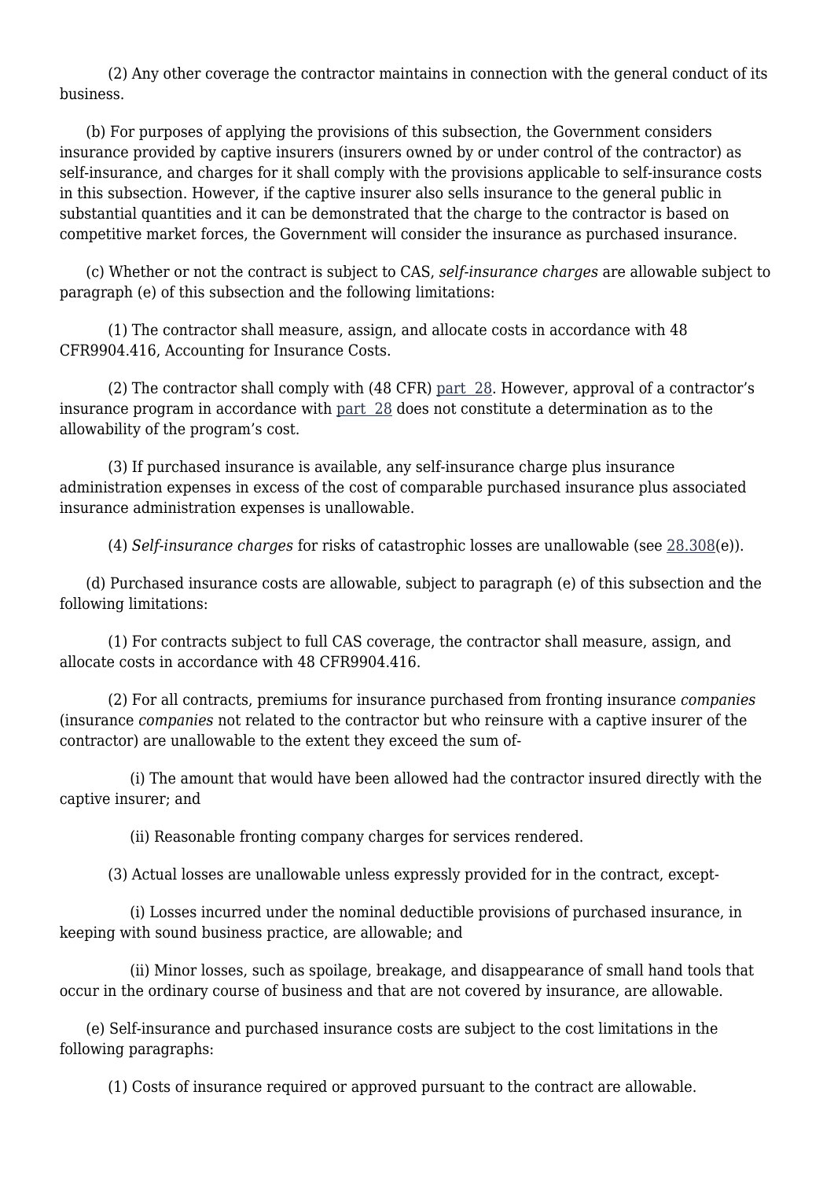(2) Any other coverage the contractor maintains in connection with the general conduct of its business.

(b) For purposes of applying the provisions of this subsection, the Government considers insurance provided by captive insurers (insurers owned by or under control of the contractor) as self-insurance, and charges for it shall comply with the provisions applicable to self-insurance costs in this subsection. However, if the captive insurer also sells insurance to the general public in substantial quantities and it can be demonstrated that the charge to the contractor is based on competitive market forces, the Government will consider the insurance as purchased insurance.

(c) Whether or not the contract is subject to CAS, *self-insurance charges* are allowable subject to paragraph (e) of this subsection and the following limitations:

(1) The contractor shall measure, assign, and allocate costs in accordance with 48 CFR9904.416, Accounting for Insurance Costs.

(2) The contractor shall comply with (48 CFR) part 28. However, approval of a contractor's insurance program in accordance with part 28 does not constitute a determination as to the allowability of the program's cost.

(3) If purchased insurance is available, any self-insurance charge plus insurance administration expenses in excess of the cost of comparable purchased insurance plus associated insurance administration expenses is unallowable.

(4) *Self-insurance charges* for risks of catastrophic losses are unallowable (see 28.308(e)).

(d) Purchased insurance costs are allowable, subject to paragraph (e) of this subsection and the following limitations:

(1) For contracts subject to full CAS coverage, the contractor shall measure, assign, and allocate costs in accordance with 48 CFR9904.416.

(2) For all contracts, premiums for insurance purchased from fronting insurance *companies* (insurance *companies* not related to the contractor but who reinsure with a captive insurer of the contractor) are unallowable to the extent they exceed the sum of-

(i) The amount that would have been allowed had the contractor insured directly with the captive insurer; and

(ii) Reasonable fronting company charges for services rendered.

(3) Actual losses are unallowable unless expressly provided for in the contract, except-

(i) Losses incurred under the nominal deductible provisions of purchased insurance, in keeping with sound business practice, are allowable; and

(ii) Minor losses, such as spoilage, breakage, and disappearance of small hand tools that occur in the ordinary course of business and that are not covered by insurance, are allowable.

(e) Self-insurance and purchased insurance costs are subject to the cost limitations in the following paragraphs:

(1) Costs of insurance required or approved pursuant to the contract are allowable.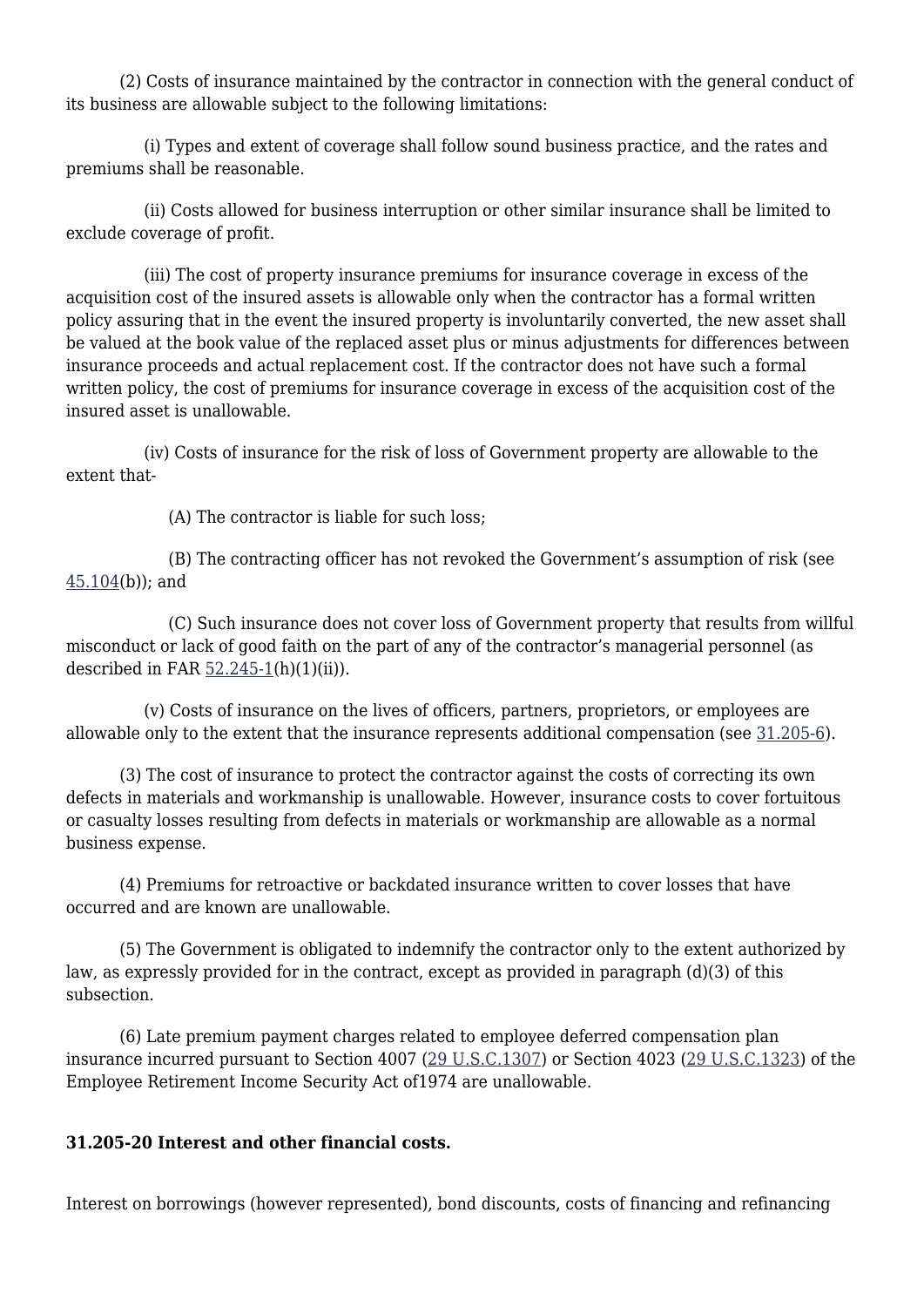(2) Costs of insurance maintained by the contractor in connection with the general conduct of its business are allowable subject to the following limitations:

(i) Types and extent of coverage shall follow sound business practice, and the rates and premiums shall be reasonable.

(ii) Costs allowed for business interruption or other similar insurance shall be limited to exclude coverage of profit.

(iii) The cost of property insurance premiums for insurance coverage in excess of the acquisition cost of the insured assets is allowable only when the contractor has a formal written policy assuring that in the event the insured property is involuntarily converted, the new asset shall be valued at the book value of the replaced asset plus or minus adjustments for differences between insurance proceeds and actual replacement cost. If the contractor does not have such a formal written policy, the cost of premiums for insurance coverage in excess of the acquisition cost of the insured asset is unallowable.

(iv) Costs of insurance for the risk of loss of Government property are allowable to the extent that-

(A) The contractor is liable for such loss;

(B) The contracting officer has not revoked the Government's assumption of risk (see 45.104(b)); and

(C) Such insurance does not cover loss of Government property that results from willful misconduct or lack of good faith on the part of any of the contractor's managerial personnel (as described in FAR 52.245-1(h)(1)(ii)).

(v) Costs of insurance on the lives of officers, partners, proprietors, or employees are allowable only to the extent that the insurance represents additional compensation (see 31.205-6).

(3) The cost of insurance to protect the contractor against the costs of correcting its own defects in materials and workmanship is unallowable. However, insurance costs to cover fortuitous or casualty losses resulting from defects in materials or workmanship are allowable as a normal business expense.

(4) Premiums for retroactive or backdated insurance written to cover losses that have occurred and are known are unallowable.

(5) The Government is obligated to indemnify the contractor only to the extent authorized by law, as expressly provided for in the contract, except as provided in paragraph (d)(3) of this subsection.

(6) Late premium payment charges related to employee deferred compensation plan insurance incurred pursuant to Section 4007 (29 U.S.C.1307) or Section 4023 (29 U.S.C.1323) of the Employee Retirement Income Security Act of1974 are unallowable.

**31.205-20 Interest and other financial costs.**

Interest on borrowings (however represented), bond discounts, costs of financing and refinancing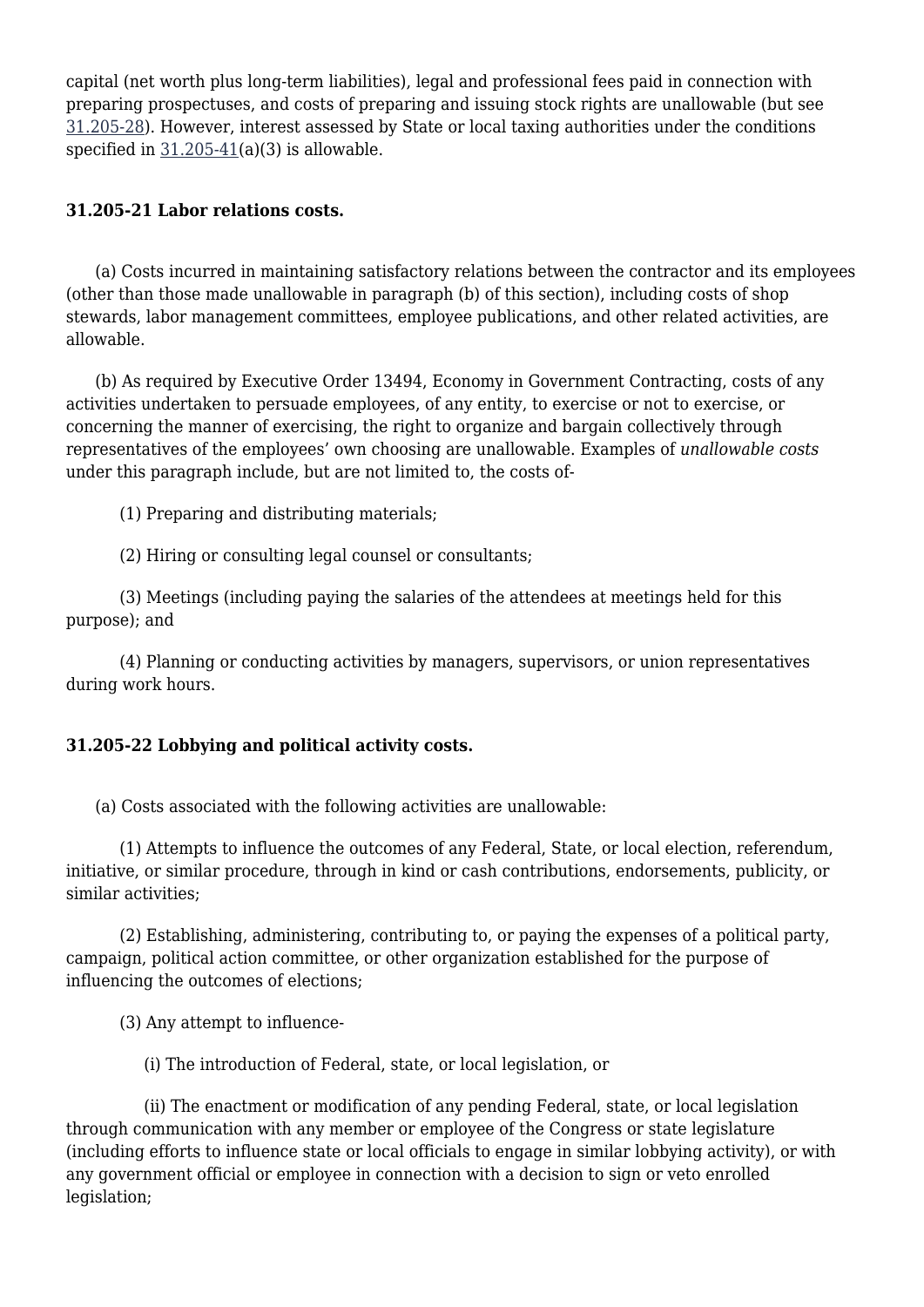capital (net worth plus long-term liabilities), legal and professional fees paid in connection with preparing prospectuses, and costs of preparing and issuing stock rights are unallowable (but see 31.205-28). However, interest assessed by State or local taxing authorities under the conditions specified in 31.205-41(a)(3) is allowable.

**31.205-21 Labor relations costs.**

(a) Costs incurred in maintaining satisfactory relations between the contractor and its employees (other than those made unallowable in paragraph (b) of this section), including costs of shop stewards, labor management committees, employee publications, and other related activities, are allowable.

(b) As required by Executive Order 13494, Economy in Government Contracting, costs of any activities undertaken to persuade employees, of any entity, to exercise or not to exercise, or concerning the manner of exercising, the right to organize and bargain collectively through representatives of the employees' own choosing are unallowable. Examples of *unallowable costs* under this paragraph include, but are not limited to, the costs of-

(1) Preparing and distributing materials;

(2) Hiring or consulting legal counsel or consultants;

(3) Meetings (including paying the salaries of the attendees at meetings held for this purpose); and

(4) Planning or conducting activities by managers, supervisors, or union representatives during work hours.

**31.205-22 Lobbying and political activity costs.**

(a) Costs associated with the following activities are unallowable:

(1) Attempts to influence the outcomes of any Federal, State, or local election, referendum, initiative, or similar procedure, through in kind or cash contributions, endorsements, publicity, or similar activities;

(2) Establishing, administering, contributing to, or paying the expenses of a political party, campaign, political action committee, or other organization established for the purpose of influencing the outcomes of elections;

(3) Any attempt to influence-

(i) The introduction of Federal, state, or local legislation, or

(ii) The enactment or modification of any pending Federal, state, or local legislation through communication with any member or employee of the Congress or state legislature (including efforts to influence state or local officials to engage in similar lobbying activity), or with any government official or employee in connection with a decision to sign or veto enrolled legislation;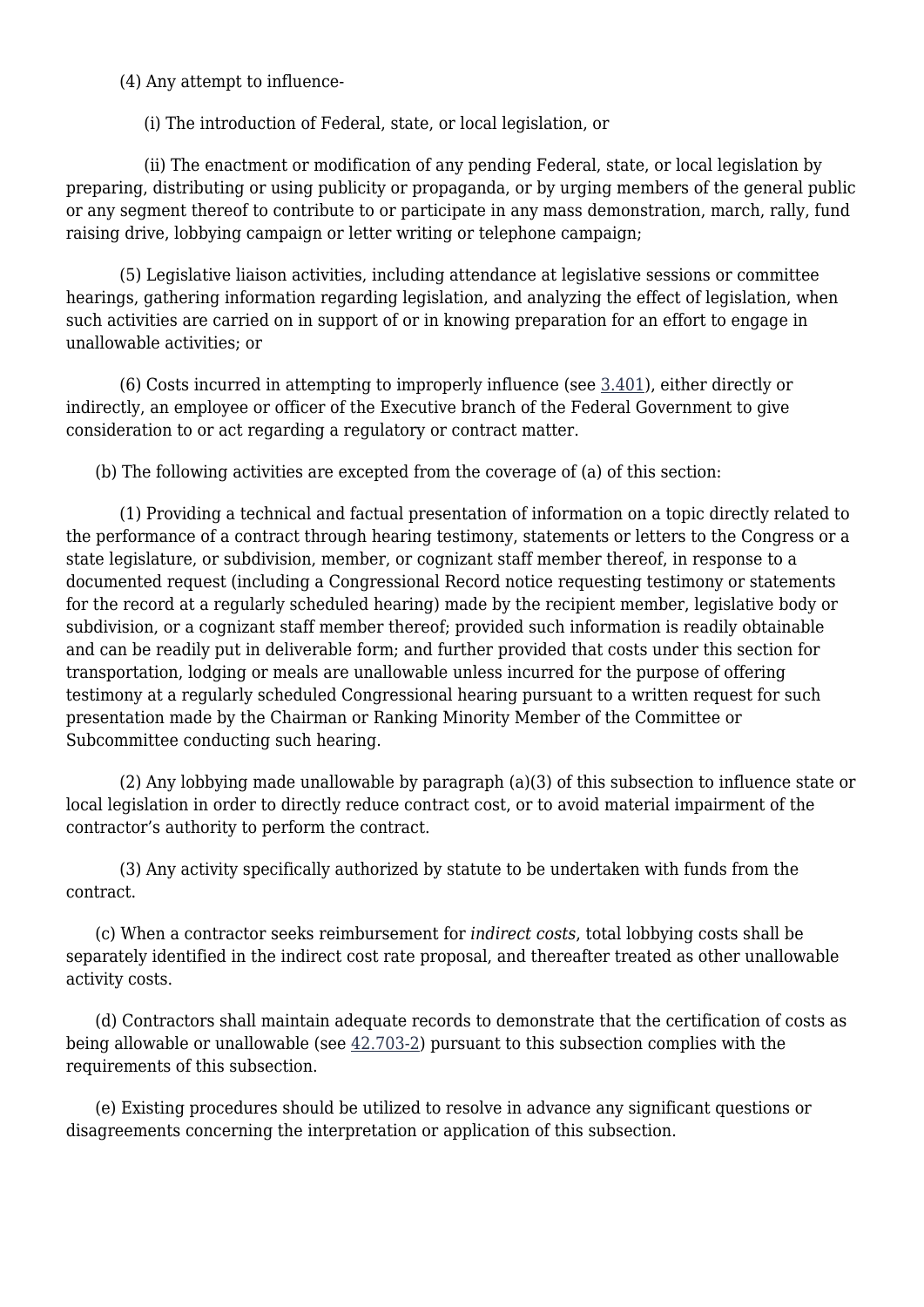(4) Any attempt to influence-

(i) The introduction of Federal, state, or local legislation, or

(ii) The enactment or modification of any pending Federal, state, or local legislation by preparing, distributing or using publicity or propaganda, or by urging members of the general public or any segment thereof to contribute to or participate in any mass demonstration, march, rally, fund raising drive, lobbying campaign or letter writing or telephone campaign;

(5) Legislative liaison activities, including attendance at legislative sessions or committee hearings, gathering information regarding legislation, and analyzing the effect of legislation, when such activities are carried on in support of or in knowing preparation for an effort to engage in unallowable activities; or

(6) Costs incurred in attempting to improperly influence (see 3.401), either directly or indirectly, an employee or officer of the Executive branch of the Federal Government to give consideration to or act regarding a regulatory or contract matter.

(b) The following activities are excepted from the coverage of (a) of this section:

(1) Providing a technical and factual presentation of information on a topic directly related to the performance of a contract through hearing testimony, statements or letters to the Congress or a state legislature, or subdivision, member, or cognizant staff member thereof, in response to a documented request (including a Congressional Record notice requesting testimony or statements for the record at a regularly scheduled hearing) made by the recipient member, legislative body or subdivision, or a cognizant staff member thereof; provided such information is readily obtainable and can be readily put in deliverable form; and further provided that costs under this section for transportation, lodging or meals are unallowable unless incurred for the purpose of offering testimony at a regularly scheduled Congressional hearing pursuant to a written request for such presentation made by the Chairman or Ranking Minority Member of the Committee or Subcommittee conducting such hearing.

(2) Any lobbying made unallowable by paragraph (a)(3) of this subsection to influence state or local legislation in order to directly reduce contract cost, or to avoid material impairment of the contractor's authority to perform the contract.

(3) Any activity specifically authorized by statute to be undertaken with funds from the contract.

(c) When a contractor seeks reimbursement for *indirect costs*, total lobbying costs shall be separately identified in the indirect cost rate proposal, and thereafter treated as other unallowable activity costs.

(d) Contractors shall maintain adequate records to demonstrate that the certification of costs as being allowable or unallowable (see 42.703-2) pursuant to this subsection complies with the requirements of this subsection.

(e) Existing procedures should be utilized to resolve in advance any significant questions or disagreements concerning the interpretation or application of this subsection.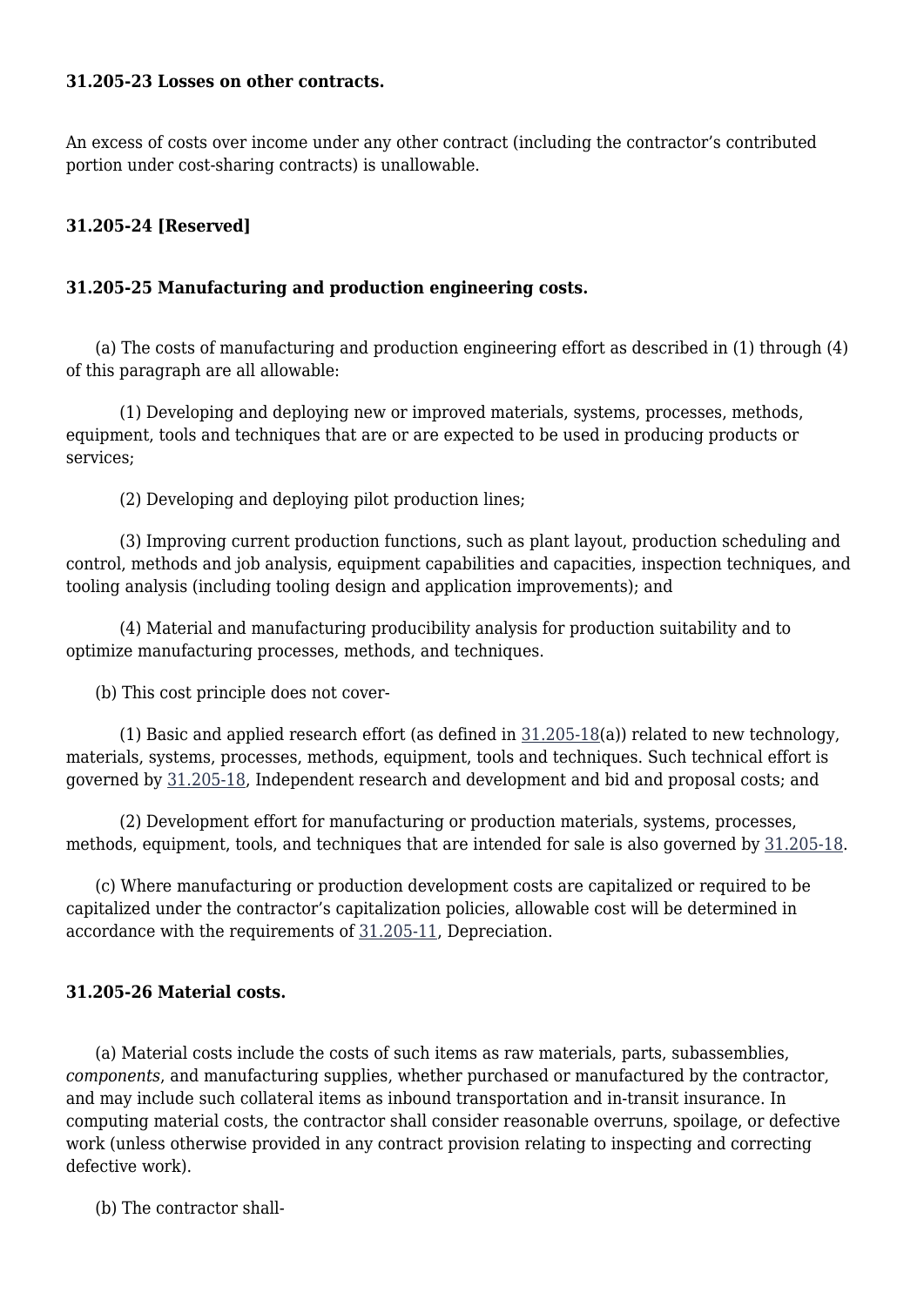**31.205-23 Losses on other contracts.**

An excess of costs over income under any other contract (including the contractor's contributed portion under cost-sharing contracts) is unallowable.

**31.205-24 [Reserved]**

**31.205-25 Manufacturing and production engineering costs.**

(a) The costs of manufacturing and production engineering effort as described in (1) through (4) of this paragraph are all allowable:

(1) Developing and deploying new or improved materials, systems, processes, methods, equipment, tools and techniques that are or are expected to be used in producing products or services;

(2) Developing and deploying pilot production lines;

(3) Improving current production functions, such as plant layout, production scheduling and control, methods and job analysis, equipment capabilities and capacities, inspection techniques, and tooling analysis (including tooling design and application improvements); and

(4) Material and manufacturing producibility analysis for production suitability and to optimize manufacturing processes, methods, and techniques.

(b) This cost principle does not cover-

(1) Basic and applied research effort (as defined in 31.205-18(a)) related to new technology, materials, systems, processes, methods, equipment, tools and techniques. Such technical effort is governed by 31.205-18, Independent research and development and bid and proposal costs; and

(2) Development effort for manufacturing or production materials, systems, processes, methods, equipment, tools, and techniques that are intended for sale is also governed by 31.205-18.

(c) Where manufacturing or production development costs are capitalized or required to be capitalized under the contractor's capitalization policies, allowable cost will be determined in accordance with the requirements of 31.205-11, Depreciation.

**31.205-26 Material costs.**

(a) Material costs include the costs of such items as raw materials, parts, subassemblies, *components*, and manufacturing supplies, whether purchased or manufactured by the contractor, and may include such collateral items as inbound transportation and in-transit insurance. In computing material costs, the contractor shall consider reasonable overruns, spoilage, or defective work (unless otherwise provided in any contract provision relating to inspecting and correcting defective work).

(b) The contractor shall-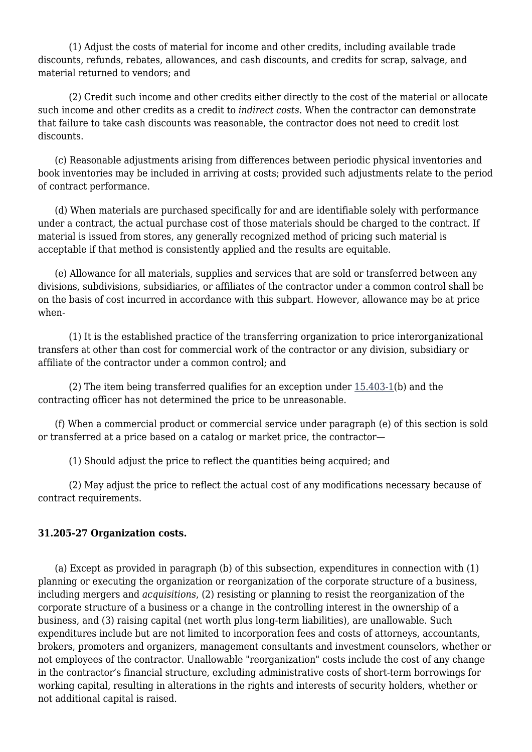(1) Adjust the costs of material for income and other credits, including available trade discounts, refunds, rebates, allowances, and cash discounts, and credits for scrap, salvage, and material returned to vendors; and

(2) Credit such income and other credits either directly to the cost of the material or allocate such income and other credits as a credit to *indirect costs*. When the contractor can demonstrate that failure to take cash discounts was reasonable, the contractor does not need to credit lost discounts.

(c) Reasonable adjustments arising from differences between periodic physical inventories and book inventories may be included in arriving at costs; provided such adjustments relate to the period of contract performance.

(d) When materials are purchased specifically for and are identifiable solely with performance under a contract, the actual purchase cost of those materials should be charged to the contract. If material is issued from stores, any generally recognized method of pricing such material is acceptable if that method is consistently applied and the results are equitable.

(e) Allowance for all materials, supplies and services that are sold or transferred between any divisions, subdivisions, subsidiaries, or affiliates of the contractor under a common control shall be on the basis of cost incurred in accordance with this subpart. However, allowance may be at price when-

(1) It is the established practice of the transferring organization to price interorganizational transfers at other than cost for commercial work of the contractor or any division, subsidiary or affiliate of the contractor under a common control; and

(2) The item being transferred qualifies for an exception under 15.403-1(b) and the contracting officer has not determined the price to be unreasonable.

(f) When a commercial product or commercial service under paragraph (e) of this section is sold or transferred at a price based on a catalog or market price, the contractor—

(1) Should adjust the price to reflect the quantities being acquired; and

(2) May adjust the price to reflect the actual cost of any modifications necessary because of contract requirements.

**31.205-27 Organization costs.**

(a) Except as provided in paragraph (b) of this subsection, expenditures in connection with (1) planning or executing the organization or reorganization of the corporate structure of a business, including mergers and *acquisitions*, (2) resisting or planning to resist the reorganization of the corporate structure of a business or a change in the controlling interest in the ownership of a business, and (3) raising capital (net worth plus long-term liabilities), are unallowable. Such expenditures include but are not limited to incorporation fees and costs of attorneys, accountants, brokers, promoters and organizers, management consultants and investment counselors, whether or not employees of the contractor. Unallowable "reorganization" costs include the cost of any change in the contractor’s financial structure, excluding administrative costs of short-term borrowings for working capital, resulting in alterations in the rights and interests of security holders, whether or not additional capital is raised.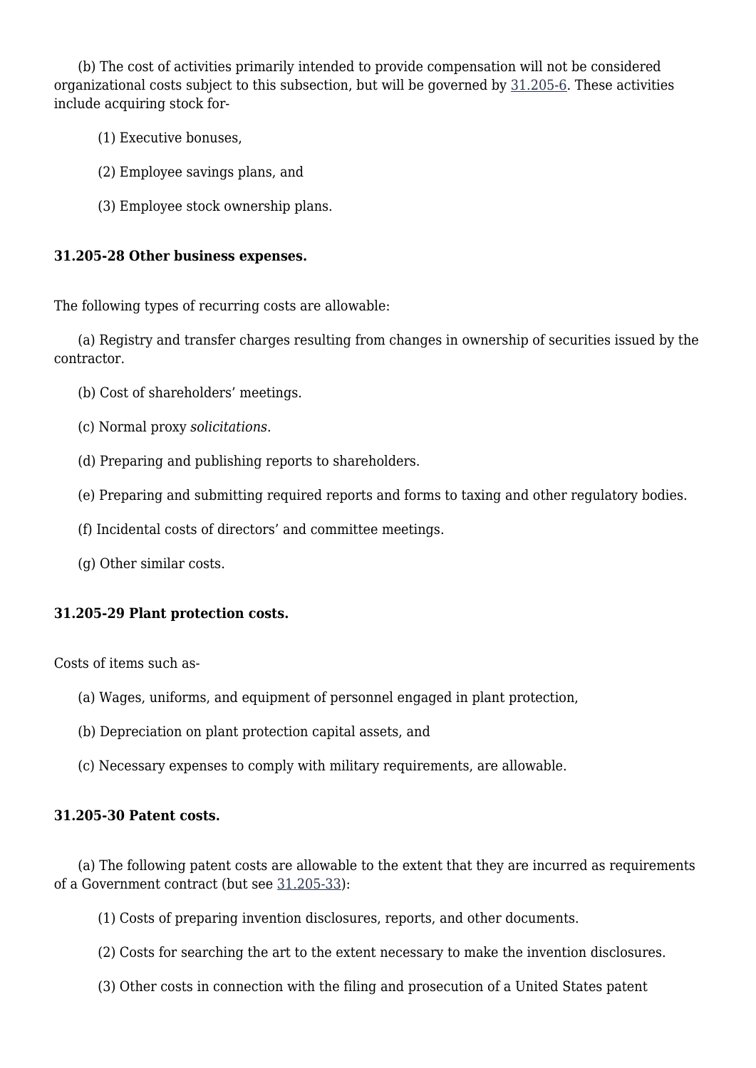(b) The cost of activities primarily intended to provide compensation will not be considered organizational costs subject to this subsection, but will be governed by 31.205-6. These activities include acquiring stock for-

(1) Executive bonuses,

(2) Employee savings plans, and

(3) Employee stock ownership plans.

**31.205-28 Other business expenses.**

The following types of recurring costs are allowable:

(a) Registry and transfer charges resulting from changes in ownership of securities issued by the contractor.

(b) Cost of shareholders' meetings.

(c) Normal proxy *solicitations*.

(d) Preparing and publishing reports to shareholders.

(e) Preparing and submitting required reports and forms to taxing and other regulatory bodies.

(f) Incidental costs of directors' and committee meetings.

(g) Other similar costs.

**31.205-29 Plant protection costs.**

Costs of items such as-

(a) Wages, uniforms, and equipment of personnel engaged in plant protection,

(b) Depreciation on plant protection capital assets, and

(c) Necessary expenses to comply with military requirements, are allowable.

**31.205-30 Patent costs.**

(a) The following patent costs are allowable to the extent that they are incurred as requirements of a Government contract (but see 31.205-33):

(1) Costs of preparing invention disclosures, reports, and other documents.

(2) Costs for searching the art to the extent necessary to make the invention disclosures.

(3) Other costs in connection with the filing and prosecution of a United States patent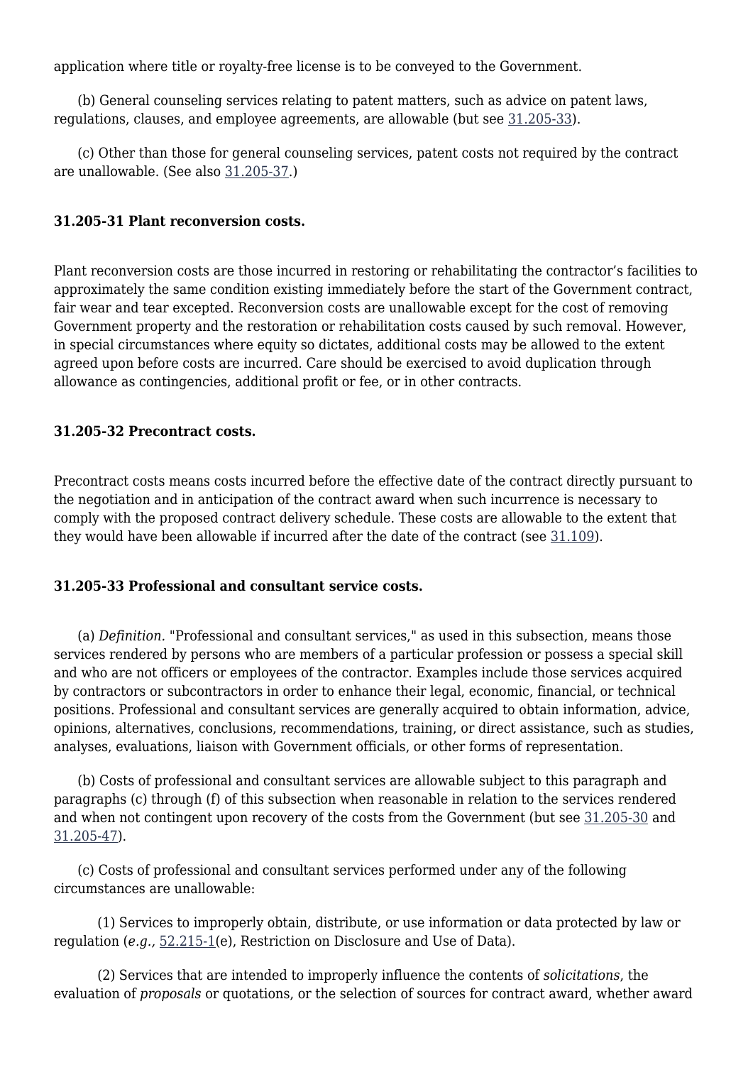application where title or royalty-free license is to be conveyed to the Government.

(b) General counseling services relating to patent matters, such as advice on patent laws, regulations, clauses, and employee agreements, are allowable (but see 31.205-33).

(c) Other than those for general counseling services, patent costs not required by the contract are unallowable. (See also 31.205-37.)

### 31.205-31 Plant reconversion costs.

Plant reconversion costs are those incurred in restoring or rehabilitating the contractor's facilities to approximately the same condition existing immediately before the start of the Government contract, fair wear and tear excepted. Reconversion costs are unallowable except for the cost of removing Government property and the restoration or rehabilitation costs caused by such removal. However, in special circumstances where equity so dictates, additional costs may be allowed to the extent agreed upon before costs are incurred. Care should be exercised to avoid duplication through allowance as contingencies, additional profit or fee, or in other contracts.

### 31.205-32 Precontract costs.

Precontract costs means costs incurred before the effective date of the contract directly pursuant to the negotiation and in anticipation of the contract award when such incurrence is necessary to comply with the proposed contract delivery schedule. These costs are allowable to the extent that they would have been allowable if incurred after the date of the contract (see 31.109).

### 31.205-33 Professional and consultant service costs.

(a) *Definition.* "Professional and consultant services," as used in this subsection, means those services rendered by persons who are members of a particular profession or possess a special skill and who are not officers or employees of the contractor. Examples include those services acquired by contractors or subcontractors in order to enhance their legal, economic, financial, or technical positions. Professional and consultant services are generally acquired to obtain information, advice, opinions, alternatives, conclusions, recommendations, training, or direct assistance, such as studies, analyses, evaluations, liaison with Government officials, or other forms of representation.

(b) Costs of professional and consultant services are allowable subject to this paragraph and paragraphs (c) through (f) of this subsection when reasonable in relation to the services rendered and when not contingent upon recovery of the costs from the Government (but see 31.205-30 and 31.205-47).

(c) Costs of professional and consultant services performed under any of the following circumstances are unallowable:

(1) Services to improperly obtain, distribute, or use information or data protected by law or regulation (*e.g.,* 52.215-1(e), Restriction on Disclosure and Use of Data).

(2) Services that are intended to improperly influence the contents of *solicitations*, the evaluation of *proposals* or quotations, or the selection of sources for contract award, whether award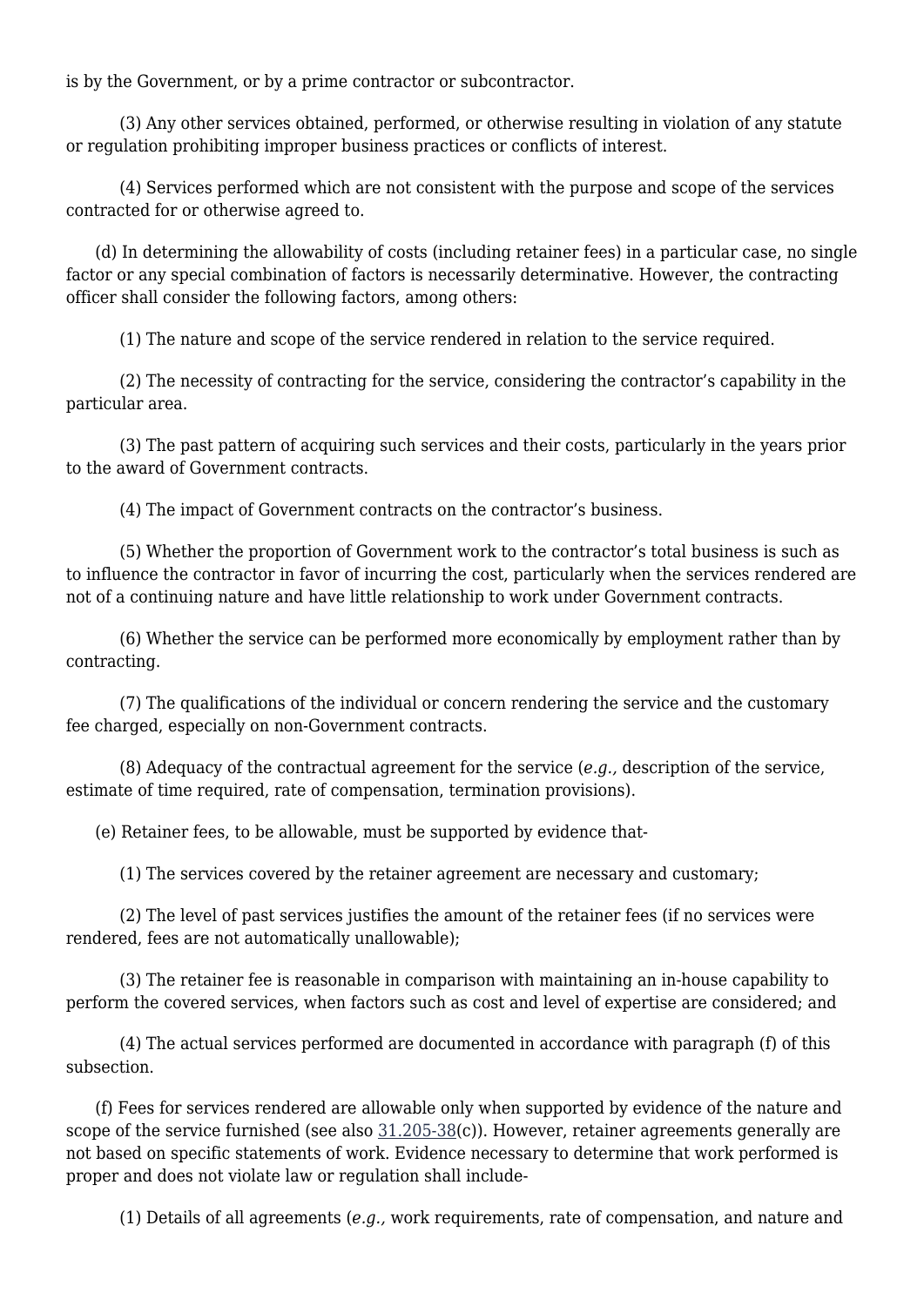is by the Government, or by a prime contractor or subcontractor.

(3) Any other services obtained, performed, or otherwise resulting in violation of any statute or regulation prohibiting improper business practices or conflicts of interest.

(4) Services performed which are not consistent with the purpose and scope of the services contracted for or otherwise agreed to.

(d) In determining the allowability of costs (including retainer fees) in a particular case, no single factor or any special combination of factors is necessarily determinative. However, the contracting officer shall consider the following factors, among others:

(1) The nature and scope of the service rendered in relation to the service required.

(2) The necessity of contracting for the service, considering the contractor's capability in the particular area.

(3) The past pattern of acquiring such services and their costs, particularly in the years prior to the award of Government contracts.

(4) The impact of Government contracts on the contractor's business.

(5) Whether the proportion of Government work to the contractor's total business is such as to influence the contractor in favor of incurring the cost, particularly when the services rendered are not of a continuing nature and have little relationship to work under Government contracts.

(6) Whether the service can be performed more economically by employment rather than by contracting.

(7) The qualifications of the individual or concern rendering the service and the customary fee charged, especially on non-Government contracts.

(8) Adequacy of the contractual agreement for the service (*e.g.,* description of the service, estimate of time required, rate of compensation, termination provisions).

(e) Retainer fees, to be allowable, must be supported by evidence that-

(1) The services covered by the retainer agreement are necessary and customary;

(2) The level of past services justifies the amount of the retainer fees (if no services were rendered, fees are not automatically unallowable);

(3) The retainer fee is reasonable in comparison with maintaining an in-house capability to perform the covered services, when factors such as cost and level of expertise are considered; and

(4) The actual services performed are documented in accordance with paragraph (f) of this subsection.

(f) Fees for services rendered are allowable only when supported by evidence of the nature and scope of the service furnished (see also 31.205-38(c)). However, retainer agreements generally are not based on specific statements of work. Evidence necessary to determine that work performed is proper and does not violate law or regulation shall include-

(1) Details of all agreements (*e.g.,* work requirements, rate of compensation, and nature and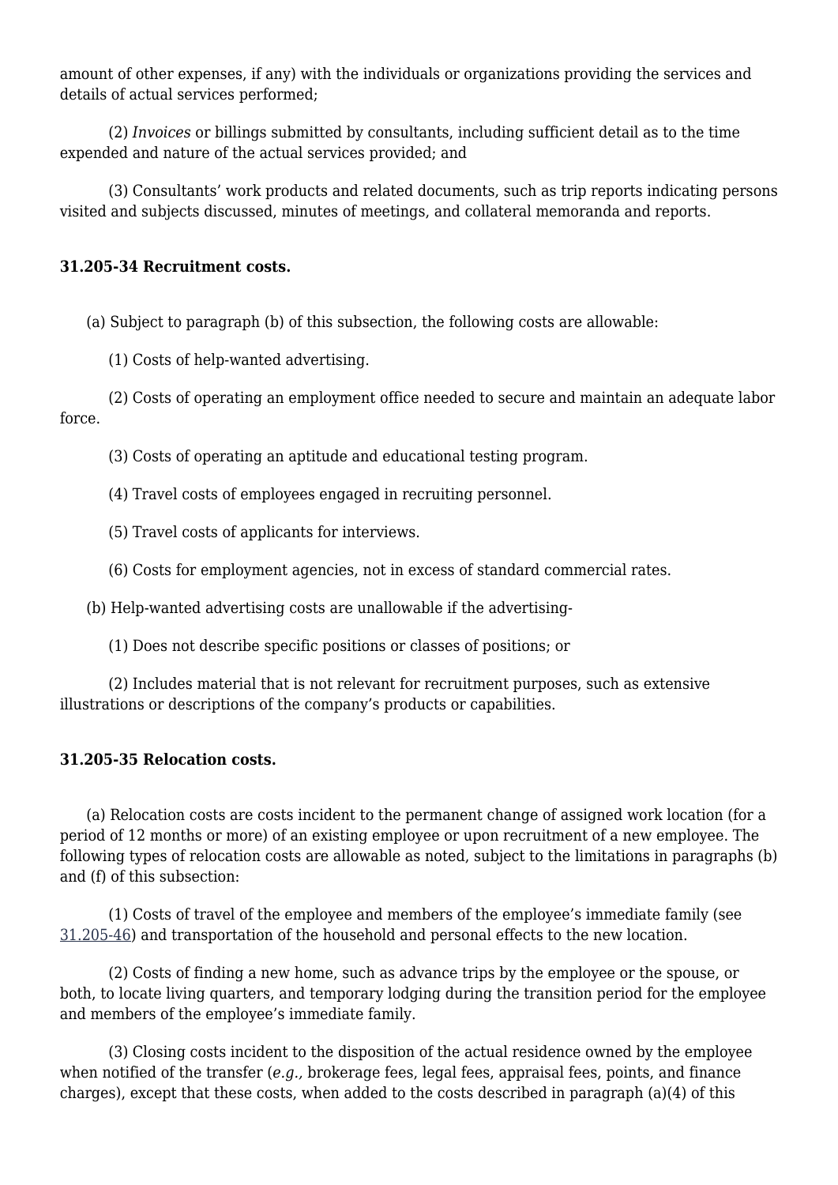amount of other expenses, if any) with the individuals or organizations providing the services and details of actual services performed;

(2) *Invoices* or billings submitted by consultants, including sufficient detail as to the time expended and nature of the actual services provided; and

(3) Consultants' work products and related documents, such as trip reports indicating persons visited and subjects discussed, minutes of meetings, and collateral memoranda and reports.

**31.205-34 Recruitment costs.**

(a) Subject to paragraph (b) of this subsection, the following costs are allowable:

(1) Costs of help-wanted advertising.

(2) Costs of operating an employment office needed to secure and maintain an adequate labor force.

(3) Costs of operating an aptitude and educational testing program.

(4) Travel costs of employees engaged in recruiting personnel.

(5) Travel costs of applicants for interviews.

(6) Costs for employment agencies, not in excess of standard commercial rates.

(b) Help-wanted advertising costs are unallowable if the advertising-

(1) Does not describe specific positions or classes of positions; or

(2) Includes material that is not relevant for recruitment purposes, such as extensive illustrations or descriptions of the company's products or capabilities.

**31.205-35 Relocation costs.**

(a) Relocation costs are costs incident to the permanent change of assigned work location (for a period of 12 months or more) of an existing employee or upon recruitment of a new employee. The following types of relocation costs are allowable as noted, subject to the limitations in paragraphs (b) and (f) of this subsection:

(1) Costs of travel of the employee and members of the employee's immediate family (see 31.205-46) and transportation of the household and personal effects to the new location.

(2) Costs of finding a new home, such as advance trips by the employee or the spouse, or both, to locate living quarters, and temporary lodging during the transition period for the employee and members of the employee's immediate family.

(3) Closing costs incident to the disposition of the actual residence owned by the employee when notified of the transfer (*e.g.,* brokerage fees, legal fees, appraisal fees, points, and finance charges), except that these costs, when added to the costs described in paragraph (a)(4) of this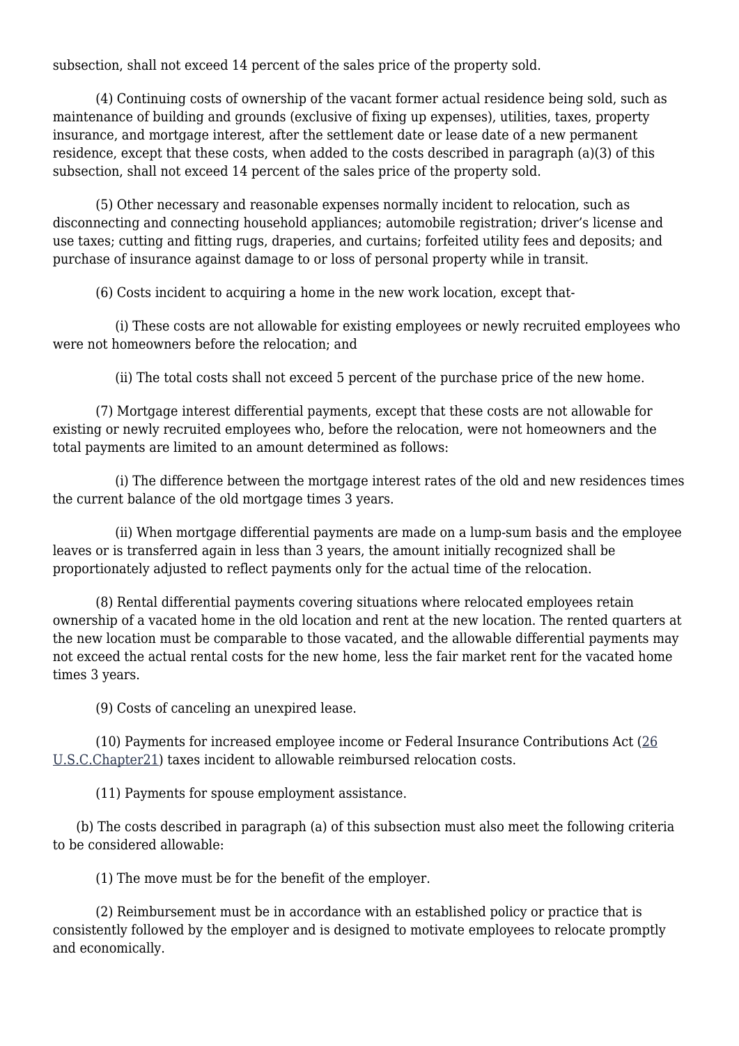subsection, shall not exceed 14 percent of the sales price of the property sold.

(4) Continuing costs of ownership of the vacant former actual residence being sold, such as maintenance of building and grounds (exclusive of fixing up expenses), utilities, taxes, property insurance, and mortgage interest, after the settlement date or lease date of a new permanent residence, except that these costs, when added to the costs described in paragraph (a)(3) of this subsection, shall not exceed 14 percent of the sales price of the property sold.

(5) Other necessary and reasonable expenses normally incident to relocation, such as disconnecting and connecting household appliances; automobile registration; driver's license and use taxes; cutting and fitting rugs, draperies, and curtains; forfeited utility fees and deposits; and purchase of insurance against damage to or loss of personal property while in transit.

(6) Costs incident to acquiring a home in the new work location, except that-

(i) These costs are not allowable for existing employees or newly recruited employees who were not homeowners before the relocation; and

(ii) The total costs shall not exceed 5 percent of the purchase price of the new home.

(7) Mortgage interest differential payments, except that these costs are not allowable for existing or newly recruited employees who, before the relocation, were not homeowners and the total payments are limited to an amount determined as follows:

(i) The difference between the mortgage interest rates of the old and new residences times the current balance of the old mortgage times 3 years.

(ii) When mortgage differential payments are made on a lump-sum basis and the employee leaves or is transferred again in less than 3 years, the amount initially recognized shall be proportionately adjusted to reflect payments only for the actual time of the relocation.

(8) Rental differential payments covering situations where relocated employees retain ownership of a vacated home in the old location and rent at the new location. The rented quarters at the new location must be comparable to those vacated, and the allowable differential payments may not exceed the actual rental costs for the new home, less the fair market rent for the vacated home times 3 years.

(9) Costs of canceling an unexpired lease.

(10) Payments for increased employee income or Federal Insurance Contributions Act (26 U.S.C.Chapter21) taxes incident to allowable reimbursed relocation costs.

(11) Payments for spouse employment assistance.

(b) The costs described in paragraph (a) of this subsection must also meet the following criteria to be considered allowable:

(1) The move must be for the benefit of the employer.

(2) Reimbursement must be in accordance with an established policy or practice that is consistently followed by the employer and is designed to motivate employees to relocate promptly and economically.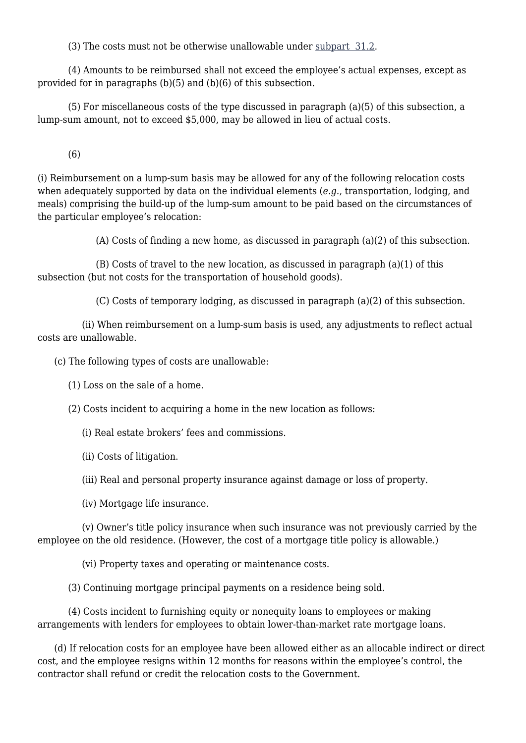(3) The costs must not be otherwise unallowable under subpart 31.2.

(4) Amounts to be reimbursed shall not exceed the employee's actual expenses, except as provided for in paragraphs (b)(5) and (b)(6) of this subsection.

(5) For miscellaneous costs of the type discussed in paragraph (a)(5) of this subsection, a lump-sum amount, not to exceed $5,000, may be allowed in lieu of actual costs.

(6)

(i) Reimbursement on a lump-sum basis may be allowed for any of the following relocation costs when adequately supported by data on the individual elements (*e.g.*, transportation, lodging, and meals) comprising the build-up of the lump-sum amount to be paid based on the circumstances of the particular employee's relocation:

(A) Costs of finding a new home, as discussed in paragraph (a)(2) of this subsection.

(B) Costs of travel to the new location, as discussed in paragraph (a)(1) of this subsection (but not costs for the transportation of household goods).

(C) Costs of temporary lodging, as discussed in paragraph (a)(2) of this subsection.

(ii) When reimbursement on a lump-sum basis is used, any adjustments to reflect actual costs are unallowable.

(c) The following types of costs are unallowable:

(1) Loss on the sale of a home.

(2) Costs incident to acquiring a home in the new location as follows:

(i) Real estate brokers' fees and commissions.

(ii) Costs of litigation.

(iii) Real and personal property insurance against damage or loss of property.

(iv) Mortgage life insurance.

(v) Owner's title policy insurance when such insurance was not previously carried by the employee on the old residence. (However, the cost of a mortgage title policy is allowable.)

(vi) Property taxes and operating or maintenance costs.

(3) Continuing mortgage principal payments on a residence being sold.

(4) Costs incident to furnishing equity or nonequity loans to employees or making arrangements with lenders for employees to obtain lower-than-market rate mortgage loans.

(d) If relocation costs for an employee have been allowed either as an allocable indirect or direct cost, and the employee resigns within 12 months for reasons within the employee's control, the contractor shall refund or credit the relocation costs to the Government.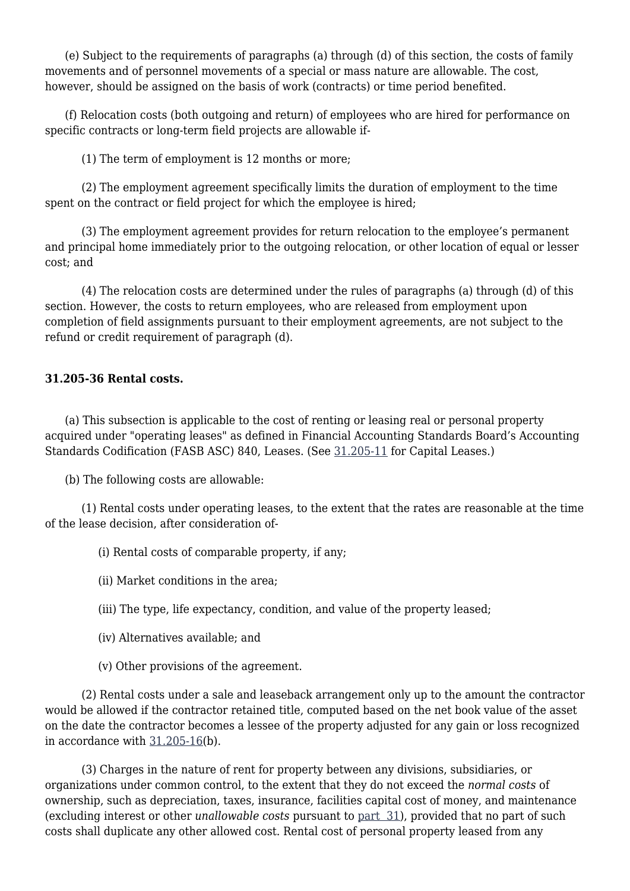(e) Subject to the requirements of paragraphs (a) through (d) of this section, the costs of family movements and of personnel movements of a special or mass nature are allowable. The cost, however, should be assigned on the basis of work (contracts) or time period benefited.

(f) Relocation costs (both outgoing and return) of employees who are hired for performance on specific contracts or long-term field projects are allowable if-

(1) The term of employment is 12 months or more;

(2) The employment agreement specifically limits the duration of employment to the time spent on the contract or field project for which the employee is hired;

(3) The employment agreement provides for return relocation to the employee's permanent and principal home immediately prior to the outgoing relocation, or other location of equal or lesser cost; and

(4) The relocation costs are determined under the rules of paragraphs (a) through (d) of this section. However, the costs to return employees, who are released from employment upon completion of field assignments pursuant to their employment agreements, are not subject to the refund or credit requirement of paragraph (d).

**31.205-36 Rental costs.**

(a) This subsection is applicable to the cost of renting or leasing real or personal property acquired under "operating leases" as defined in Financial Accounting Standards Board's Accounting Standards Codification (FASB ASC) 840, Leases. (See 31.205-11 for Capital Leases.)

(b) The following costs are allowable:

(1) Rental costs under operating leases, to the extent that the rates are reasonable at the time of the lease decision, after consideration of-

(i) Rental costs of comparable property, if any;

(ii) Market conditions in the area;

(iii) The type, life expectancy, condition, and value of the property leased;

(iv) Alternatives available; and

(v) Other provisions of the agreement.

(2) Rental costs under a sale and leaseback arrangement only up to the amount the contractor would be allowed if the contractor retained title, computed based on the net book value of the asset on the date the contractor becomes a lessee of the property adjusted for any gain or loss recognized in accordance with 31.205-16(b).

(3) Charges in the nature of rent for property between any divisions, subsidiaries, or organizations under common control, to the extent that they do not exceed the *normal costs* of ownership, such as depreciation, taxes, insurance, facilities capital cost of money, and maintenance (excluding interest or other *unallowable costs* pursuant to part 31), provided that no part of such costs shall duplicate any other allowed cost. Rental cost of personal property leased from any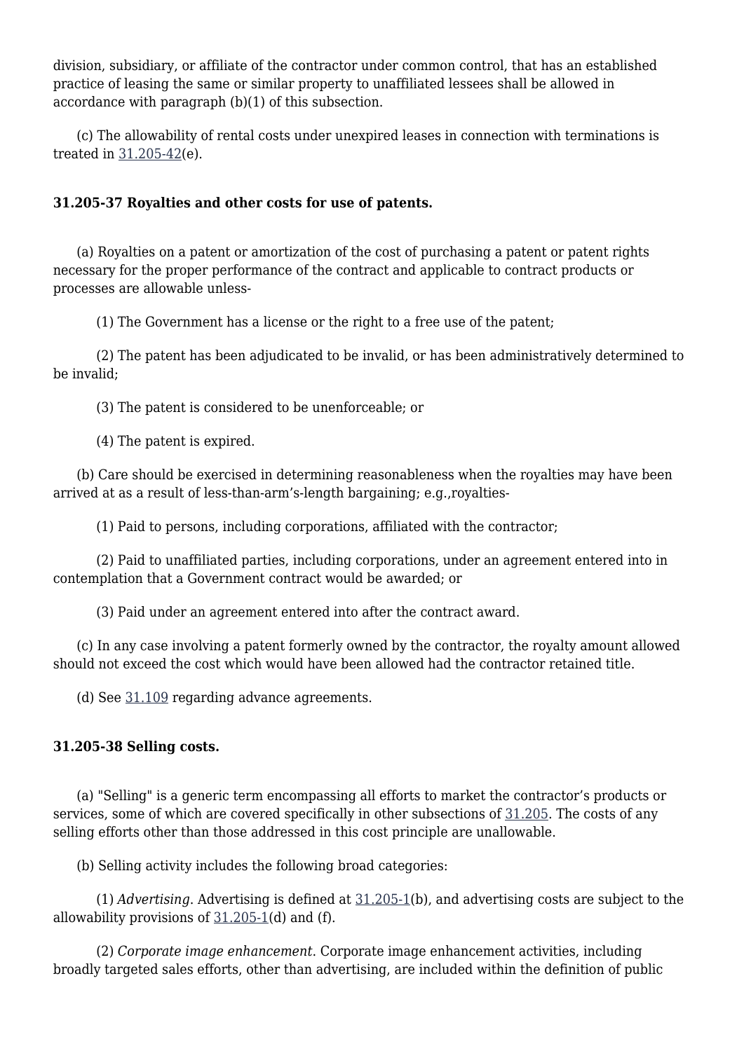division, subsidiary, or affiliate of the contractor under common control, that has an established practice of leasing the same or similar property to unaffiliated lessees shall be allowed in accordance with paragraph (b)(1) of this subsection.

(c) The allowability of rental costs under unexpired leases in connection with terminations is treated in 31.205-42(e).

### 31.205-37 Royalties and other costs for use of patents.

(a) Royalties on a patent or amortization of the cost of purchasing a patent or patent rights necessary for the proper performance of the contract and applicable to contract products or processes are allowable unless-

(1) The Government has a license or the right to a free use of the patent;

(2) The patent has been adjudicated to be invalid, or has been administratively determined to be invalid;

(3) The patent is considered to be unenforceable; or

(4) The patent is expired.

(b) Care should be exercised in determining reasonableness when the royalties may have been arrived at as a result of less-than-arm's-length bargaining; e.g.,royalties-

(1) Paid to persons, including corporations, affiliated with the contractor;

(2) Paid to unaffiliated parties, including corporations, under an agreement entered into in contemplation that a Government contract would be awarded; or

(3) Paid under an agreement entered into after the contract award.

(c) In any case involving a patent formerly owned by the contractor, the royalty amount allowed should not exceed the cost which would have been allowed had the contractor retained title.

(d) See 31.109 regarding advance agreements.

### 31.205-38 Selling costs.

(a) "Selling" is a generic term encompassing all efforts to market the contractor's products or services, some of which are covered specifically in other subsections of 31.205. The costs of any selling efforts other than those addressed in this cost principle are unallowable.

(b) Selling activity includes the following broad categories:

(1) *Advertising*. Advertising is defined at 31.205-1(b), and advertising costs are subject to the allowability provisions of 31.205-1(d) and (f).

(2) *Corporate image enhancement*. Corporate image enhancement activities, including broadly targeted sales efforts, other than advertising, are included within the definition of public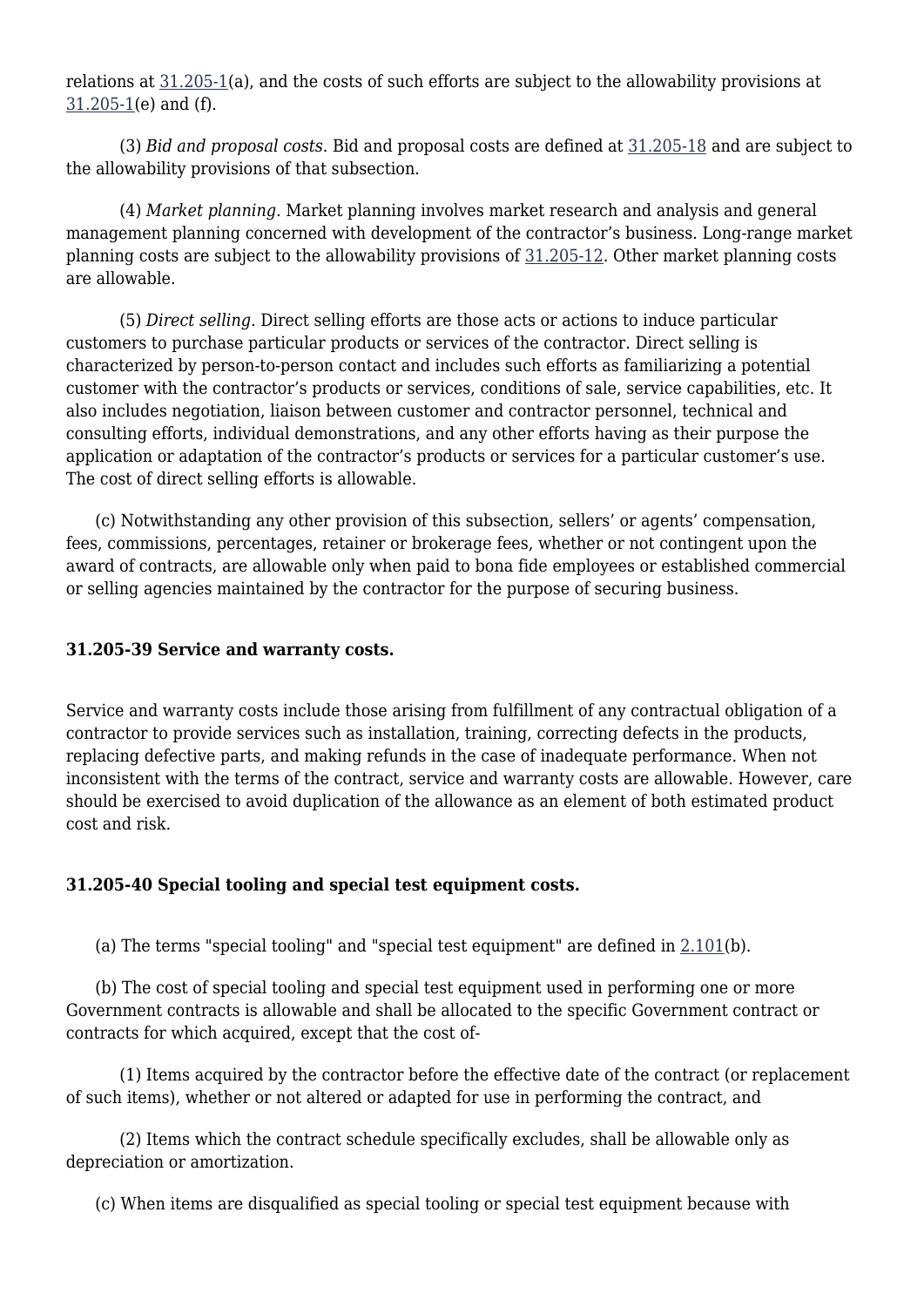relations at 31.205-1(a), and the costs of such efforts are subject to the allowability provisions at 31.205-1(e) and (f).

(3) *Bid and proposal costs*. Bid and proposal costs are defined at 31.205-18 and are subject to the allowability provisions of that subsection.

(4) *Market planning*. Market planning involves market research and analysis and general management planning concerned with development of the contractor's business. Long-range market planning costs are subject to the allowability provisions of 31.205-12. Other market planning costs are allowable.

(5) *Direct selling*. Direct selling efforts are those acts or actions to induce particular customers to purchase particular products or services of the contractor. Direct selling is characterized by person-to-person contact and includes such efforts as familiarizing a potential customer with the contractor's products or services, conditions of sale, service capabilities, etc. It also includes negotiation, liaison between customer and contractor personnel, technical and consulting efforts, individual demonstrations, and any other efforts having as their purpose the application or adaptation of the contractor's products or services for a particular customer's use. The cost of direct selling efforts is allowable.

(c) Notwithstanding any other provision of this subsection, sellers' or agents' compensation, fees, commissions, percentages, retainer or brokerage fees, whether or not contingent upon the award of contracts, are allowable only when paid to bona fide employees or established commercial or selling agencies maintained by the contractor for the purpose of securing business.

**31.205-39 Service and warranty costs.**

Service and warranty costs include those arising from fulfillment of any contractual obligation of a contractor to provide services such as installation, training, correcting defects in the products, replacing defective parts, and making refunds in the case of inadequate performance. When not inconsistent with the terms of the contract, service and warranty costs are allowable. However, care should be exercised to avoid duplication of the allowance as an element of both estimated product cost and risk.

**31.205-40 Special tooling and special test equipment costs.**

(a) The terms "special tooling" and "special test equipment" are defined in 2.101(b).

(b) The cost of special tooling and special test equipment used in performing one or more Government contracts is allowable and shall be allocated to the specific Government contract or contracts for which acquired, except that the cost of-

(1) Items acquired by the contractor before the effective date of the contract (or replacement of such items), whether or not altered or adapted for use in performing the contract, and

(2) Items which the contract schedule specifically excludes, shall be allowable only as depreciation or amortization.

(c) When items are disqualified as special tooling or special test equipment because with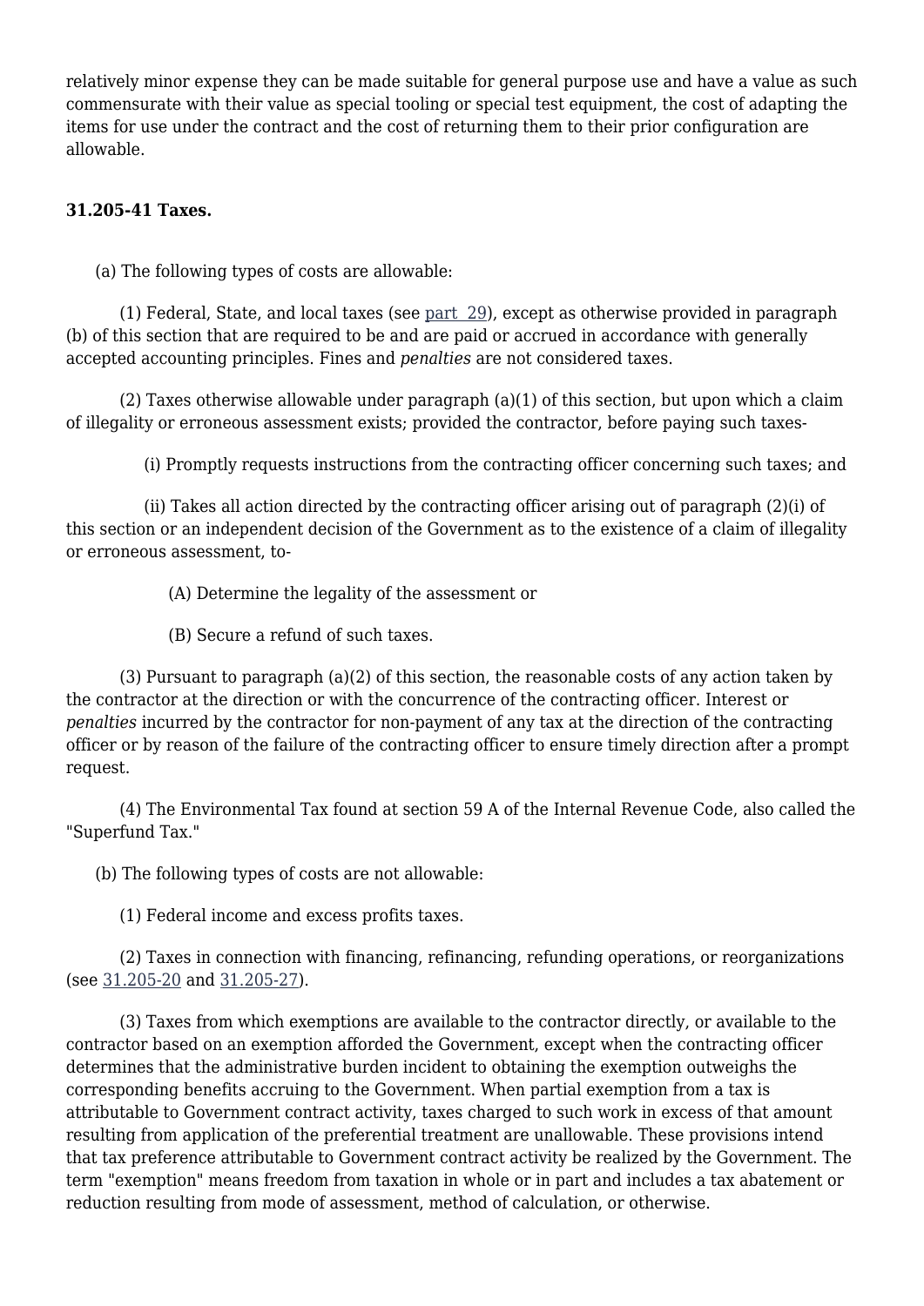relatively minor expense they can be made suitable for general purpose use and have a value as such commensurate with their value as special tooling or special test equipment, the cost of adapting the items for use under the contract and the cost of returning them to their prior configuration are allowable.

### 31.205-41 Taxes.

(a) The following types of costs are allowable:

(1) Federal, State, and local taxes (see part 29), except as otherwise provided in paragraph (b) of this section that are required to be and are paid or accrued in accordance with generally accepted accounting principles. Fines and *penalties* are not considered taxes.

(2) Taxes otherwise allowable under paragraph (a)(1) of this section, but upon which a claim of illegality or erroneous assessment exists; provided the contractor, before paying such taxes-

(i) Promptly requests instructions from the contracting officer concerning such taxes; and

(ii) Takes all action directed by the contracting officer arising out of paragraph (2)(i) of this section or an independent decision of the Government as to the existence of a claim of illegality or erroneous assessment, to-

(A) Determine the legality of the assessment or

(B) Secure a refund of such taxes.

(3) Pursuant to paragraph (a)(2) of this section, the reasonable costs of any action taken by the contractor at the direction or with the concurrence of the contracting officer. Interest or *penalties* incurred by the contractor for non-payment of any tax at the direction of the contracting officer or by reason of the failure of the contracting officer to ensure timely direction after a prompt request.

(4) The Environmental Tax found at section 59 A of the Internal Revenue Code, also called the "Superfund Tax."

(b) The following types of costs are not allowable:

(1) Federal income and excess profits taxes.

(2) Taxes in connection with financing, refinancing, refunding operations, or reorganizations (see 31.205-20 and 31.205-27).

(3) Taxes from which exemptions are available to the contractor directly, or available to the contractor based on an exemption afforded the Government, except when the contracting officer determines that the administrative burden incident to obtaining the exemption outweighs the corresponding benefits accruing to the Government. When partial exemption from a tax is attributable to Government contract activity, taxes charged to such work in excess of that amount resulting from application of the preferential treatment are unallowable. These provisions intend that tax preference attributable to Government contract activity be realized by the Government. The term "exemption" means freedom from taxation in whole or in part and includes a tax abatement or reduction resulting from mode of assessment, method of calculation, or otherwise.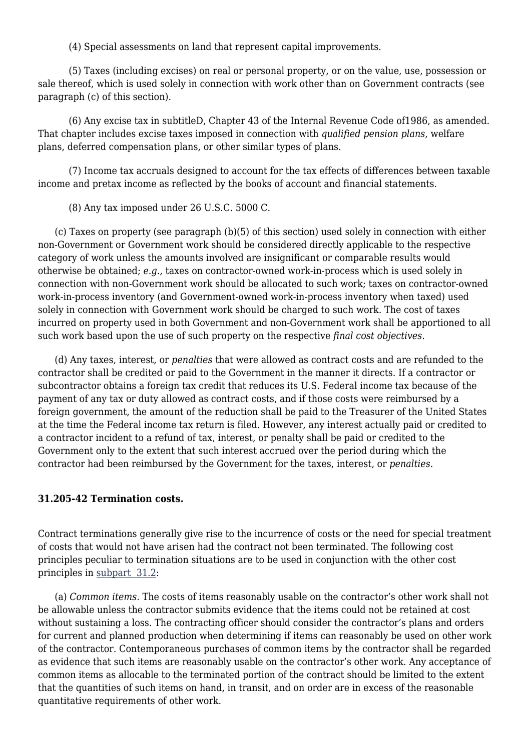(4) Special assessments on land that represent capital improvements.

(5) Taxes (including excises) on real or personal property, or on the value, use, possession or sale thereof, which is used solely in connection with work other than on Government contracts (see paragraph (c) of this section).

(6) Any excise tax in subtitleD, Chapter 43 of the Internal Revenue Code of1986, as amended. That chapter includes excise taxes imposed in connection with *qualified pension plans*, welfare plans, deferred compensation plans, or other similar types of plans.

(7) Income tax accruals designed to account for the tax effects of differences between taxable income and pretax income as reflected by the books of account and financial statements.

(8) Any tax imposed under 26 U.S.C. 5000 C.

(c) Taxes on property (see paragraph (b)(5) of this section) used solely in connection with either non-Government or Government work should be considered directly applicable to the respective category of work unless the amounts involved are insignificant or comparable results would otherwise be obtained; *e.g.,* taxes on contractor-owned work-in-process which is used solely in connection with non-Government work should be allocated to such work; taxes on contractor-owned work-in-process inventory (and Government-owned work-in-process inventory when taxed) used solely in connection with Government work should be charged to such work. The cost of taxes incurred on property used in both Government and non-Government work shall be apportioned to all such work based upon the use of such property on the respective *final cost objectives*.

(d) Any taxes, interest, or *penalties* that were allowed as contract costs and are refunded to the contractor shall be credited or paid to the Government in the manner it directs. If a contractor or subcontractor obtains a foreign tax credit that reduces its U.S. Federal income tax because of the payment of any tax or duty allowed as contract costs, and if those costs were reimbursed by a foreign government, the amount of the reduction shall be paid to the Treasurer of the United States at the time the Federal income tax return is filed. However, any interest actually paid or credited to a contractor incident to a refund of tax, interest, or penalty shall be paid or credited to the Government only to the extent that such interest accrued over the period during which the contractor had been reimbursed by the Government for the taxes, interest, or *penalties*.

**31.205-42 Termination costs.**

Contract terminations generally give rise to the incurrence of costs or the need for special treatment of costs that would not have arisen had the contract not been terminated. The following cost principles peculiar to termination situations are to be used in conjunction with the other cost principles in subpart 31.2:

(a) *Common items*. The costs of items reasonably usable on the contractor's other work shall not be allowable unless the contractor submits evidence that the items could not be retained at cost without sustaining a loss. The contracting officer should consider the contractor's plans and orders for current and planned production when determining if items can reasonably be used on other work of the contractor. Contemporaneous purchases of common items by the contractor shall be regarded as evidence that such items are reasonably usable on the contractor's other work. Any acceptance of common items as allocable to the terminated portion of the contract should be limited to the extent that the quantities of such items on hand, in transit, and on order are in excess of the reasonable quantitative requirements of other work.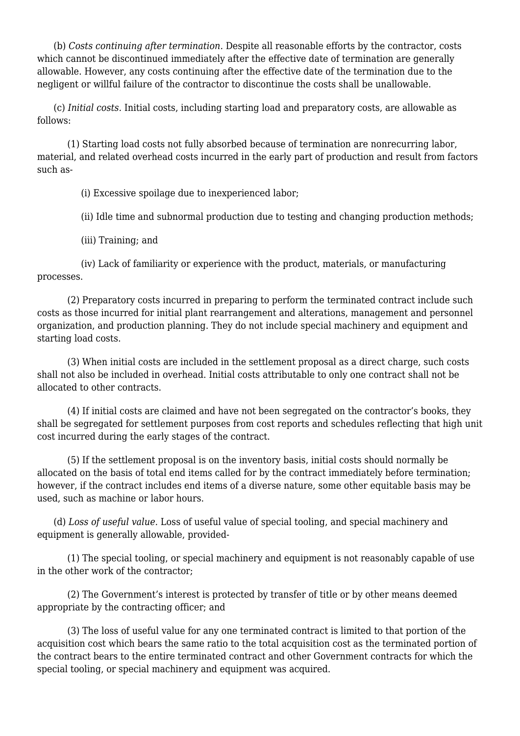(b) *Costs continuing after termination.* Despite all reasonable efforts by the contractor, costs which cannot be discontinued immediately after the effective date of termination are generally allowable. However, any costs continuing after the effective date of the termination due to the negligent or willful failure of the contractor to discontinue the costs shall be unallowable.

(c) *Initial costs.* Initial costs, including starting load and preparatory costs, are allowable as follows:

(1) Starting load costs not fully absorbed because of termination are nonrecurring labor, material, and related overhead costs incurred in the early part of production and result from factors such as-

(i) Excessive spoilage due to inexperienced labor;

(ii) Idle time and subnormal production due to testing and changing production methods;

(iii) Training; and

(iv) Lack of familiarity or experience with the product, materials, or manufacturing processes.

(2) Preparatory costs incurred in preparing to perform the terminated contract include such costs as those incurred for initial plant rearrangement and alterations, management and personnel organization, and production planning. They do not include special machinery and equipment and starting load costs.

(3) When initial costs are included in the settlement proposal as a direct charge, such costs shall not also be included in overhead. Initial costs attributable to only one contract shall not be allocated to other contracts.

(4) If initial costs are claimed and have not been segregated on the contractor's books, they shall be segregated for settlement purposes from cost reports and schedules reflecting that high unit cost incurred during the early stages of the contract.

(5) If the settlement proposal is on the inventory basis, initial costs should normally be allocated on the basis of total end items called for by the contract immediately before termination; however, if the contract includes end items of a diverse nature, some other equitable basis may be used, such as machine or labor hours.

(d) *Loss of useful value.* Loss of useful value of special tooling, and special machinery and equipment is generally allowable, provided-

(1) The special tooling, or special machinery and equipment is not reasonably capable of use in the other work of the contractor;

(2) The Government's interest is protected by transfer of title or by other means deemed appropriate by the contracting officer; and

(3) The loss of useful value for any one terminated contract is limited to that portion of the acquisition cost which bears the same ratio to the total acquisition cost as the terminated portion of the contract bears to the entire terminated contract and other Government contracts for which the special tooling, or special machinery and equipment was acquired.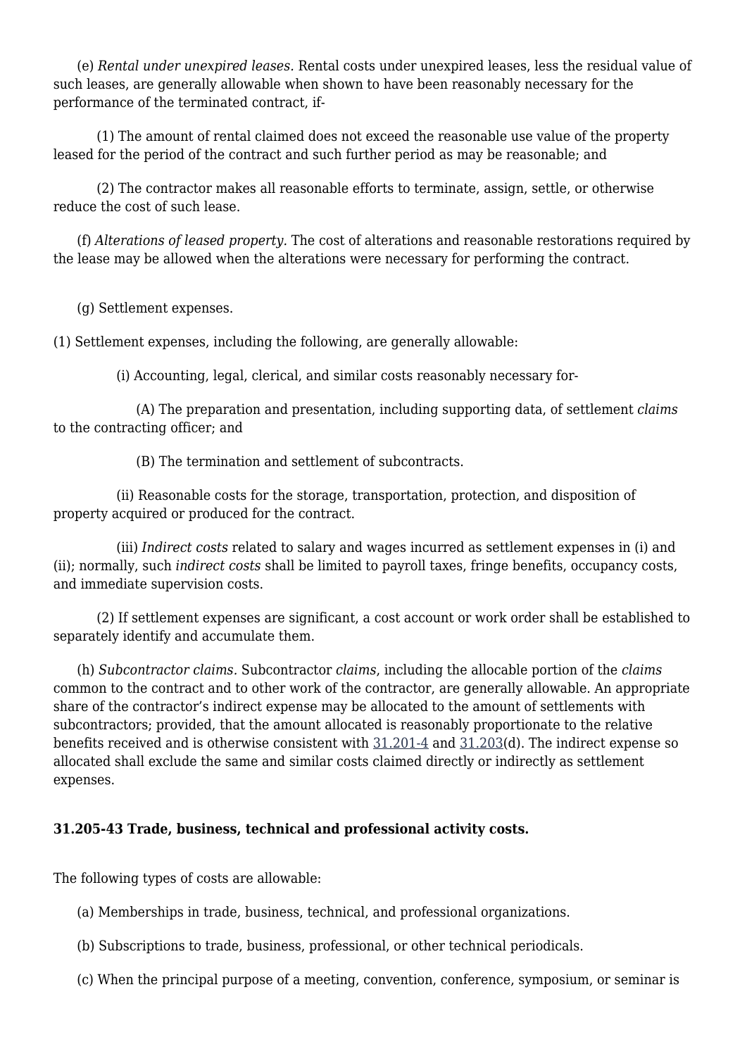(e) *Rental under unexpired leases.* Rental costs under unexpired leases, less the residual value of such leases, are generally allowable when shown to have been reasonably necessary for the performance of the terminated contract, if-

(1) The amount of rental claimed does not exceed the reasonable use value of the property leased for the period of the contract and such further period as may be reasonable; and

(2) The contractor makes all reasonable efforts to terminate, assign, settle, or otherwise reduce the cost of such lease.

(f) *Alterations of leased property.* The cost of alterations and reasonable restorations required by the lease may be allowed when the alterations were necessary for performing the contract.

(g) Settlement expenses.

(1) Settlement expenses, including the following, are generally allowable:

(i) Accounting, legal, clerical, and similar costs reasonably necessary for-

(A) The preparation and presentation, including supporting data, of settlement *claims* to the contracting officer; and

(B) The termination and settlement of subcontracts.

(ii) Reasonable costs for the storage, transportation, protection, and disposition of property acquired or produced for the contract.

(iii) *Indirect costs* related to salary and wages incurred as settlement expenses in (i) and (ii); normally, such *indirect costs* shall be limited to payroll taxes, fringe benefits, occupancy costs, and immediate supervision costs.

(2) If settlement expenses are significant, a cost account or work order shall be established to separately identify and accumulate them.

(h) *Subcontractor claims.* Subcontractor *claims*, including the allocable portion of the *claims* common to the contract and to other work of the contractor, are generally allowable. An appropriate share of the contractor's indirect expense may be allocated to the amount of settlements with subcontractors; provided, that the amount allocated is reasonably proportionate to the relative benefits received and is otherwise consistent with 31.201-4 and 31.203(d). The indirect expense so allocated shall exclude the same and similar costs claimed directly or indirectly as settlement expenses.

**31.205-43 Trade, business, technical and professional activity costs.**

The following types of costs are allowable:

(a) Memberships in trade, business, technical, and professional organizations.

(b) Subscriptions to trade, business, professional, or other technical periodicals.

(c) When the principal purpose of a meeting, convention, conference, symposium, or seminar is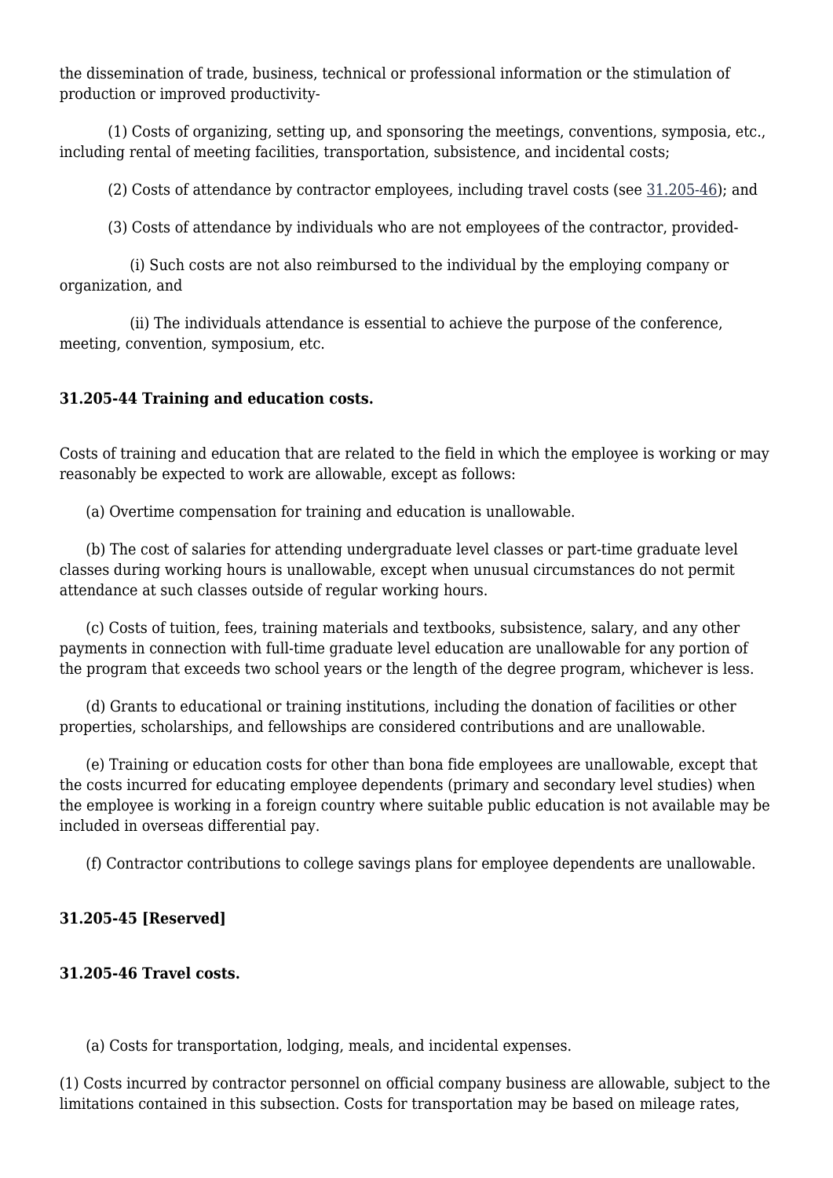the dissemination of trade, business, technical or professional information or the stimulation of production or improved productivity-

(1) Costs of organizing, setting up, and sponsoring the meetings, conventions, symposia, etc., including rental of meeting facilities, transportation, subsistence, and incidental costs;

(2) Costs of attendance by contractor employees, including travel costs (see 31.205-46); and

(3) Costs of attendance by individuals who are not employees of the contractor, provided-

(i) Such costs are not also reimbursed to the individual by the employing company or organization, and

(ii) The individuals attendance is essential to achieve the purpose of the conference, meeting, convention, symposium, etc.

**31.205-44 Training and education costs.**

Costs of training and education that are related to the field in which the employee is working or may reasonably be expected to work are allowable, except as follows:

(a) Overtime compensation for training and education is unallowable.

(b) The cost of salaries for attending undergraduate level classes or part-time graduate level classes during working hours is unallowable, except when unusual circumstances do not permit attendance at such classes outside of regular working hours.

(c) Costs of tuition, fees, training materials and textbooks, subsistence, salary, and any other payments in connection with full-time graduate level education are unallowable for any portion of the program that exceeds two school years or the length of the degree program, whichever is less.

(d) Grants to educational or training institutions, including the donation of facilities or other properties, scholarships, and fellowships are considered contributions and are unallowable.

(e) Training or education costs for other than bona fide employees are unallowable, except that the costs incurred for educating employee dependents (primary and secondary level studies) when the employee is working in a foreign country where suitable public education is not available may be included in overseas differential pay.

(f) Contractor contributions to college savings plans for employee dependents are unallowable.

**31.205-45 [Reserved]**

**31.205-46 Travel costs.**

(a) Costs for transportation, lodging, meals, and incidental expenses.

(1) Costs incurred by contractor personnel on official company business are allowable, subject to the limitations contained in this subsection. Costs for transportation may be based on mileage rates,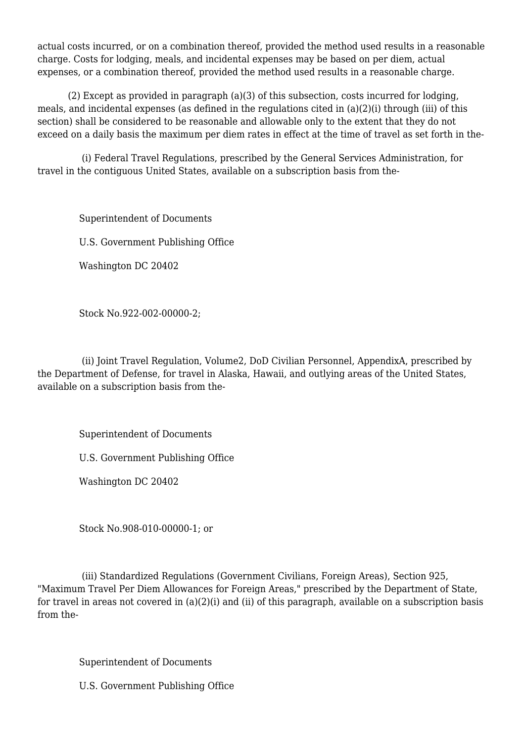actual costs incurred, or on a combination thereof, provided the method used results in a reasonable charge. Costs for lodging, meals, and incidental expenses may be based on per diem, actual expenses, or a combination thereof, provided the method used results in a reasonable charge.

(2) Except as provided in paragraph (a)(3) of this subsection, costs incurred for lodging, meals, and incidental expenses (as defined in the regulations cited in (a)(2)(i) through (iii) of this section) shall be considered to be reasonable and allowable only to the extent that they do not exceed on a daily basis the maximum per diem rates in effect at the time of travel as set forth in the-

(i) Federal Travel Regulations, prescribed by the General Services Administration, for travel in the contiguous United States, available on a subscription basis from the-

Superintendent of Documents

U.S. Government Publishing Office

Washington DC 20402

Stock No.922-002-00000-2;

(ii) Joint Travel Regulation, Volume2, DoD Civilian Personnel, AppendixA, prescribed by the Department of Defense, for travel in Alaska, Hawaii, and outlying areas of the United States, available on a subscription basis from the-

Superintendent of Documents

U.S. Government Publishing Office

Washington DC 20402

Stock No.908-010-00000-1; or

(iii) Standardized Regulations (Government Civilians, Foreign Areas), Section 925, "Maximum Travel Per Diem Allowances for Foreign Areas," prescribed by the Department of State, for travel in areas not covered in (a)(2)(i) and (ii) of this paragraph, available on a subscription basis from the-

Superintendent of Documents

U.S. Government Publishing Office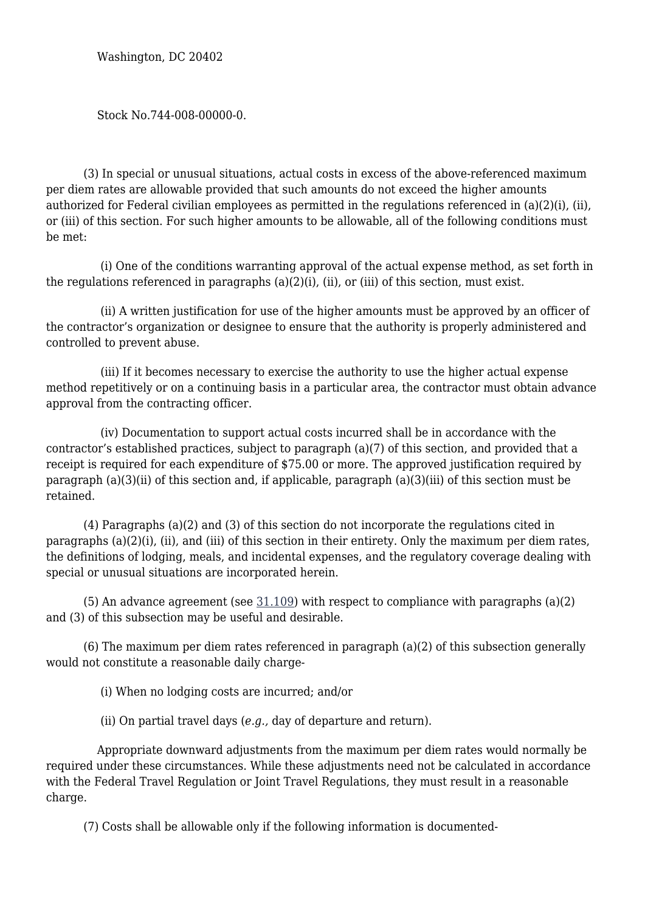Washington, DC 20402

Stock No.744-008-00000-0.

(3) In special or unusual situations, actual costs in excess of the above-referenced maximum per diem rates are allowable provided that such amounts do not exceed the higher amounts authorized for Federal civilian employees as permitted in the regulations referenced in (a)(2)(i), (ii), or (iii) of this section. For such higher amounts to be allowable, all of the following conditions must be met:

(i) One of the conditions warranting approval of the actual expense method, as set forth in the regulations referenced in paragraphs (a)(2)(i), (ii), or (iii) of this section, must exist.

(ii) A written justification for use of the higher amounts must be approved by an officer of the contractor's organization or designee to ensure that the authority is properly administered and controlled to prevent abuse.

(iii) If it becomes necessary to exercise the authority to use the higher actual expense method repetitively or on a continuing basis in a particular area, the contractor must obtain advance approval from the contracting officer.

(iv) Documentation to support actual costs incurred shall be in accordance with the contractor's established practices, subject to paragraph (a)(7) of this section, and provided that a receipt is required for each expenditure of $75.00 or more. The approved justification required by paragraph (a)(3)(ii) of this section and, if applicable, paragraph (a)(3)(iii) of this section must be retained.

(4) Paragraphs (a)(2) and (3) of this section do not incorporate the regulations cited in paragraphs (a)(2)(i), (ii), and (iii) of this section in their entirety. Only the maximum per diem rates, the definitions of lodging, meals, and incidental expenses, and the regulatory coverage dealing with special or unusual situations are incorporated herein.

(5) An advance agreement (see 31.109) with respect to compliance with paragraphs (a)(2) and (3) of this subsection may be useful and desirable.

(6) The maximum per diem rates referenced in paragraph (a)(2) of this subsection generally would not constitute a reasonable daily charge-

(i) When no lodging costs are incurred; and/or

(ii) On partial travel days (*e.g.,* day of departure and return).

Appropriate downward adjustments from the maximum per diem rates would normally be required under these circumstances. While these adjustments need not be calculated in accordance with the Federal Travel Regulation or Joint Travel Regulations, they must result in a reasonable charge.

(7) Costs shall be allowable only if the following information is documented-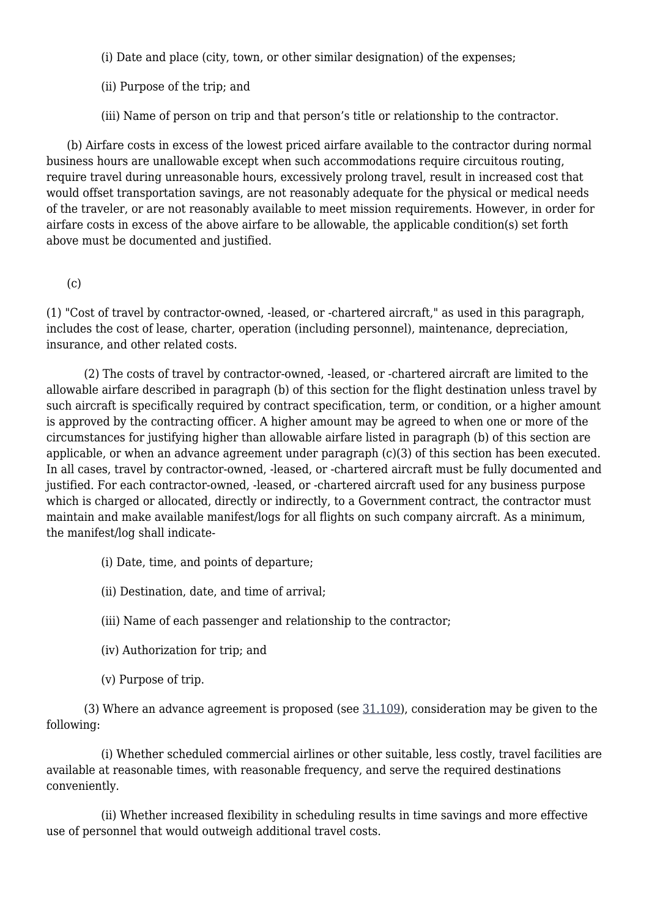(i) Date and place (city, town, or other similar designation) of the expenses;

(ii) Purpose of the trip; and

(iii) Name of person on trip and that person's title or relationship to the contractor.

(b) Airfare costs in excess of the lowest priced airfare available to the contractor during normal business hours are unallowable except when such accommodations require circuitous routing, require travel during unreasonable hours, excessively prolong travel, result in increased cost that would offset transportation savings, are not reasonably adequate for the physical or medical needs of the traveler, or are not reasonably available to meet mission requirements. However, in order for airfare costs in excess of the above airfare to be allowable, the applicable condition(s) set forth above must be documented and justified.

(c)

(1) "Cost of travel by contractor-owned, -leased, or -chartered aircraft," as used in this paragraph, includes the cost of lease, charter, operation (including personnel), maintenance, depreciation, insurance, and other related costs.

(2) The costs of travel by contractor-owned, -leased, or -chartered aircraft are limited to the allowable airfare described in paragraph (b) of this section for the flight destination unless travel by such aircraft is specifically required by contract specification, term, or condition, or a higher amount is approved by the contracting officer. A higher amount may be agreed to when one or more of the circumstances for justifying higher than allowable airfare listed in paragraph (b) of this section are applicable, or when an advance agreement under paragraph (c)(3) of this section has been executed. In all cases, travel by contractor-owned, -leased, or -chartered aircraft must be fully documented and justified. For each contractor-owned, -leased, or -chartered aircraft used for any business purpose which is charged or allocated, directly or indirectly, to a Government contract, the contractor must maintain and make available manifest/logs for all flights on such company aircraft. As a minimum, the manifest/log shall indicate-

(i) Date, time, and points of departure;

(ii) Destination, date, and time of arrival;

(iii) Name of each passenger and relationship to the contractor;

(iv) Authorization for trip; and

(v) Purpose of trip.

(3) Where an advance agreement is proposed (see 31.109), consideration may be given to the following:

(i) Whether scheduled commercial airlines or other suitable, less costly, travel facilities are available at reasonable times, with reasonable frequency, and serve the required destinations conveniently.

(ii) Whether increased flexibility in scheduling results in time savings and more effective use of personnel that would outweigh additional travel costs.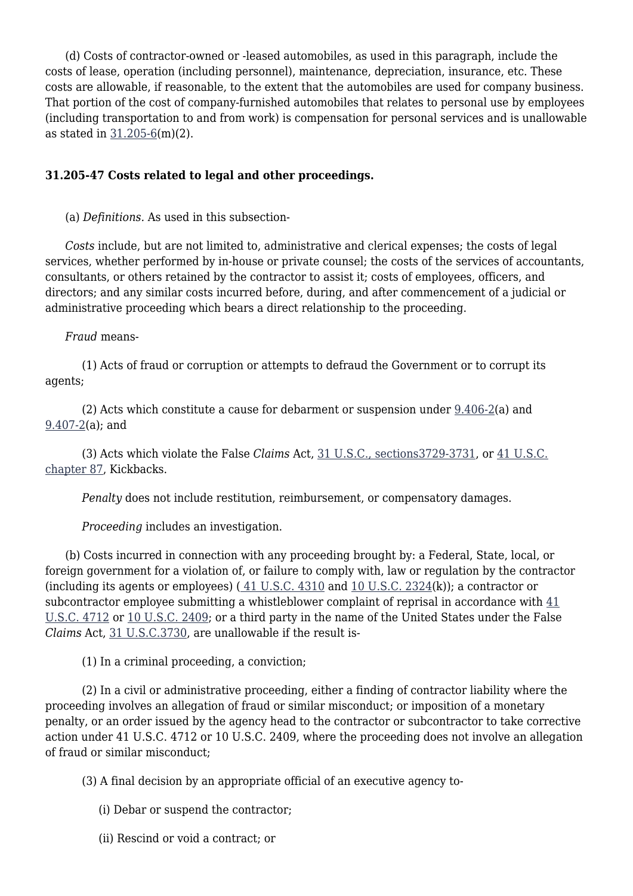(d) Costs of contractor-owned or -leased automobiles, as used in this paragraph, include the costs of lease, operation (including personnel), maintenance, depreciation, insurance, etc. These costs are allowable, if reasonable, to the extent that the automobiles are used for company business. That portion of the cost of company-furnished automobiles that relates to personal use by employees (including transportation to and from work) is compensation for personal services and is unallowable as stated in 31.205-6(m)(2).

### 31.205-47 Costs related to legal and other proceedings.

(a) *Definitions.* As used in this subsection-

*Costs* include, but are not limited to, administrative and clerical expenses; the costs of legal services, whether performed by in-house or private counsel; the costs of the services of accountants, consultants, or others retained by the contractor to assist it; costs of employees, officers, and directors; and any similar costs incurred before, during, and after commencement of a judicial or administrative proceeding which bears a direct relationship to the proceeding.

*Fraud* means-

(1) Acts of fraud or corruption or attempts to defraud the Government or to corrupt its agents;

(2) Acts which constitute a cause for debarment or suspension under 9.406-2(a) and 9.407-2(a); and

(3) Acts which violate the False *Claims* Act, 31 U.S.C., sections3729-3731, or 41 U.S.C. chapter 87, Kickbacks.

*Penalty* does not include restitution, reimbursement, or compensatory damages.

*Proceeding* includes an investigation.

(b) Costs incurred in connection with any proceeding brought by: a Federal, State, local, or foreign government for a violation of, or failure to comply with, law or regulation by the contractor (including its agents or employees) ( 41 U.S.C. 4310 and 10 U.S.C. 2324(k)); a contractor or subcontractor employee submitting a whistleblower complaint of reprisal in accordance with 41 U.S.C. 4712 or 10 U.S.C. 2409; or a third party in the name of the United States under the False *Claims* Act, 31 U.S.C.3730, are unallowable if the result is-

(1) In a criminal proceeding, a conviction;

(2) In a civil or administrative proceeding, either a finding of contractor liability where the proceeding involves an allegation of fraud or similar misconduct; or imposition of a monetary penalty, or an order issued by the agency head to the contractor or subcontractor to take corrective action under 41 U.S.C. 4712 or 10 U.S.C. 2409, where the proceeding does not involve an allegation of fraud or similar misconduct;

(3) A final decision by an appropriate official of an executive agency to-

(i) Debar or suspend the contractor;

(ii) Rescind or void a contract; or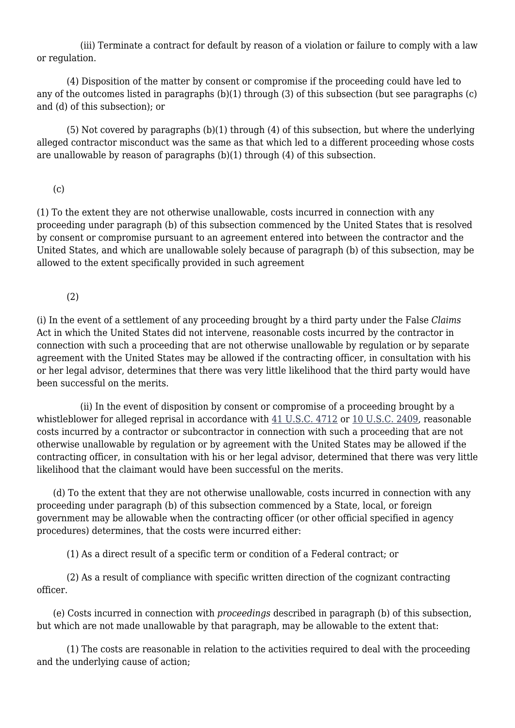(iii) Terminate a contract for default by reason of a violation or failure to comply with a law or regulation.

(4) Disposition of the matter by consent or compromise if the proceeding could have led to any of the outcomes listed in paragraphs (b)(1) through (3) of this subsection (but see paragraphs (c) and (d) of this subsection); or

(5) Not covered by paragraphs (b)(1) through (4) of this subsection, but where the underlying alleged contractor misconduct was the same as that which led to a different proceeding whose costs are unallowable by reason of paragraphs (b)(1) through (4) of this subsection.

(c)

(1) To the extent they are not otherwise unallowable, costs incurred in connection with any proceeding under paragraph (b) of this subsection commenced by the United States that is resolved by consent or compromise pursuant to an agreement entered into between the contractor and the United States, and which are unallowable solely because of paragraph (b) of this subsection, may be allowed to the extent specifically provided in such agreement

(2)

(i) In the event of a settlement of any proceeding brought by a third party under the False *Claims* Act in which the United States did not intervene, reasonable costs incurred by the contractor in connection with such a proceeding that are not otherwise unallowable by regulation or by separate agreement with the United States may be allowed if the contracting officer, in consultation with his or her legal advisor, determines that there was very little likelihood that the third party would have been successful on the merits.

(ii) In the event of disposition by consent or compromise of a proceeding brought by a whistleblower for alleged reprisal in accordance with 41 U.S.C. 4712 or 10 U.S.C. 2409, reasonable costs incurred by a contractor or subcontractor in connection with such a proceeding that are not otherwise unallowable by regulation or by agreement with the United States may be allowed if the contracting officer, in consultation with his or her legal advisor, determined that there was very little likelihood that the claimant would have been successful on the merits.

(d) To the extent that they are not otherwise unallowable, costs incurred in connection with any proceeding under paragraph (b) of this subsection commenced by a State, local, or foreign government may be allowable when the contracting officer (or other official specified in agency procedures) determines, that the costs were incurred either:

(1) As a direct result of a specific term or condition of a Federal contract; or

(2) As a result of compliance with specific written direction of the cognizant contracting officer.

(e) Costs incurred in connection with *proceedings* described in paragraph (b) of this subsection, but which are not made unallowable by that paragraph, may be allowable to the extent that:

(1) The costs are reasonable in relation to the activities required to deal with the proceeding and the underlying cause of action;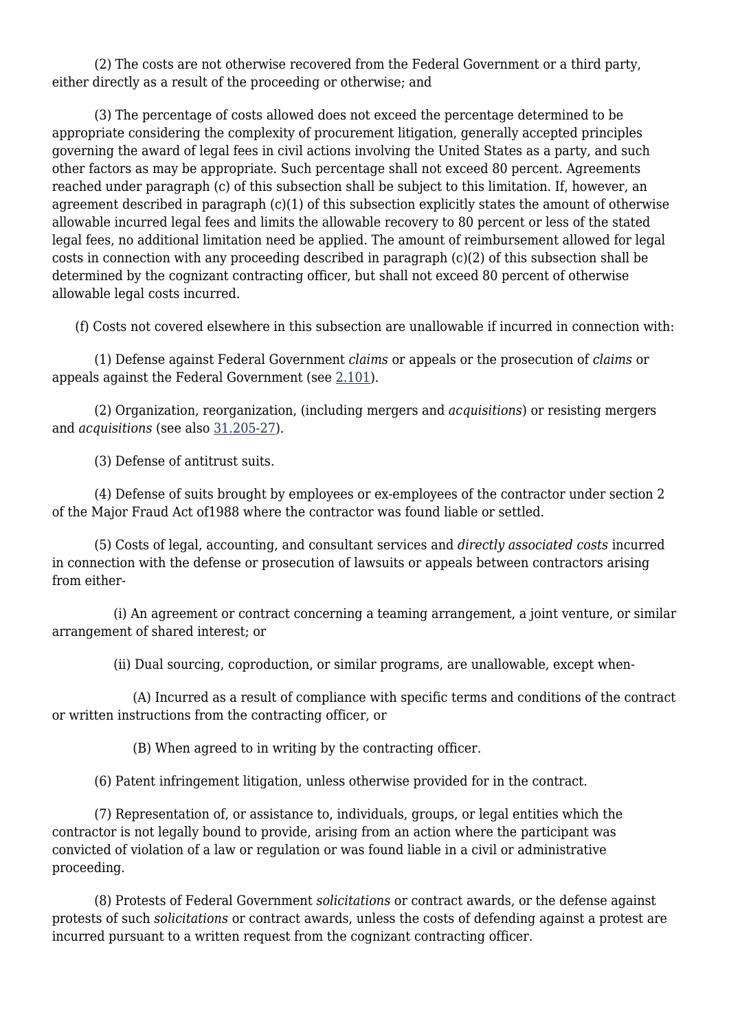(2) The costs are not otherwise recovered from the Federal Government or a third party, either directly as a result of the proceeding or otherwise; and

(3) The percentage of costs allowed does not exceed the percentage determined to be appropriate considering the complexity of procurement litigation, generally accepted principles governing the award of legal fees in civil actions involving the United States as a party, and such other factors as may be appropriate. Such percentage shall not exceed 80 percent. Agreements reached under paragraph (c) of this subsection shall be subject to this limitation. If, however, an agreement described in paragraph (c)(1) of this subsection explicitly states the amount of otherwise allowable incurred legal fees and limits the allowable recovery to 80 percent or less of the stated legal fees, no additional limitation need be applied. The amount of reimbursement allowed for legal costs in connection with any proceeding described in paragraph (c)(2) of this subsection shall be determined by the cognizant contracting officer, but shall not exceed 80 percent of otherwise allowable legal costs incurred.

(f) Costs not covered elsewhere in this subsection are unallowable if incurred in connection with:

(1) Defense against Federal Government *claims* or appeals or the prosecution of *claims* or appeals against the Federal Government (see 2.101).

(2) Organization, reorganization, (including mergers and *acquisitions*) or resisting mergers and *acquisitions* (see also 31.205-27).

(3) Defense of antitrust suits.

(4) Defense of suits brought by employees or ex-employees of the contractor under section 2 of the Major Fraud Act of1988 where the contractor was found liable or settled.

(5) Costs of legal, accounting, and consultant services and *directly associated costs* incurred in connection with the defense or prosecution of lawsuits or appeals between contractors arising from either-

(i) An agreement or contract concerning a teaming arrangement, a joint venture, or similar arrangement of shared interest; or

(ii) Dual sourcing, coproduction, or similar programs, are unallowable, except when-

(A) Incurred as a result of compliance with specific terms and conditions of the contract or written instructions from the contracting officer, or

(B) When agreed to in writing by the contracting officer.

(6) Patent infringement litigation, unless otherwise provided for in the contract.

(7) Representation of, or assistance to, individuals, groups, or legal entities which the contractor is not legally bound to provide, arising from an action where the participant was convicted of violation of a law or regulation or was found liable in a civil or administrative proceeding.

(8) Protests of Federal Government *solicitations* or contract awards, or the defense against protests of such *solicitations* or contract awards, unless the costs of defending against a protest are incurred pursuant to a written request from the cognizant contracting officer.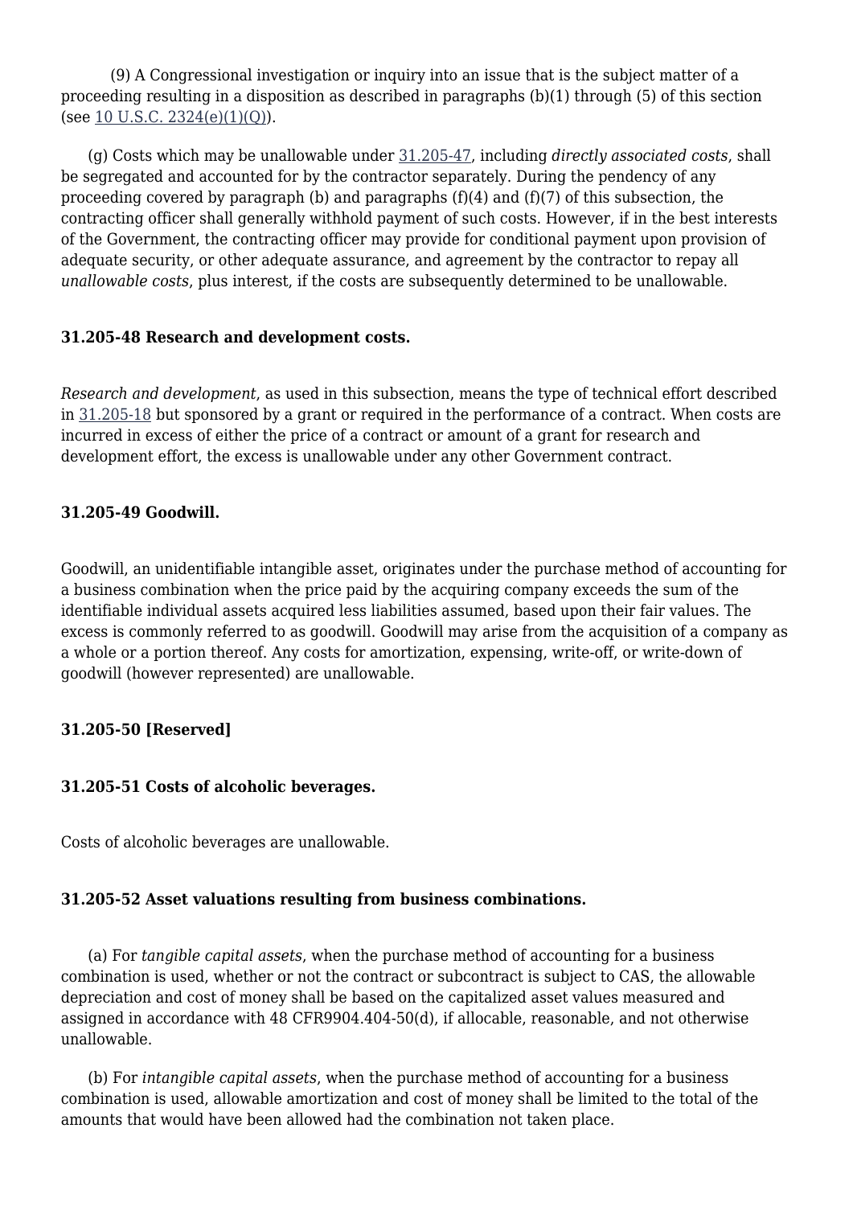(9) A Congressional investigation or inquiry into an issue that is the subject matter of a proceeding resulting in a disposition as described in paragraphs (b)(1) through (5) of this section (see 10 U.S.C. 2324(e)(1)(Q)).

(g) Costs which may be unallowable under 31.205-47, including *directly associated costs*, shall be segregated and accounted for by the contractor separately. During the pendency of any proceeding covered by paragraph (b) and paragraphs (f)(4) and (f)(7) of this subsection, the contracting officer shall generally withhold payment of such costs. However, if in the best interests of the Government, the contracting officer may provide for conditional payment upon provision of adequate security, or other adequate assurance, and agreement by the contractor to repay all *unallowable costs*, plus interest, if the costs are subsequently determined to be unallowable.

### 31.205-48 Research and development costs.

*Research and development*, as used in this subsection, means the type of technical effort described in 31.205-18 but sponsored by a grant or required in the performance of a contract. When costs are incurred in excess of either the price of a contract or amount of a grant for research and development effort, the excess is unallowable under any other Government contract.

### 31.205-49 Goodwill.

Goodwill, an unidentifiable intangible asset, originates under the purchase method of accounting for a business combination when the price paid by the acquiring company exceeds the sum of the identifiable individual assets acquired less liabilities assumed, based upon their fair values. The excess is commonly referred to as goodwill. Goodwill may arise from the acquisition of a company as a whole or a portion thereof. Any costs for amortization, expensing, write-off, or write-down of goodwill (however represented) are unallowable.

### 31.205-50 [Reserved]

### 31.205-51 Costs of alcoholic beverages.

Costs of alcoholic beverages are unallowable.

### 31.205-52 Asset valuations resulting from business combinations.

(a) For *tangible capital assets*, when the purchase method of accounting for a business combination is used, whether or not the contract or subcontract is subject to CAS, the allowable depreciation and cost of money shall be based on the capitalized asset values measured and assigned in accordance with 48 CFR9904.404-50(d), if allocable, reasonable, and not otherwise unallowable.

(b) For *intangible capital assets*, when the purchase method of accounting for a business combination is used, allowable amortization and cost of money shall be limited to the total of the amounts that would have been allowed had the combination not taken place.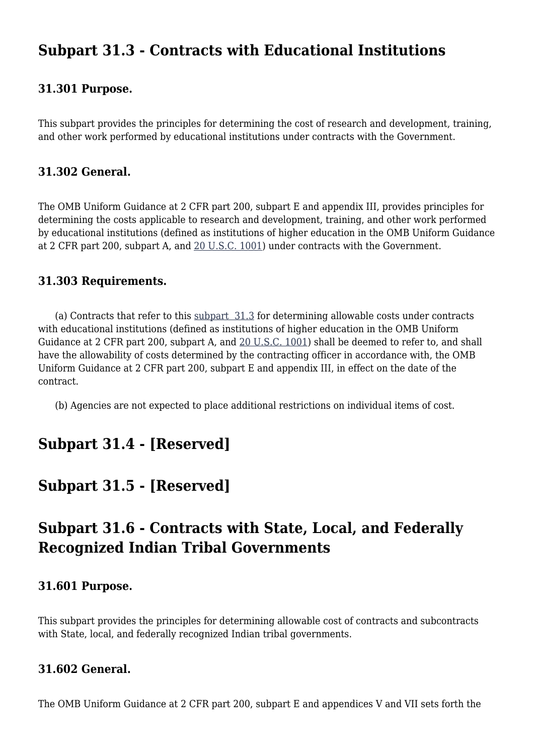## Subpart 31.3 - Contracts with Educational Institutions

### 31.301 Purpose.

This subpart provides the principles for determining the cost of research and development, training, and other work performed by educational institutions under contracts with the Government.

### 31.302 General.

The OMB Uniform Guidance at 2 CFR part 200, subpart E and appendix III, provides principles for determining the costs applicable to research and development, training, and other work performed by educational institutions (defined as institutions of higher education in the OMB Uniform Guidance at 2 CFR part 200, subpart A, and 20 U.S.C. 1001) under contracts with the Government.

### 31.303 Requirements.

(a) Contracts that refer to this subpart 31.3 for determining allowable costs under contracts with educational institutions (defined as institutions of higher education in the OMB Uniform Guidance at 2 CFR part 200, subpart A, and 20 U.S.C. 1001) shall be deemed to refer to, and shall have the allowability of costs determined by the contracting officer in accordance with, the OMB Uniform Guidance at 2 CFR part 200, subpart E and appendix III, in effect on the date of the contract.

(b) Agencies are not expected to place additional restrictions on individual items of cost.

## Subpart 31.4 - [Reserved]

## Subpart 31.5 - [Reserved]

## Subpart 31.6 - Contracts with State, Local, and Federally Recognized Indian Tribal Governments

### 31.601 Purpose.

This subpart provides the principles for determining allowable cost of contracts and subcontracts with State, local, and federally recognized Indian tribal governments.

### 31.602 General.

The OMB Uniform Guidance at 2 CFR part 200, subpart E and appendices V and VII sets forth the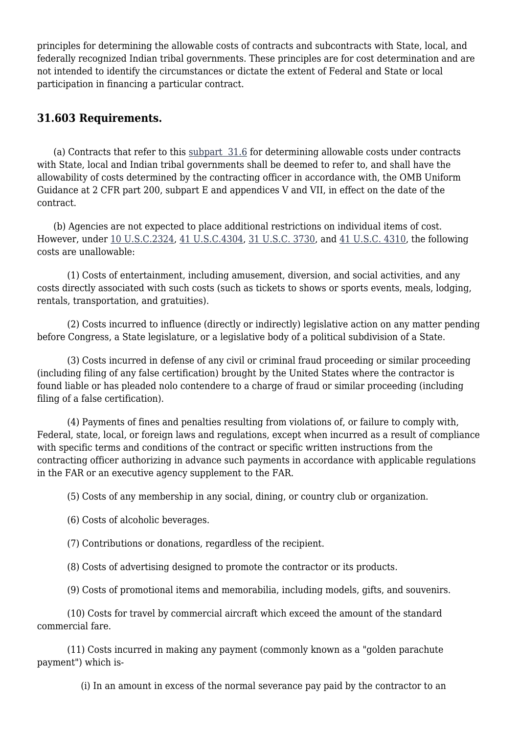principles for determining the allowable costs of contracts and subcontracts with State, local, and federally recognized Indian tribal governments. These principles are for cost determination and are not intended to identify the circumstances or dictate the extent of Federal and State or local participation in financing a particular contract.

### 31.603 Requirements.

(a) Contracts that refer to this subpart 31.6 for determining allowable costs under contracts with State, local and Indian tribal governments shall be deemed to refer to, and shall have the allowability of costs determined by the contracting officer in accordance with, the OMB Uniform Guidance at 2 CFR part 200, subpart E and appendices V and VII, in effect on the date of the contract.

(b) Agencies are not expected to place additional restrictions on individual items of cost. However, under 10 U.S.C.2324, 41 U.S.C.4304, 31 U.S.C. 3730, and 41 U.S.C. 4310, the following costs are unallowable:

(1) Costs of entertainment, including amusement, diversion, and social activities, and any costs directly associated with such costs (such as tickets to shows or sports events, meals, lodging, rentals, transportation, and gratuities).

(2) Costs incurred to influence (directly or indirectly) legislative action on any matter pending before Congress, a State legislature, or a legislative body of a political subdivision of a State.

(3) Costs incurred in defense of any civil or criminal fraud proceeding or similar proceeding (including filing of any false certification) brought by the United States where the contractor is found liable or has pleaded nolo contendere to a charge of fraud or similar proceeding (including filing of a false certification).

(4) Payments of fines and penalties resulting from violations of, or failure to comply with, Federal, state, local, or foreign laws and regulations, except when incurred as a result of compliance with specific terms and conditions of the contract or specific written instructions from the contracting officer authorizing in advance such payments in accordance with applicable regulations in the FAR or an executive agency supplement to the FAR.

(5) Costs of any membership in any social, dining, or country club or organization.

(6) Costs of alcoholic beverages.

(7) Contributions or donations, regardless of the recipient.

(8) Costs of advertising designed to promote the contractor or its products.

(9) Costs of promotional items and memorabilia, including models, gifts, and souvenirs.

(10) Costs for travel by commercial aircraft which exceed the amount of the standard commercial fare.

(11) Costs incurred in making any payment (commonly known as a "golden parachute payment") which is-

(i) In an amount in excess of the normal severance pay paid by the contractor to an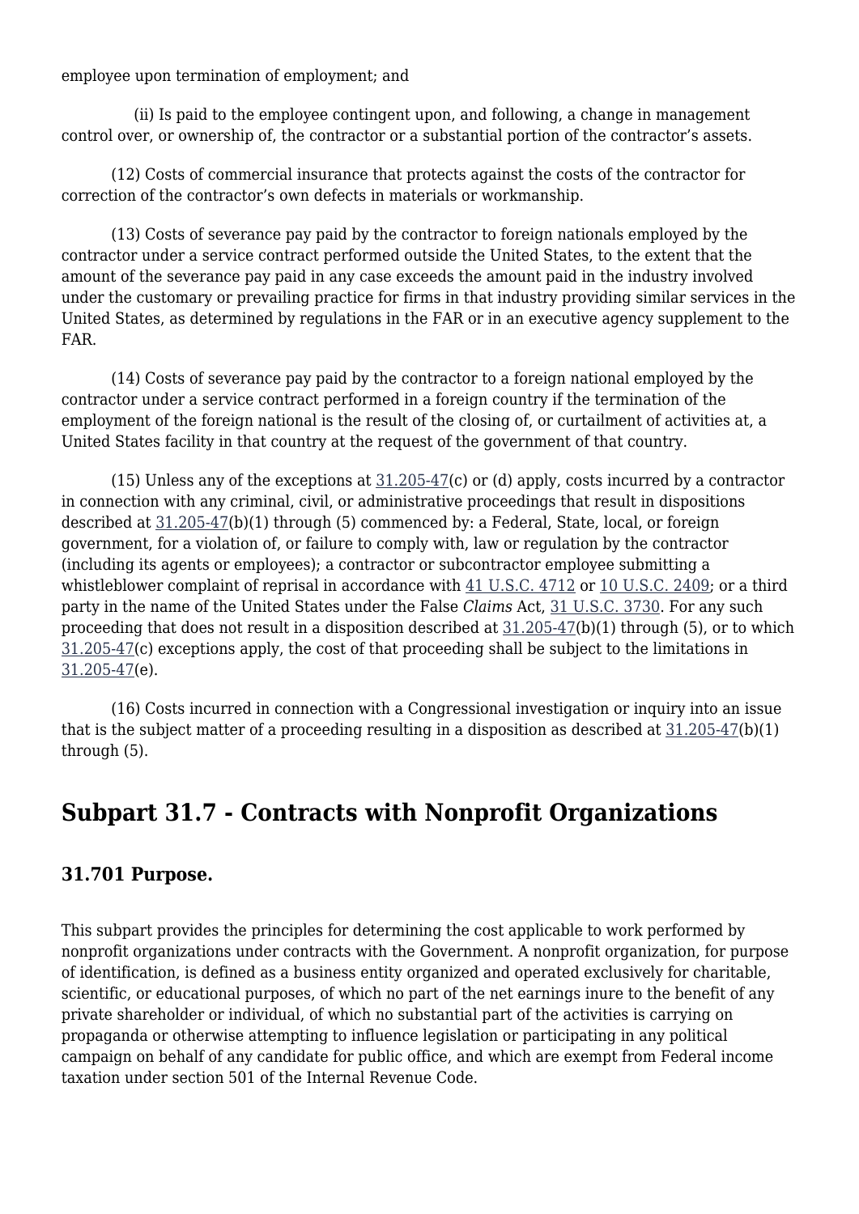employee upon termination of employment; and

(ii) Is paid to the employee contingent upon, and following, a change in management control over, or ownership of, the contractor or a substantial portion of the contractor's assets.

(12) Costs of commercial insurance that protects against the costs of the contractor for correction of the contractor's own defects in materials or workmanship.

(13) Costs of severance pay paid by the contractor to foreign nationals employed by the contractor under a service contract performed outside the United States, to the extent that the amount of the severance pay paid in any case exceeds the amount paid in the industry involved under the customary or prevailing practice for firms in that industry providing similar services in the United States, as determined by regulations in the FAR or in an executive agency supplement to the FAR.

(14) Costs of severance pay paid by the contractor to a foreign national employed by the contractor under a service contract performed in a foreign country if the termination of the employment of the foreign national is the result of the closing of, or curtailment of activities at, a United States facility in that country at the request of the government of that country.

(15) Unless any of the exceptions at 31.205-47(c) or (d) apply, costs incurred by a contractor in connection with any criminal, civil, or administrative proceedings that result in dispositions described at 31.205-47(b)(1) through (5) commenced by: a Federal, State, local, or foreign government, for a violation of, or failure to comply with, law or regulation by the contractor (including its agents or employees); a contractor or subcontractor employee submitting a whistleblower complaint of reprisal in accordance with 41 U.S.C. 4712 or 10 U.S.C. 2409; or a third party in the name of the United States under the False *Claims* Act, 31 U.S.C. 3730. For any such proceeding that does not result in a disposition described at 31.205-47(b)(1) through (5), or to which 31.205-47(c) exceptions apply, the cost of that proceeding shall be subject to the limitations in 31.205-47(e).

(16) Costs incurred in connection with a Congressional investigation or inquiry into an issue that is the subject matter of a proceeding resulting in a disposition as described at 31.205-47(b)(1) through (5).

## Subpart 31.7 - Contracts with Nonprofit Organizations

### 31.701 Purpose.

This subpart provides the principles for determining the cost applicable to work performed by nonprofit organizations under contracts with the Government. A nonprofit organization, for purpose of identification, is defined as a business entity organized and operated exclusively for charitable, scientific, or educational purposes, of which no part of the net earnings inure to the benefit of any private shareholder or individual, of which no substantial part of the activities is carrying on propaganda or otherwise attempting to influence legislation or participating in any political campaign on behalf of any candidate for public office, and which are exempt from Federal income taxation under section 501 of the Internal Revenue Code.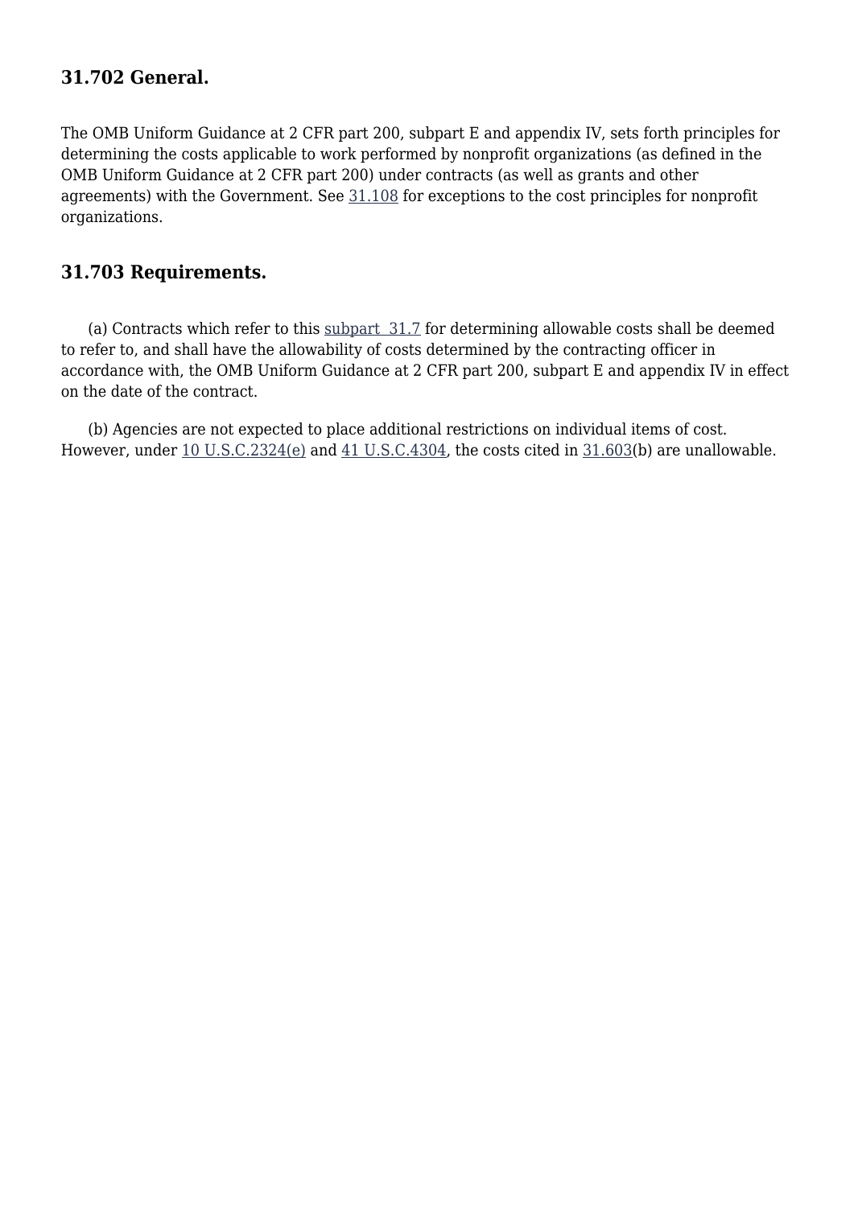## 31.702 General.

The OMB Uniform Guidance at 2 CFR part 200, subpart E and appendix IV, sets forth principles for determining the costs applicable to work performed by nonprofit organizations (as defined in the OMB Uniform Guidance at 2 CFR part 200) under contracts (as well as grants and other agreements) with the Government. See 31.108 for exceptions to the cost principles for nonprofit organizations.

## 31.703 Requirements.

(a) Contracts which refer to this subpart 31.7 for determining allowable costs shall be deemed to refer to, and shall have the allowability of costs determined by the contracting officer in accordance with, the OMB Uniform Guidance at 2 CFR part 200, subpart E and appendix IV in effect on the date of the contract.

(b) Agencies are not expected to place additional restrictions on individual items of cost. However, under 10 U.S.C.2324(e) and 41 U.S.C.4304, the costs cited in 31.603(b) are unallowable.